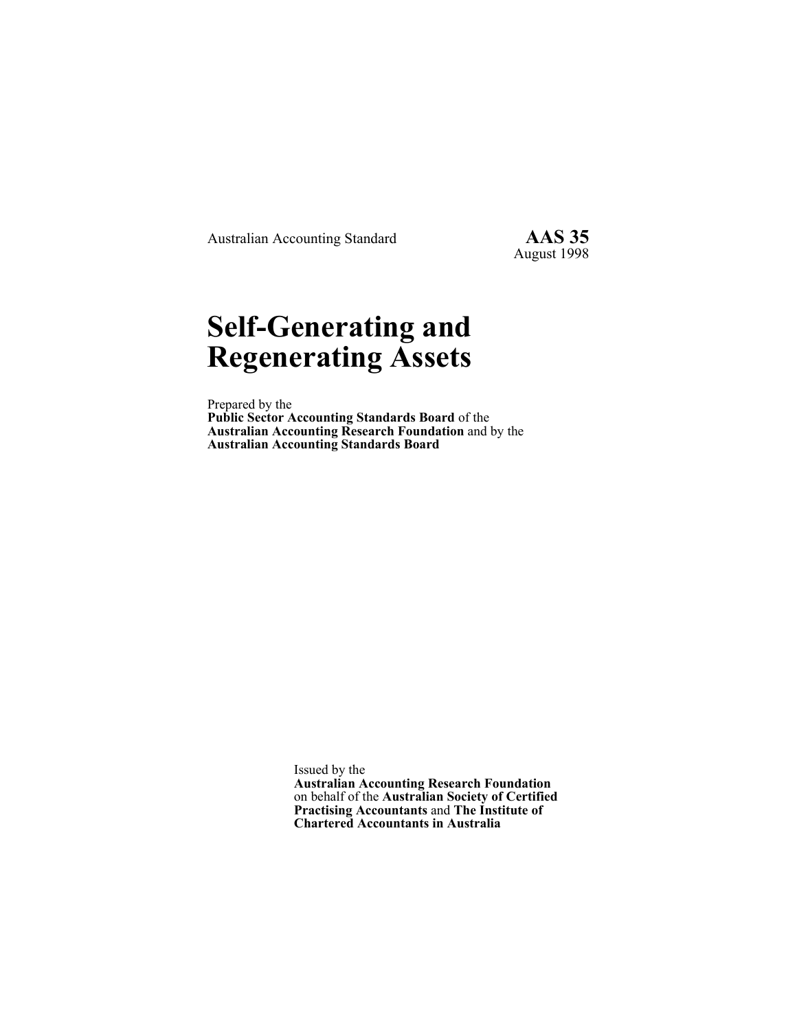Australian Accounting Standard **AAS 35**
August 1998

# Self-Generating and Regenerating Assets

Prepared by the
**Public Sector Accounting Standards Board** of the
**Australian Accounting Research Foundation** and by the
**Australian Accounting Standards Board**

Issued by the
**Australian Accounting Research Foundation**
on behalf of the **Australian Society of Certified Practising Accountants** and **The Institute of Chartered Accountants in Australia**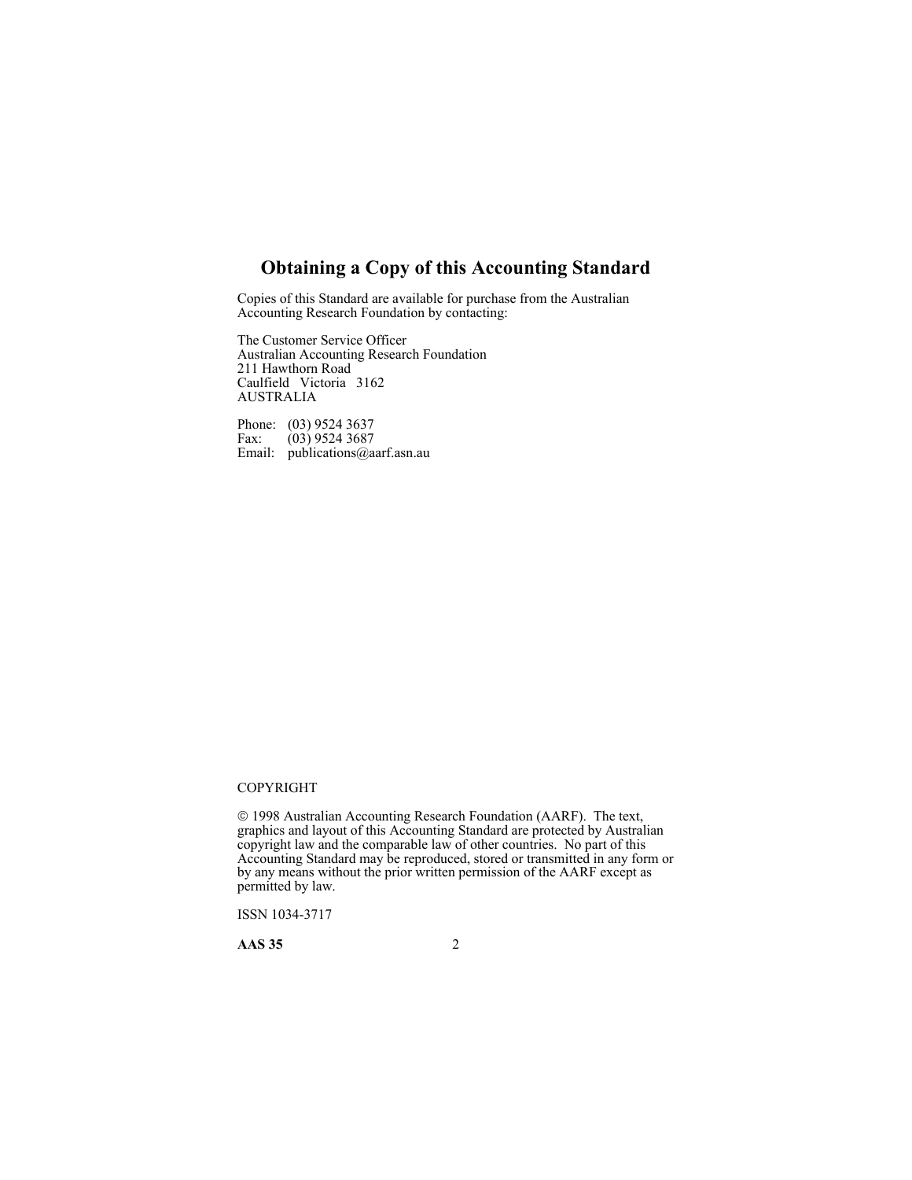## Obtaining a Copy of this Accounting Standard

Copies of this Standard are available for purchase from the Australian Accounting Research Foundation by contacting:

The Customer Service Officer
Australian Accounting Research Foundation
211 Hawthorn Road
Caulfield Victoria 3162
AUSTRALIA

Phone: (03) 9524 3637
Fax: (03) 9524 3687
Email: publications@aarf.asn.au

COPYRIGHT

© 1998 Australian Accounting Research Foundation (AARF). The text, graphics and layout of this Accounting Standard are protected by Australian copyright law and the comparable law of other countries. No part of this Accounting Standard may be reproduced, stored or transmitted in any form or by any means without the prior written permission of the AARF except as permitted by law.

ISSN 1034-3717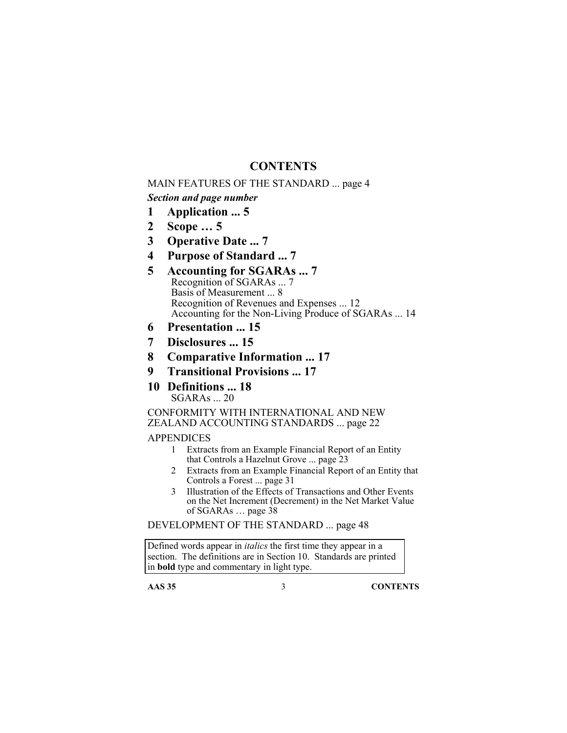# CONTENTS

MAIN FEATURES OF THE STANDARD ... page 4

***Section and page number***

**1 Application ... 5**

**2 Scope … 5**

**3 Operative Date ... 7**

**4 Purpose of Standard ... 7**

**5 Accounting for SGARAs ... 7**

Recognition of SGARAs ... 7
Basis of Measurement ... 8
Recognition of Revenues and Expenses ... 12
Accounting for the Non-Living Produce of SGARAs ... 14

**6 Presentation ... 15**

**7 Disclosures ... 15**

**8 Comparative Information ... 17**

**9 Transitional Provisions ... 17**

**10 Definitions ... 18**

SGARAs ... 20

CONFORMITY WITH INTERNATIONAL AND NEW ZEALAND ACCOUNTING STANDARDS ... page 22

APPENDICES

1. Extracts from an Example Financial Report of an Entity that Controls a Hazelnut Grove ... page 23
2. Extracts from an Example Financial Report of an Entity that Controls a Forest ... page 31
3. Illustration of the Effects of Transactions and Other Events on the Net Increment (Decrement) in the Net Market Value of SGARAs … page 38

DEVELOPMENT OF THE STANDARD ... page 48

Defined words appear in *italics* the first time they appear in a section. The definitions are in Section 10. Standards are printed in **bold** type and commentary in light type.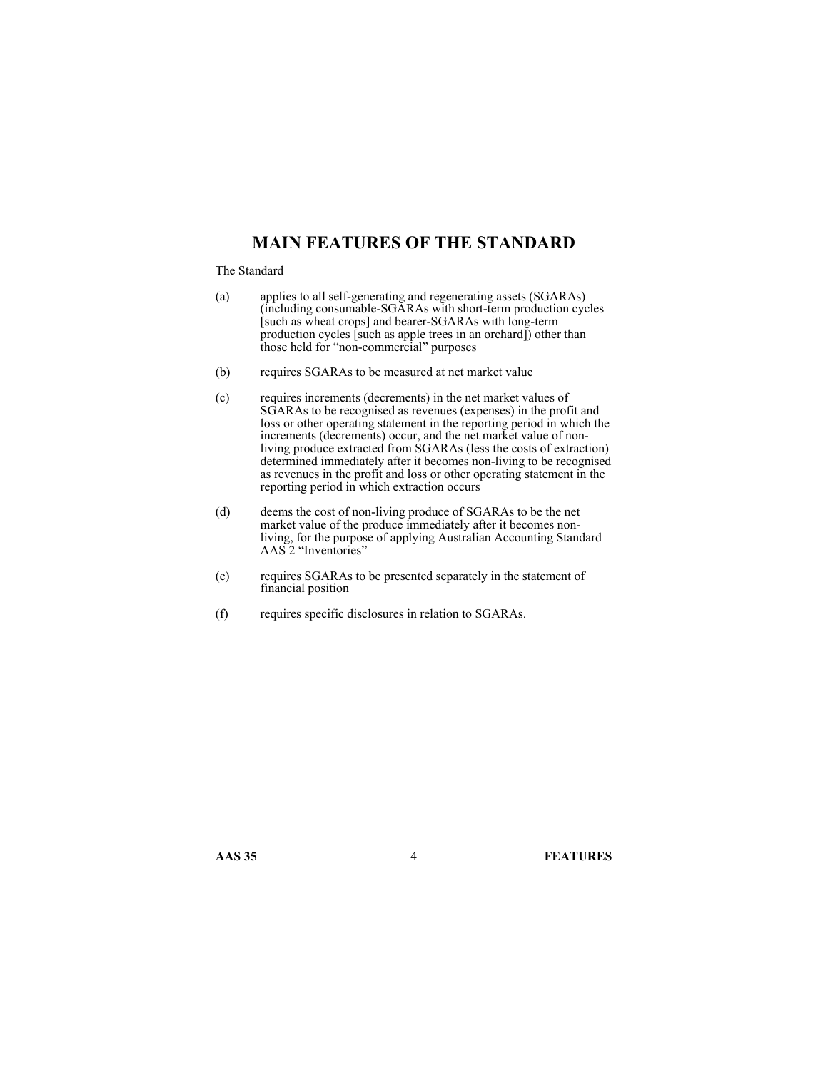# MAIN FEATURES OF THE STANDARD

The Standard

(a) applies to all self-generating and regenerating assets (SGARAs) (including consumable-SGARAs with short-term production cycles [such as wheat crops] and bearer-SGARAs with long-term production cycles [such as apple trees in an orchard]) other than those held for "non-commercial" purposes

(b) requires SGARAs to be measured at net market value

(c) requires increments (decrements) in the net market values of SGARAs to be recognised as revenues (expenses) in the profit and loss or other operating statement in the reporting period in which the increments (decrements) occur, and the net market value of non-living produce extracted from SGARAs (less the costs of extraction) determined immediately after it becomes non-living to be recognised as revenues in the profit and loss or other operating statement in the reporting period in which extraction occurs

(d) deems the cost of non-living produce of SGARAs to be the net market value of the produce immediately after it becomes non-living, for the purpose of applying Australian Accounting Standard AAS 2 "Inventories"

(e) requires SGARAs to be presented separately in the statement of financial position

(f) requires specific disclosures in relation to SGARAs.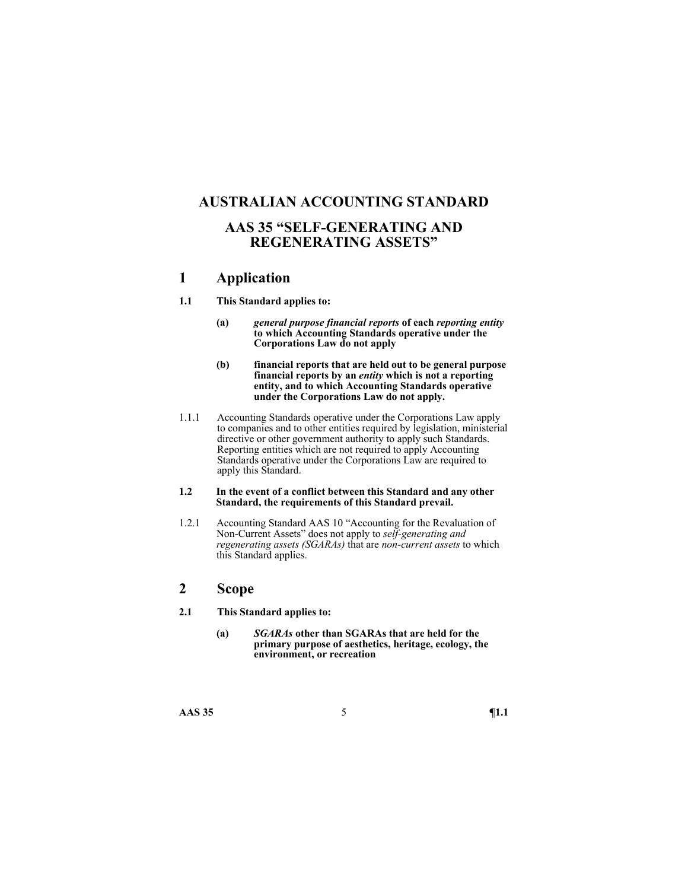# AUSTRALIAN ACCOUNTING STANDARD

# AAS 35 "SELF-GENERATING AND REGENERATING ASSETS"

## 1 Application

**1.1 This Standard applies to:**

> **(a)** ***general purpose financial reports*** **of each** ***reporting entity*** **to which Accounting Standards operative under the Corporations Law do not apply**
>
> **(b) financial reports that are held out to be general purpose financial reports by an** ***entity*** **which is not a reporting entity, and to which Accounting Standards operative under the Corporations Law do not apply.**

1.1.1 Accounting Standards operative under the Corporations Law apply to companies and to other entities required by legislation, ministerial directive or other government authority to apply such Standards. Reporting entities which are not required to apply Accounting Standards operative under the Corporations Law are required to apply this Standard.

**1.2 In the event of a conflict between this Standard and any other Standard, the requirements of this Standard prevail.**

1.2.1 Accounting Standard AAS 10 "Accounting for the Revaluation of Non-Current Assets" does not apply to *self-generating and regenerating assets (SGARAs)* that are *non-current assets* to which this Standard applies.

## 2 Scope

**2.1 This Standard applies to:**

> **(a)** ***SGARAs*** **other than SGARAs that are held for the primary purpose of aesthetics, heritage, ecology, the environment, or recreation**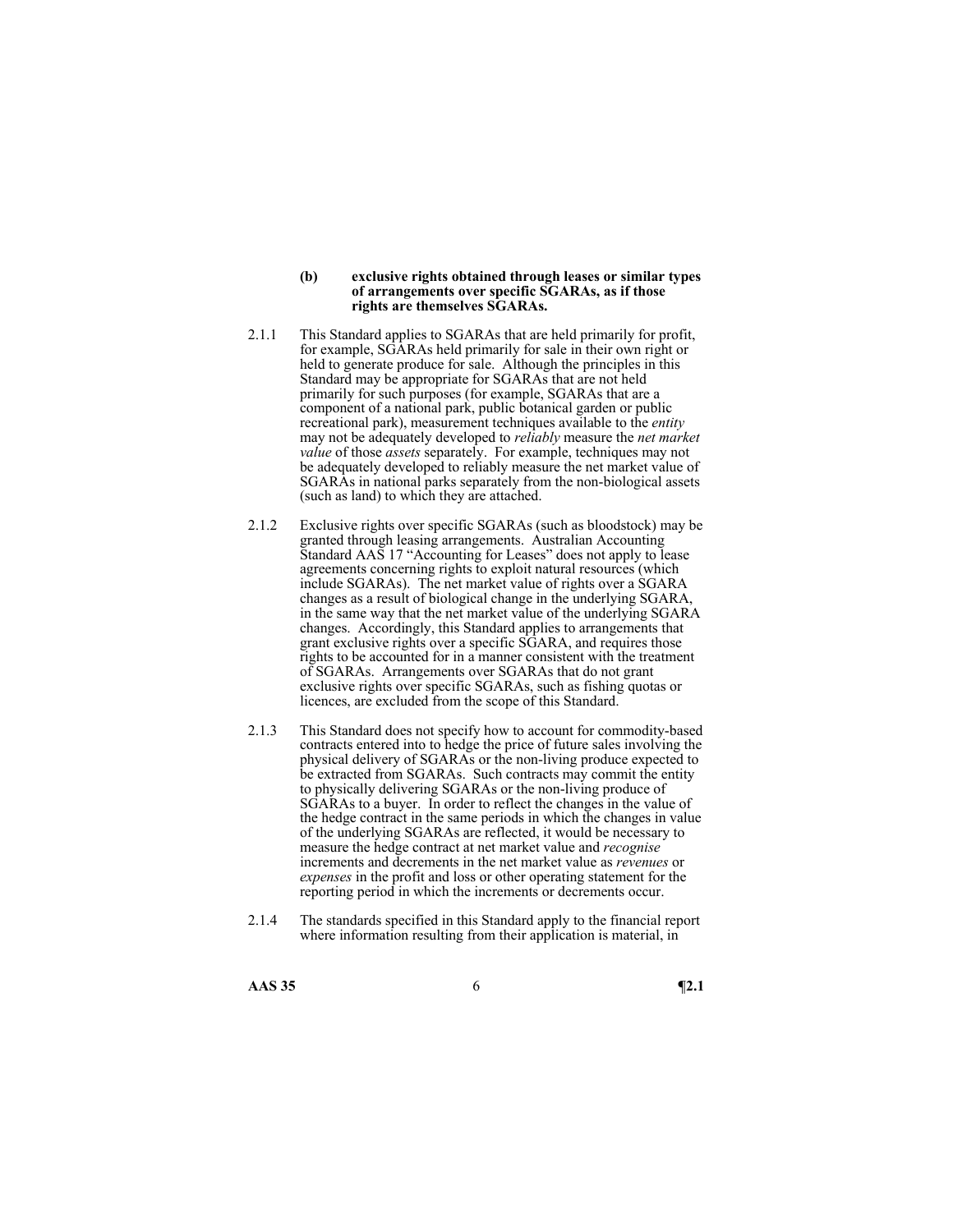**(b) exclusive rights obtained through leases or similar types of arrangements over specific SGARAs, as if those rights are themselves SGARAs.**

2.1.1 This Standard applies to SGARAs that are held primarily for profit, for example, SGARAs held primarily for sale in their own right or held to generate produce for sale. Although the principles in this Standard may be appropriate for SGARAs that are not held primarily for such purposes (for example, SGARAs that are a component of a national park, public botanical garden or public recreational park), measurement techniques available to the *entity* may not be adequately developed to *reliably* measure the *net market value* of those *assets* separately. For example, techniques may not be adequately developed to reliably measure the net market value of SGARAs in national parks separately from the non-biological assets (such as land) to which they are attached.

2.1.2 Exclusive rights over specific SGARAs (such as bloodstock) may be granted through leasing arrangements. Australian Accounting Standard AAS 17 "Accounting for Leases" does not apply to lease agreements concerning rights to exploit natural resources (which include SGARAs). The net market value of rights over a SGARA changes as a result of biological change in the underlying SGARA, in the same way that the net market value of the underlying SGARA changes. Accordingly, this Standard applies to arrangements that grant exclusive rights over a specific SGARA, and requires those rights to be accounted for in a manner consistent with the treatment of SGARAs. Arrangements over SGARAs that do not grant exclusive rights over specific SGARAs, such as fishing quotas or licences, are excluded from the scope of this Standard.

2.1.3 This Standard does not specify how to account for commodity-based contracts entered into to hedge the price of future sales involving the physical delivery of SGARAs or the non-living produce expected to be extracted from SGARAs. Such contracts may commit the entity to physically delivering SGARAs or the non-living produce of SGARAs to a buyer. In order to reflect the changes in the value of the hedge contract in the same periods in which the changes in value of the underlying SGARAs are reflected, it would be necessary to measure the hedge contract at net market value and *recognise* increments and decrements in the net market value as *revenues* or *expenses* in the profit and loss or other operating statement for the reporting period in which the increments or decrements occur.

2.1.4 The standards specified in this Standard apply to the financial report where information resulting from their application is material, in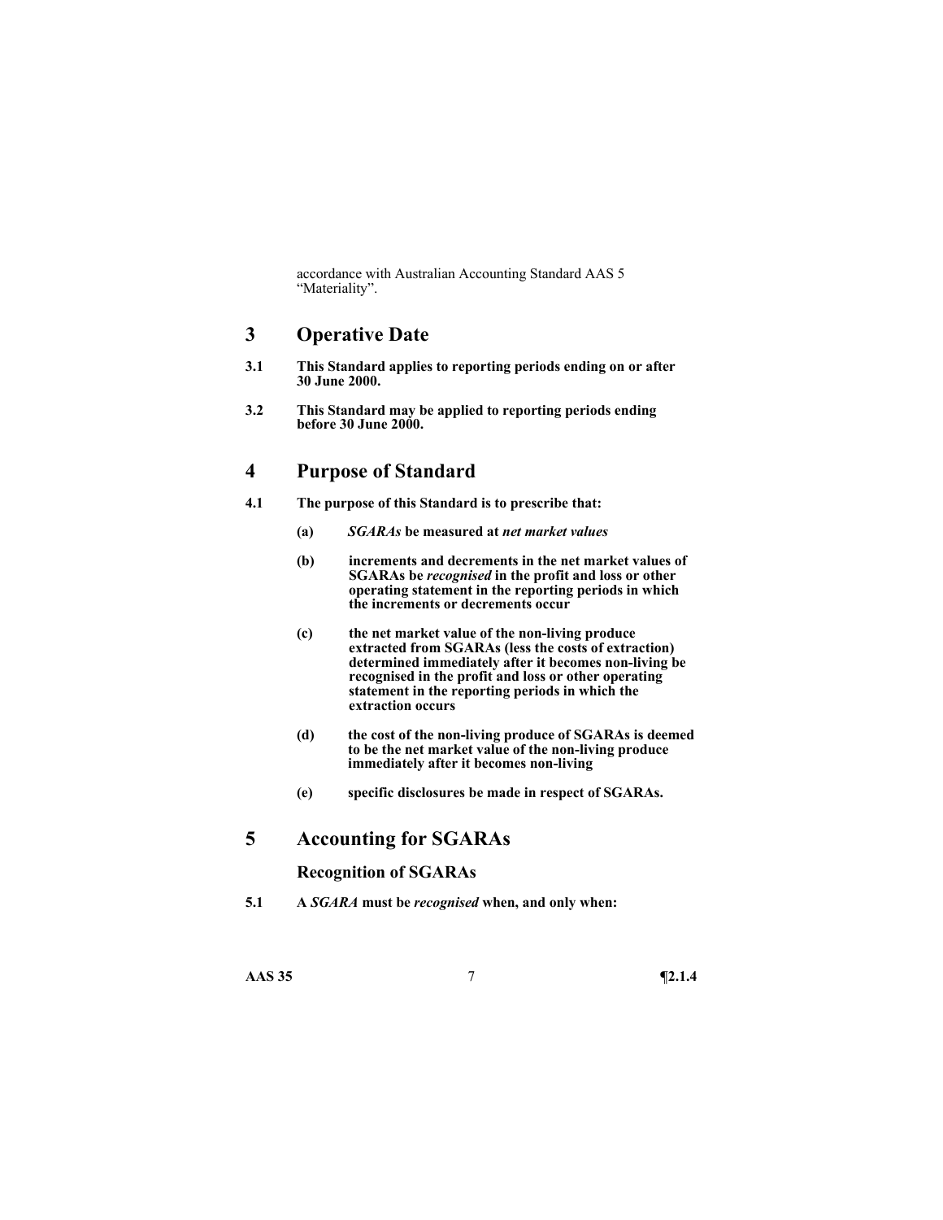accordance with Australian Accounting Standard AAS 5 "Materiality".

## 3 Operative Date

**3.1 This Standard applies to reporting periods ending on or after 30 June 2000.**

**3.2 This Standard may be applied to reporting periods ending before 30 June 2000.**

## 4 Purpose of Standard

**4.1 The purpose of this Standard is to prescribe that:**

**(a) *SGARAs* be measured at *net market values***

**(b) increments and decrements in the net market values of SGARAs be *recognised* in the profit and loss or other operating statement in the reporting periods in which the increments or decrements occur**

**(c) the net market value of the non-living produce extracted from SGARAs (less the costs of extraction) determined immediately after it becomes non-living be recognised in the profit and loss or other operating statement in the reporting periods in which the extraction occurs**

**(d) the cost of the non-living produce of SGARAs is deemed to be the net market value of the non-living produce immediately after it becomes non-living**

**(e) specific disclosures be made in respect of SGARAs.**

## 5 Accounting for SGARAs

### Recognition of SGARAs

**5.1 A *SGARA* must be *recognised* when, and only when:**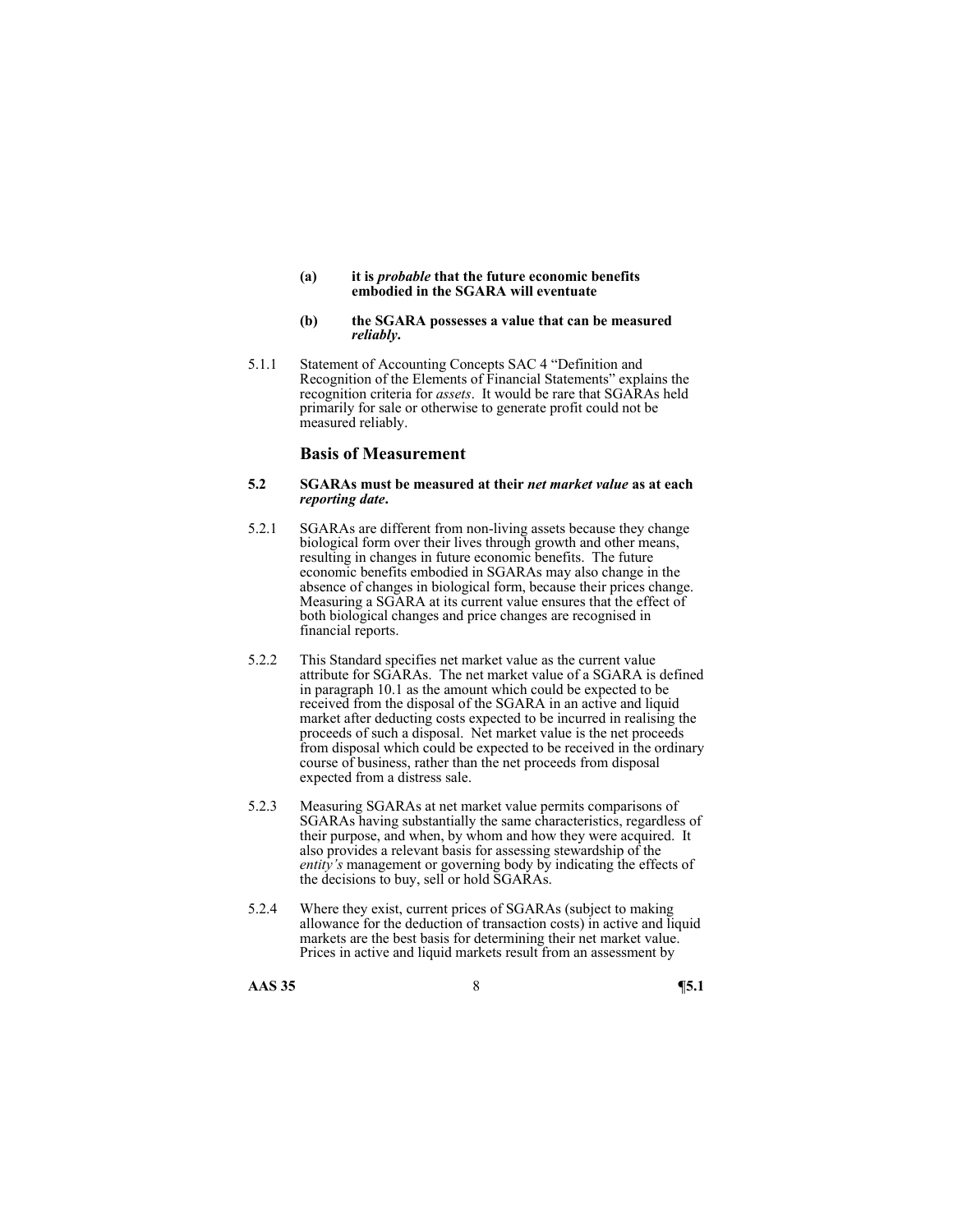**(a) it is *probable* that the future economic benefits embodied in the SGARA will eventuate**

**(b) the SGARA possesses a value that can be measured *reliably*.**

5.1.1 Statement of Accounting Concepts SAC 4 "Definition and Recognition of the Elements of Financial Statements" explains the recognition criteria for *assets*. It would be rare that SGARAs held primarily for sale or otherwise to generate profit could not be measured reliably.

### Basis of Measurement

**5.2 SGARAs must be measured at their *net market value* as at each *reporting date*.**

5.2.1 SGARAs are different from non-living assets because they change biological form over their lives through growth and other means, resulting in changes in future economic benefits. The future economic benefits embodied in SGARAs may also change in the absence of changes in biological form, because their prices change. Measuring a SGARA at its current value ensures that the effect of both biological changes and price changes are recognised in financial reports.

5.2.2 This Standard specifies net market value as the current value attribute for SGARAs. The net market value of a SGARA is defined in paragraph 10.1 as the amount which could be expected to be received from the disposal of the SGARA in an active and liquid market after deducting costs expected to be incurred in realising the proceeds of such a disposal. Net market value is the net proceeds from disposal which could be expected to be received in the ordinary course of business, rather than the net proceeds from disposal expected from a distress sale.

5.2.3 Measuring SGARAs at net market value permits comparisons of SGARAs having substantially the same characteristics, regardless of their purpose, and when, by whom and how they were acquired. It also provides a relevant basis for assessing stewardship of the *entity's* management or governing body by indicating the effects of the decisions to buy, sell or hold SGARAs.

5.2.4 Where they exist, current prices of SGARAs (subject to making allowance for the deduction of transaction costs) in active and liquid markets are the best basis for determining their net market value. Prices in active and liquid markets result from an assessment by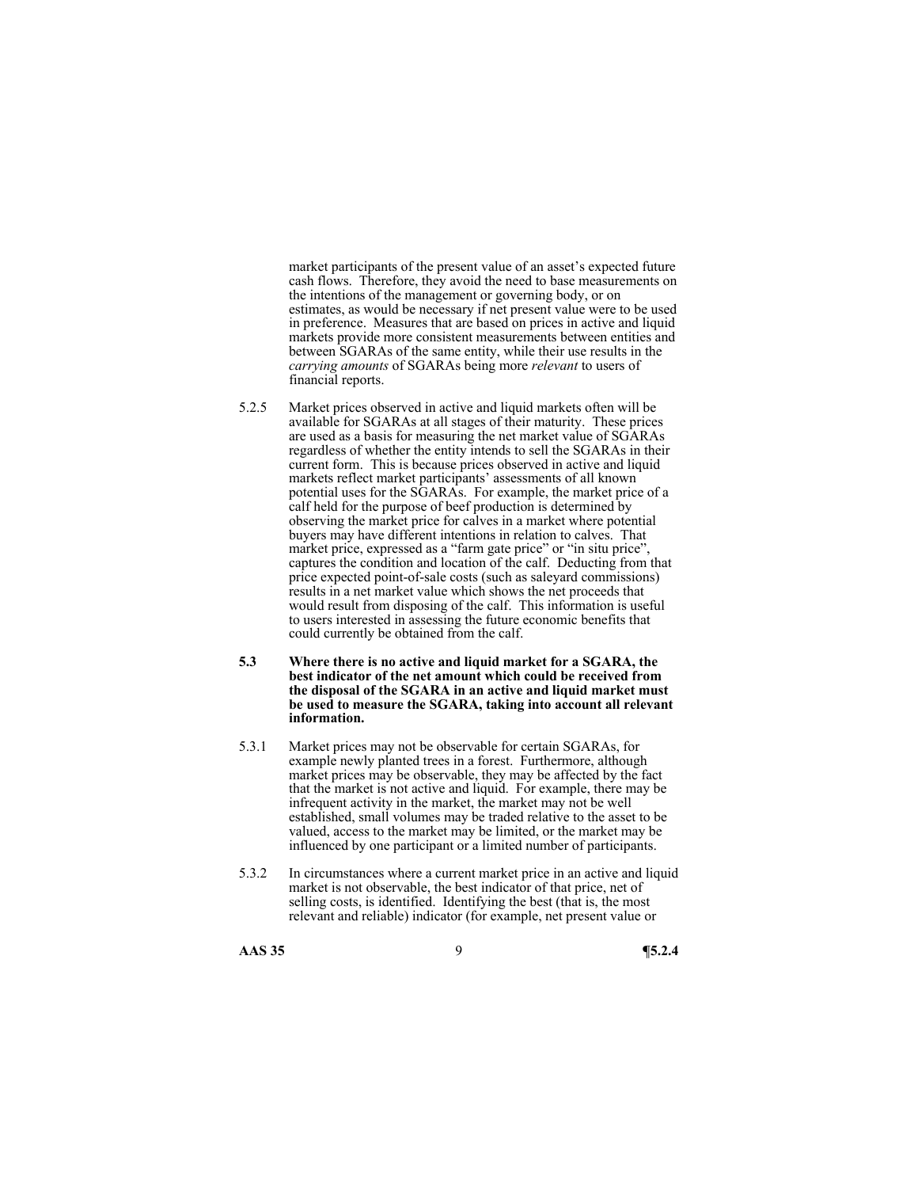market participants of the present value of an asset's expected future cash flows. Therefore, they avoid the need to base measurements on the intentions of the management or governing body, or on estimates, as would be necessary if net present value were to be used in preference. Measures that are based on prices in active and liquid markets provide more consistent measurements between entities and between SGARAs of the same entity, while their use results in the *carrying amounts* of SGARAs being more *relevant* to users of financial reports.

5.2.5 Market prices observed in active and liquid markets often will be available for SGARAs at all stages of their maturity. These prices are used as a basis for measuring the net market value of SGARAs regardless of whether the entity intends to sell the SGARAs in their current form. This is because prices observed in active and liquid markets reflect market participants' assessments of all known potential uses for the SGARAs. For example, the market price of a calf held for the purpose of beef production is determined by observing the market price for calves in a market where potential buyers may have different intentions in relation to calves. That market price, expressed as a "farm gate price" or "in situ price", captures the condition and location of the calf. Deducting from that price expected point-of-sale costs (such as saleyard commissions) results in a net market value which shows the net proceeds that would result from disposing of the calf. This information is useful to users interested in assessing the future economic benefits that could currently be obtained from the calf.

**5.3 Where there is no active and liquid market for a SGARA, the best indicator of the net amount which could be received from the disposal of the SGARA in an active and liquid market must be used to measure the SGARA, taking into account all relevant information.**

5.3.1 Market prices may not be observable for certain SGARAs, for example newly planted trees in a forest. Furthermore, although market prices may be observable, they may be affected by the fact that the market is not active and liquid. For example, there may be infrequent activity in the market, the market may not be well established, small volumes may be traded relative to the asset to be valued, access to the market may be limited, or the market may be influenced by one participant or a limited number of participants.

5.3.2 In circumstances where a current market price in an active and liquid market is not observable, the best indicator of that price, net of selling costs, is identified. Identifying the best (that is, the most relevant and reliable) indicator (for example, net present value or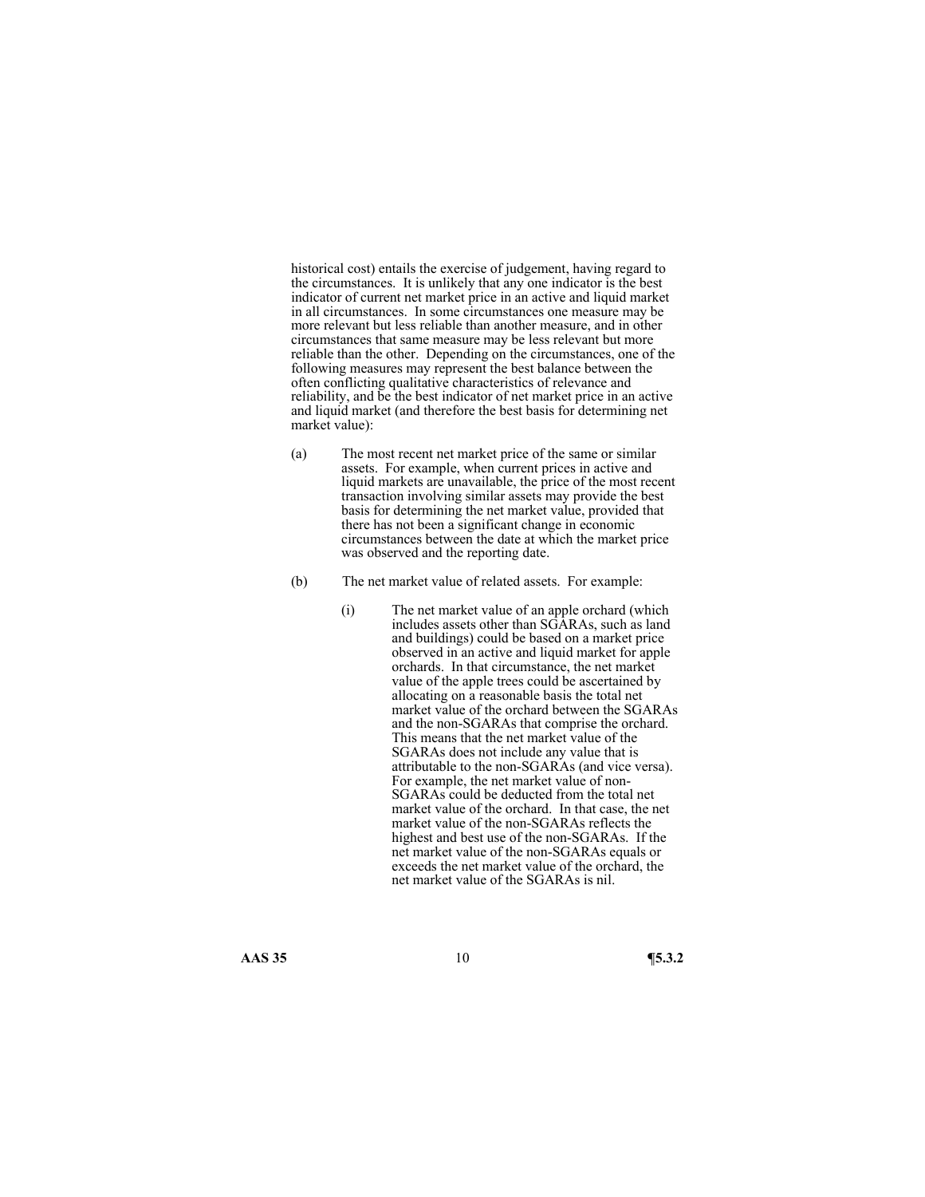historical cost) entails the exercise of judgement, having regard to the circumstances. It is unlikely that any one indicator is the best indicator of current net market price in an active and liquid market in all circumstances. In some circumstances one measure may be more relevant but less reliable than another measure, and in other circumstances that same measure may be less relevant but more reliable than the other. Depending on the circumstances, one of the following measures may represent the best balance between the often conflicting qualitative characteristics of relevance and reliability, and be the best indicator of net market price in an active and liquid market (and therefore the best basis for determining net market value):

(a) The most recent net market price of the same or similar assets. For example, when current prices in active and liquid markets are unavailable, the price of the most recent transaction involving similar assets may provide the best basis for determining the net market value, provided that there has not been a significant change in economic circumstances between the date at which the market price was observed and the reporting date.

(b) The net market value of related assets. For example:

   (i) The net market value of an apple orchard (which includes assets other than SGARAs, such as land and buildings) could be based on a market price observed in an active and liquid market for apple orchards. In that circumstance, the net market value of the apple trees could be ascertained by allocating on a reasonable basis the total net market value of the orchard between the SGARAs and the non-SGARAs that comprise the orchard. This means that the net market value of the SGARAs does not include any value that is attributable to the non-SGARAs (and vice versa). For example, the net market value of non-SGARAs could be deducted from the total net market value of the orchard. In that case, the net market value of the non-SGARAs reflects the highest and best use of the non-SGARAs. If the net market value of the non-SGARAs equals or exceeds the net market value of the orchard, the net market value of the SGARAs is nil.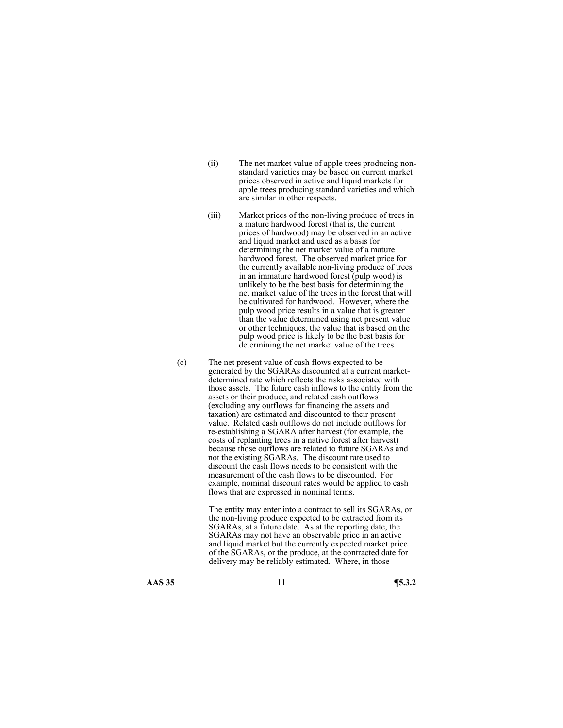(ii) The net market value of apple trees producing non-standard varieties may be based on current market prices observed in active and liquid markets for apple trees producing standard varieties and which are similar in other respects.

(iii) Market prices of the non-living produce of trees in a mature hardwood forest (that is, the current prices of hardwood) may be observed in an active and liquid market and used as a basis for determining the net market value of a mature hardwood forest. The observed market price for the currently available non-living produce of trees in an immature hardwood forest (pulp wood) is unlikely to be the best basis for determining the net market value of the trees in the forest that will be cultivated for hardwood. However, where the pulp wood price results in a value that is greater than the value determined using net present value or other techniques, the value that is based on the pulp wood price is likely to be the best basis for determining the net market value of the trees.

(c) The net present value of cash flows expected to be generated by the SGARAs discounted at a current market-determined rate which reflects the risks associated with those assets. The future cash inflows to the entity from the assets or their produce, and related cash outflows (excluding any outflows for financing the assets and taxation) are estimated and discounted to their present value. Related cash outflows do not include outflows for re-establishing a SGARA after harvest (for example, the costs of replanting trees in a native forest after harvest) because those outflows are related to future SGARAs and not the existing SGARAs. The discount rate used to discount the cash flows needs to be consistent with the measurement of the cash flows to be discounted. For example, nominal discount rates would be applied to cash flows that are expressed in nominal terms.

The entity may enter into a contract to sell its SGARAs, or the non-living produce expected to be extracted from its SGARAs, at a future date. As at the reporting date, the SGARAs may not have an observable price in an active and liquid market but the currently expected market price of the SGARAs, or the produce, at the contracted date for delivery may be reliably estimated. Where, in those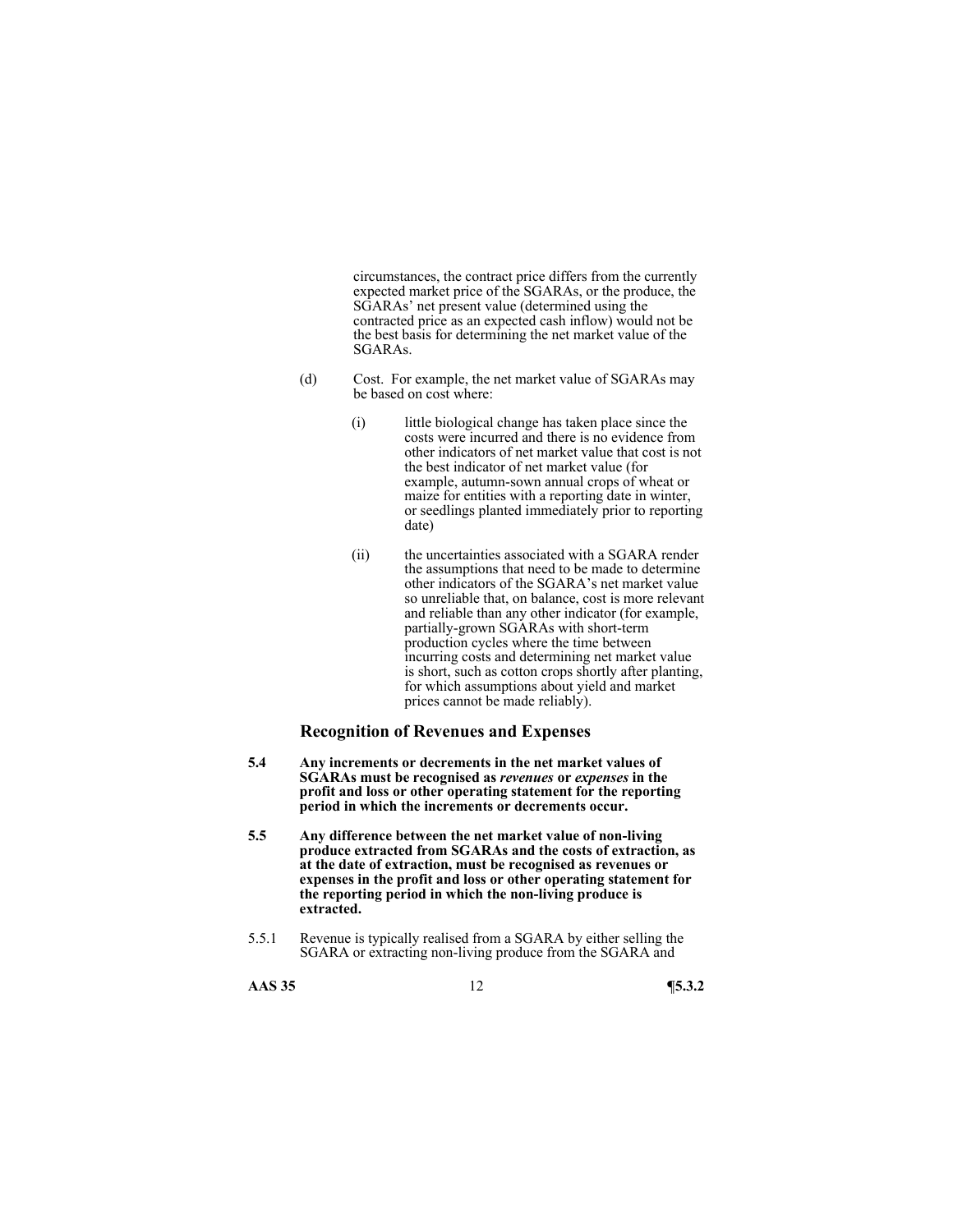circumstances, the contract price differs from the currently expected market price of the SGARAs, or the produce, the SGARAs' net present value (determined using the contracted price as an expected cash inflow) would not be the best basis for determining the net market value of the SGARAs.

(d) Cost. For example, the net market value of SGARAs may be based on cost where:

(i) little biological change has taken place since the costs were incurred and there is no evidence from other indicators of net market value that cost is not the best indicator of net market value (for example, autumn-sown annual crops of wheat or maize for entities with a reporting date in winter, or seedlings planted immediately prior to reporting date)

(ii) the uncertainties associated with a SGARA render the assumptions that need to be made to determine other indicators of the SGARA's net market value so unreliable that, on balance, cost is more relevant and reliable than any other indicator (for example, partially-grown SGARAs with short-term production cycles where the time between incurring costs and determining net market value is short, such as cotton crops shortly after planting, for which assumptions about yield and market prices cannot be made reliably).

### Recognition of Revenues and Expenses

**5.4 Any increments or decrements in the net market values of SGARAs must be recognised as *revenues* or *expenses* in the profit and loss or other operating statement for the reporting period in which the increments or decrements occur.**

**5.5 Any difference between the net market value of non-living produce extracted from SGARAs and the costs of extraction, as at the date of extraction, must be recognised as revenues or expenses in the profit and loss or other operating statement for the reporting period in which the non-living produce is extracted.**

5.5.1 Revenue is typically realised from a SGARA by either selling the SGARA or extracting non-living produce from the SGARA and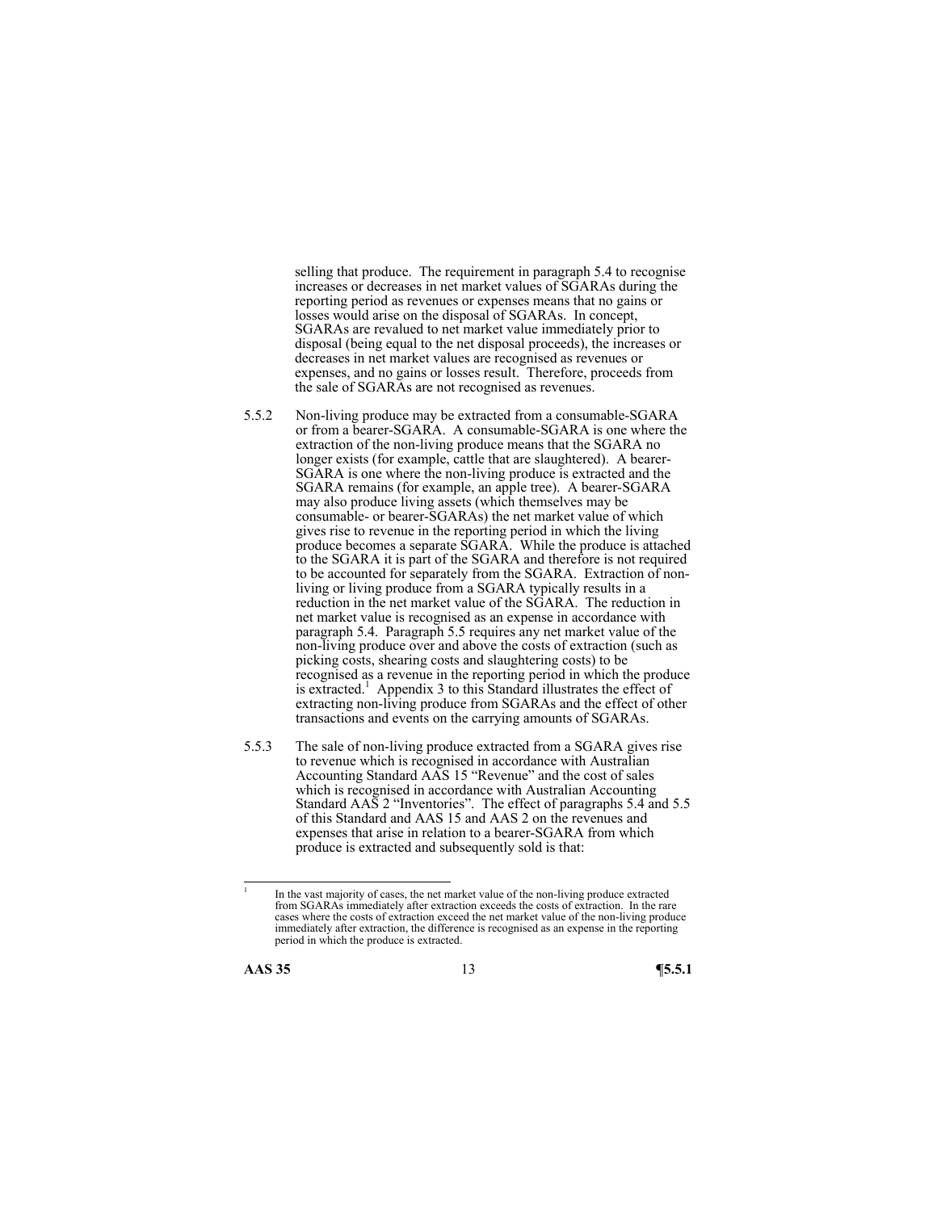selling that produce. The requirement in paragraph 5.4 to recognise increases or decreases in net market values of SGARAs during the reporting period as revenues or expenses means that no gains or losses would arise on the disposal of SGARAs. In concept, SGARAs are revalued to net market value immediately prior to disposal (being equal to the net disposal proceeds), the increases or decreases in net market values are recognised as revenues or expenses, and no gains or losses result. Therefore, proceeds from the sale of SGARAs are not recognised as revenues.

5.5.2 Non-living produce may be extracted from a consumable-SGARA or from a bearer-SGARA. A consumable-SGARA is one where the extraction of the non-living produce means that the SGARA no longer exists (for example, cattle that are slaughtered). A bearer-SGARA is one where the non-living produce is extracted and the SGARA remains (for example, an apple tree). A bearer-SGARA may also produce living assets (which themselves may be consumable- or bearer-SGARAs) the net market value of which gives rise to revenue in the reporting period in which the living produce becomes a separate SGARA. While the produce is attached to the SGARA it is part of the SGARA and therefore is not required to be accounted for separately from the SGARA. Extraction of non-living or living produce from a SGARA typically results in a reduction in the net market value of the SGARA. The reduction in net market value is recognised as an expense in accordance with paragraph 5.4. Paragraph 5.5 requires any net market value of the non-living produce over and above the costs of extraction (such as picking costs, shearing costs and slaughtering costs) to be recognised as a revenue in the reporting period in which the produce is extracted.[1] Appendix 3 to this Standard illustrates the effect of extracting non-living produce from SGARAs and the effect of other transactions and events on the carrying amounts of SGARAs.

5.5.3 The sale of non-living produce extracted from a SGARA gives rise to revenue which is recognised in accordance with Australian Accounting Standard AAS 15 "Revenue" and the cost of sales which is recognised in accordance with Australian Accounting Standard AAS 2 "Inventories". The effect of paragraphs 5.4 and 5.5 of this Standard and AAS 15 and AAS 2 on the revenues and expenses that arise in relation to a bearer-SGARA from which produce is extracted and subsequently sold is that:

---

[1] In the vast majority of cases, the net market value of the non-living produce extracted from SGARAs immediately after extraction exceeds the costs of extraction. In the rare cases where the costs of extraction exceed the net market value of the non-living produce immediately after extraction, the difference is recognised as an expense in the reporting period in which the produce is extracted.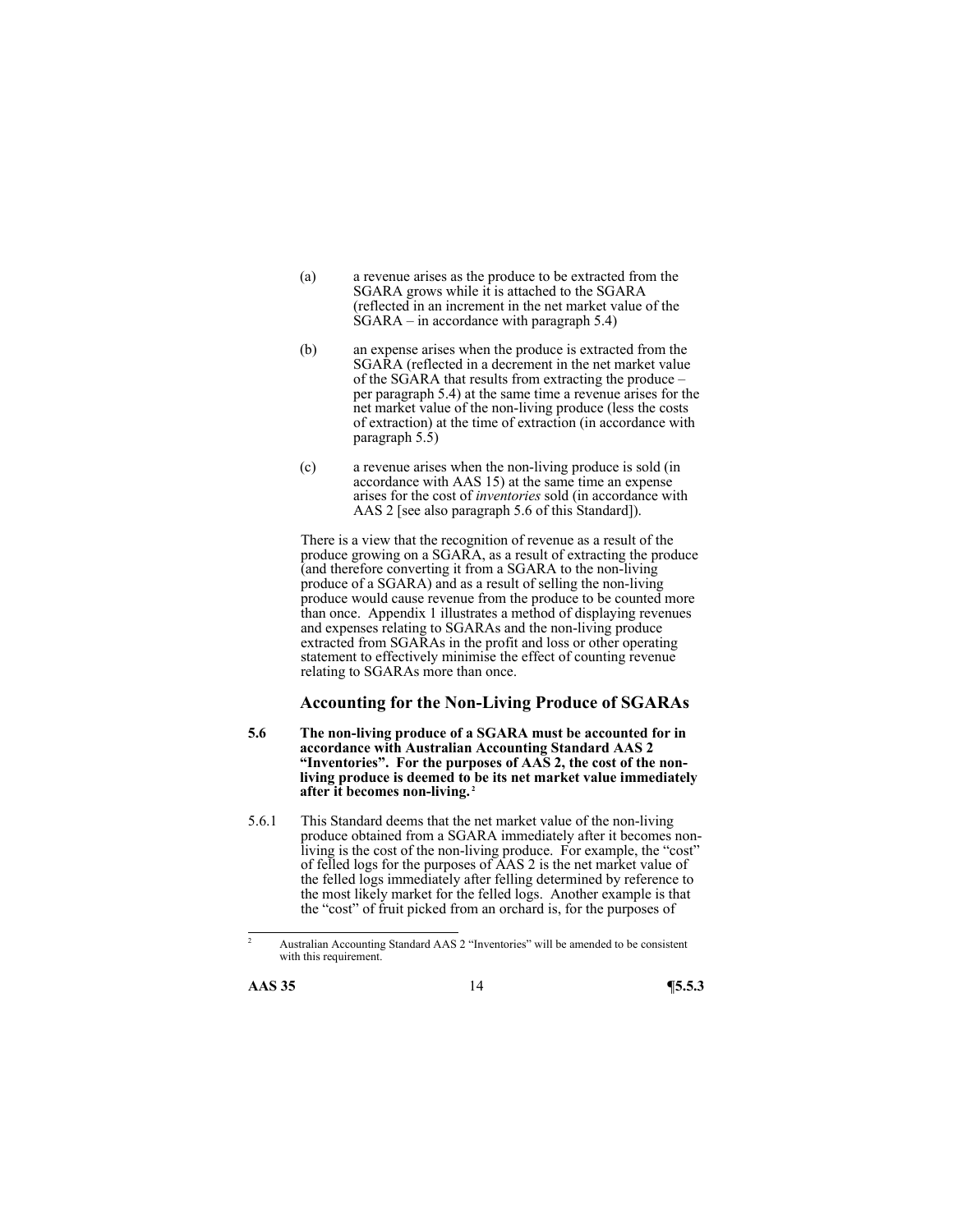(a) a revenue arises as the produce to be extracted from the SGARA grows while it is attached to the SGARA (reflected in an increment in the net market value of the SGARA – in accordance with paragraph 5.4)

(b) an expense arises when the produce is extracted from the SGARA (reflected in a decrement in the net market value of the SGARA that results from extracting the produce – per paragraph 5.4) at the same time a revenue arises for the net market value of the non-living produce (less the costs of extraction) at the time of extraction (in accordance with paragraph 5.5)

(c) a revenue arises when the non-living produce is sold (in accordance with AAS 15) at the same time an expense arises for the cost of *inventories* sold (in accordance with AAS 2 [see also paragraph 5.6 of this Standard]).

There is a view that the recognition of revenue as a result of the produce growing on a SGARA, as a result of extracting the produce (and therefore converting it from a SGARA to the non-living produce of a SGARA) and as a result of selling the non-living produce would cause revenue from the produce to be counted more than once. Appendix 1 illustrates a method of displaying revenues and expenses relating to SGARAs and the non-living produce extracted from SGARAs in the profit and loss or other operating statement to effectively minimise the effect of counting revenue relating to SGARAs more than once.

### Accounting for the Non-Living Produce of SGARAs

**5.6 The non-living produce of a SGARA must be accounted for in accordance with Australian Accounting Standard AAS 2 "Inventories". For the purposes of AAS 2, the cost of the non-living produce is deemed to be its net market value immediately after it becomes non-living.[2]**

5.6.1 This Standard deems that the net market value of the non-living produce obtained from a SGARA immediately after it becomes non-living is the cost of the non-living produce. For example, the "cost" of felled logs for the purposes of AAS 2 is the net market value of the felled logs immediately after felling determined by reference to the most likely market for the felled logs. Another example is that the "cost" of fruit picked from an orchard is, for the purposes of

---

[2] Australian Accounting Standard AAS 2 "Inventories" will be amended to be consistent with this requirement.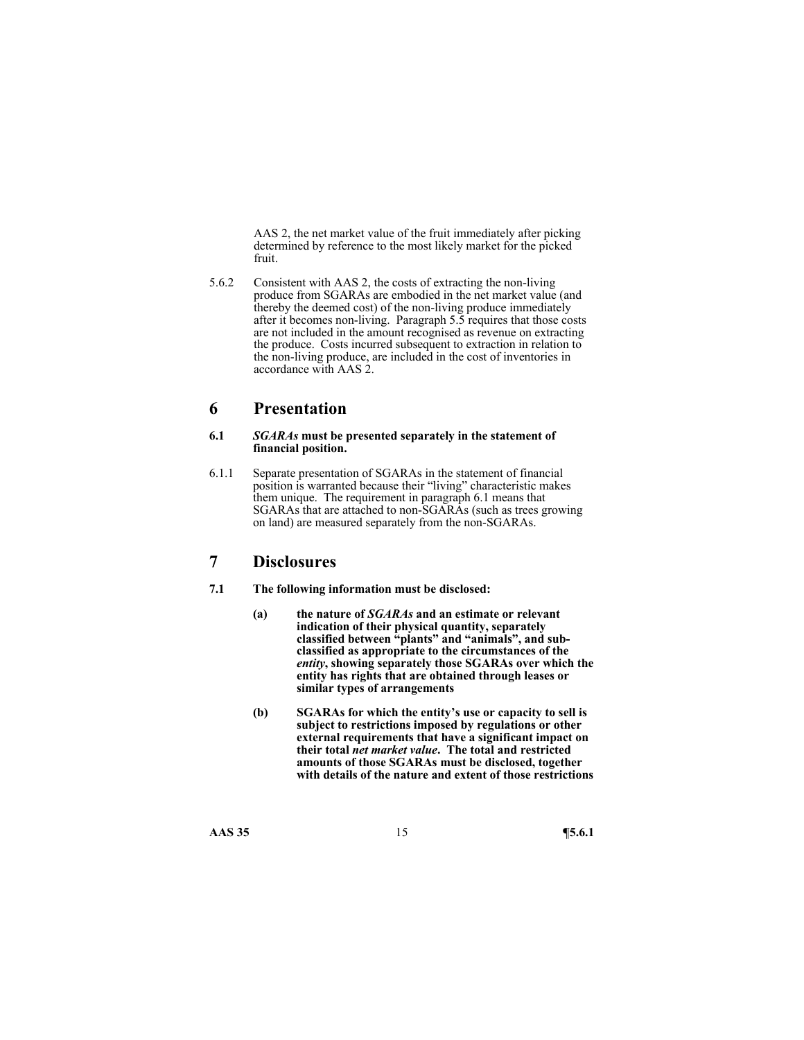AAS 2, the net market value of the fruit immediately after picking determined by reference to the most likely market for the picked fruit.

5.6.2 Consistent with AAS 2, the costs of extracting the non-living produce from SGARAs are embodied in the net market value (and thereby the deemed cost) of the non-living produce immediately after it becomes non-living. Paragraph 5.5 requires that those costs are not included in the amount recognised as revenue on extracting the produce. Costs incurred subsequent to extraction in relation to the non-living produce, are included in the cost of inventories in accordance with AAS 2.

# 6 Presentation

**6.1 *SGARAs* must be presented separately in the statement of financial position.**

6.1.1 Separate presentation of SGARAs in the statement of financial position is warranted because their "living" characteristic makes them unique. The requirement in paragraph 6.1 means that SGARAs that are attached to non-SGARAs (such as trees growing on land) are measured separately from the non-SGARAs.

# 7 Disclosures

**7.1 The following information must be disclosed:**

**(a) the nature of *SGARAs* and an estimate or relevant indication of their physical quantity, separately classified between "plants" and "animals", and sub-classified as appropriate to the circumstances of the *entity*, showing separately those SGARAs over which the entity has rights that are obtained through leases or similar types of arrangements**

**(b) SGARAs for which the entity's use or capacity to sell is subject to restrictions imposed by regulations or other external requirements that have a significant impact on their total *net market value*. The total and restricted amounts of those SGARAs must be disclosed, together with details of the nature and extent of those restrictions**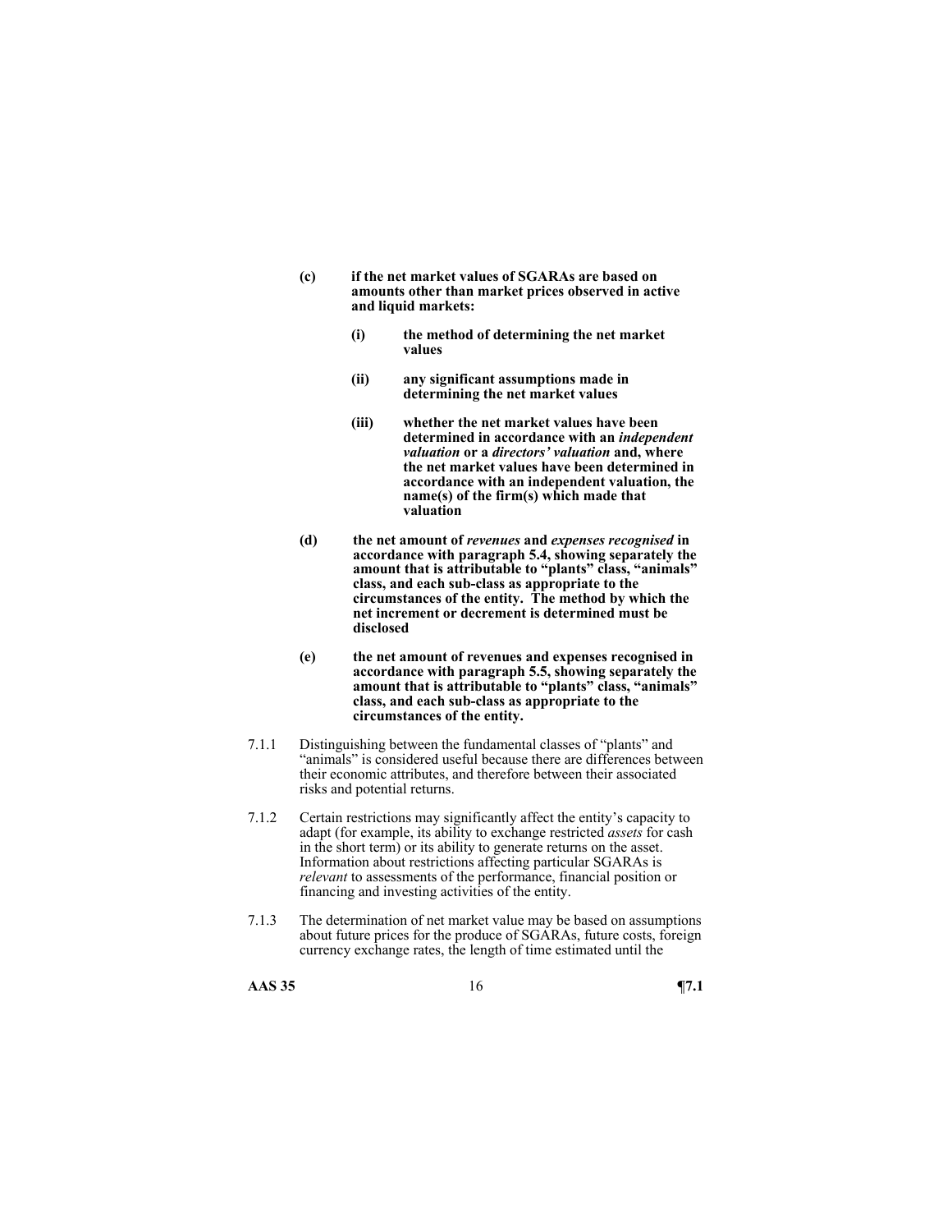**(c) if the net market values of SGARAs are based on amounts other than market prices observed in active and liquid markets:**

- **(i) the method of determining the net market values**

- **(ii) any significant assumptions made in determining the net market values**

- **(iii) whether the net market values have been determined in accordance with an *independent valuation* or a *directors' valuation* and, where the net market values have been determined in accordance with an independent valuation, the name(s) of the firm(s) which made that valuation**

**(d) the net amount of *revenues* and *expenses recognised* in accordance with paragraph 5.4, showing separately the amount that is attributable to "plants" class, "animals" class, and each sub-class as appropriate to the circumstances of the entity. The method by which the net increment or decrement is determined must be disclosed**

**(e) the net amount of revenues and expenses recognised in accordance with paragraph 5.5, showing separately the amount that is attributable to "plants" class, "animals" class, and each sub-class as appropriate to the circumstances of the entity.**

7.1.1 Distinguishing between the fundamental classes of "plants" and "animals" is considered useful because there are differences between their economic attributes, and therefore between their associated risks and potential returns.

7.1.2 Certain restrictions may significantly affect the entity's capacity to adapt (for example, its ability to exchange restricted *assets* for cash in the short term) or its ability to generate returns on the asset. Information about restrictions affecting particular SGARAs is *relevant* to assessments of the performance, financial position or financing and investing activities of the entity.

7.1.3 The determination of net market value may be based on assumptions about future prices for the produce of SGARAs, future costs, foreign currency exchange rates, the length of time estimated until the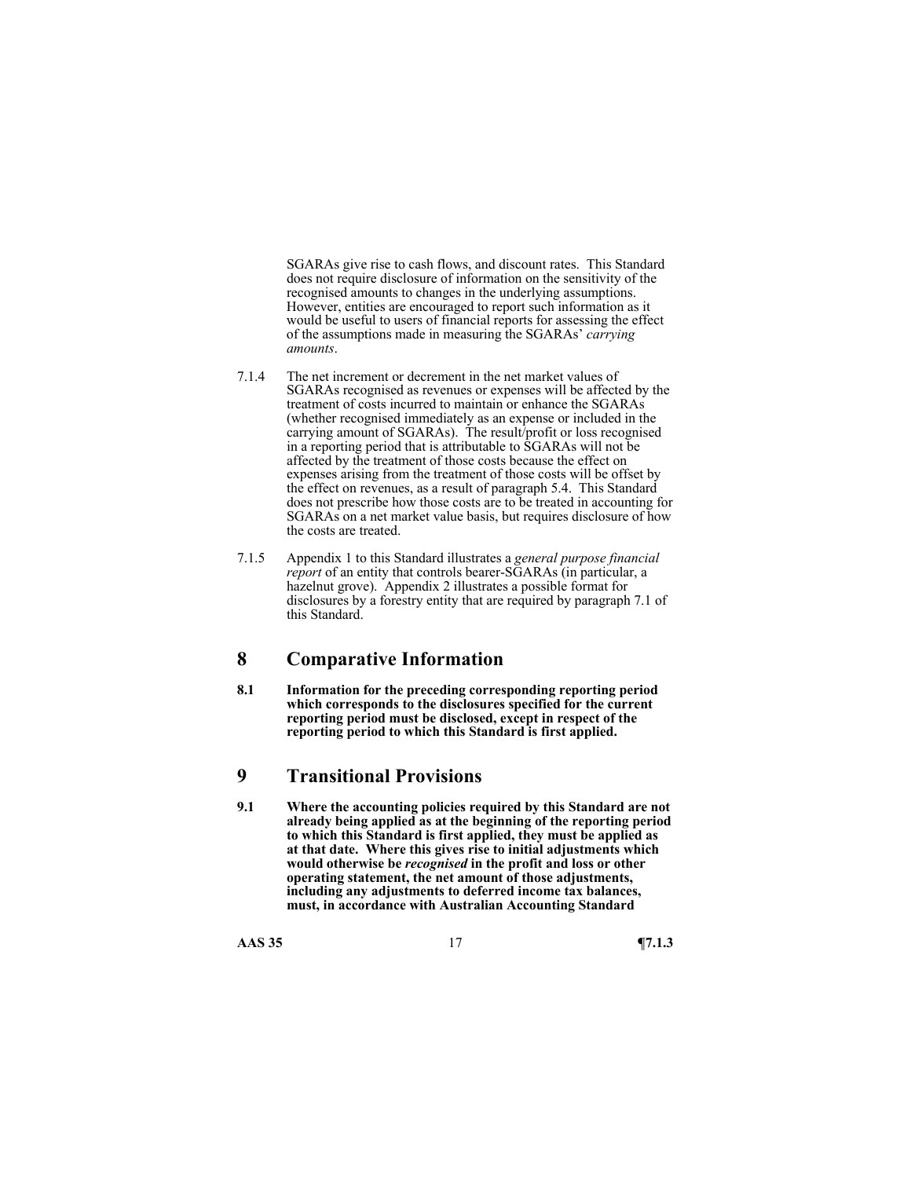SGARAs give rise to cash flows, and discount rates. This Standard does not require disclosure of information on the sensitivity of the recognised amounts to changes in the underlying assumptions. However, entities are encouraged to report such information as it would be useful to users of financial reports for assessing the effect of the assumptions made in measuring the SGARAs' *carrying amounts*.

7.1.4 The net increment or decrement in the net market values of SGARAs recognised as revenues or expenses will be affected by the treatment of costs incurred to maintain or enhance the SGARAs (whether recognised immediately as an expense or included in the carrying amount of SGARAs). The result/profit or loss recognised in a reporting period that is attributable to SGARAs will not be affected by the treatment of those costs because the effect on expenses arising from the treatment of those costs will be offset by the effect on revenues, as a result of paragraph 5.4. This Standard does not prescribe how those costs are to be treated in accounting for SGARAs on a net market value basis, but requires disclosure of how the costs are treated.

7.1.5 Appendix 1 to this Standard illustrates a *general purpose financial report* of an entity that controls bearer-SGARAs (in particular, a hazelnut grove). Appendix 2 illustrates a possible format for disclosures by a forestry entity that are required by paragraph 7.1 of this Standard.

# 8 Comparative Information

**8.1 Information for the preceding corresponding reporting period which corresponds to the disclosures specified for the current reporting period must be disclosed, except in respect of the reporting period to which this Standard is first applied.**

# 9 Transitional Provisions

**9.1 Where the accounting policies required by this Standard are not already being applied as at the beginning of the reporting period to which this Standard is first applied, they must be applied as at that date. Where this gives rise to initial adjustments which would otherwise be *recognised* in the profit and loss or other operating statement, the net amount of those adjustments, including any adjustments to deferred income tax balances, must, in accordance with Australian Accounting Standard**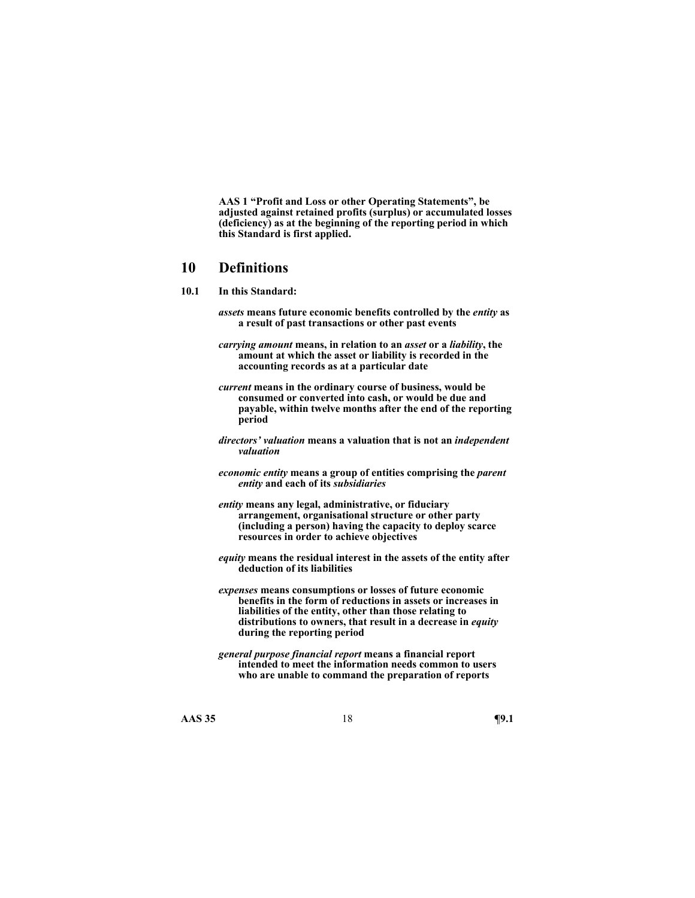**AAS 1 "Profit and Loss or other Operating Statements", be adjusted against retained profits (surplus) or accumulated losses (deficiency) as at the beginning of the reporting period in which this Standard is first applied.**

## 10 Definitions

**10.1 In this Standard:**

***assets*** **means future economic benefits controlled by the** ***entity*** **as a result of past transactions or other past events**

***carrying amount*** **means, in relation to an** ***asset*** **or a** ***liability*****, the amount at which the asset or liability is recorded in the accounting records as at a particular date**

***current*** **means in the ordinary course of business, would be consumed or converted into cash, or would be due and payable, within twelve months after the end of the reporting period**

***directors' valuation*** **means a valuation that is not an** ***independent valuation***

***economic entity*** **means a group of entities comprising the** ***parent entity*** **and each of its** ***subsidiaries***

***entity*** **means any legal, administrative, or fiduciary arrangement, organisational structure or other party (including a person) having the capacity to deploy scarce resources in order to achieve objectives**

***equity*** **means the residual interest in the assets of the entity after deduction of its liabilities**

***expenses*** **means consumptions or losses of future economic benefits in the form of reductions in assets or increases in liabilities of the entity, other than those relating to distributions to owners, that result in a decrease in** ***equity*** **during the reporting period**

***general purpose financial report*** **means a financial report intended to meet the information needs common to users who are unable to command the preparation of reports**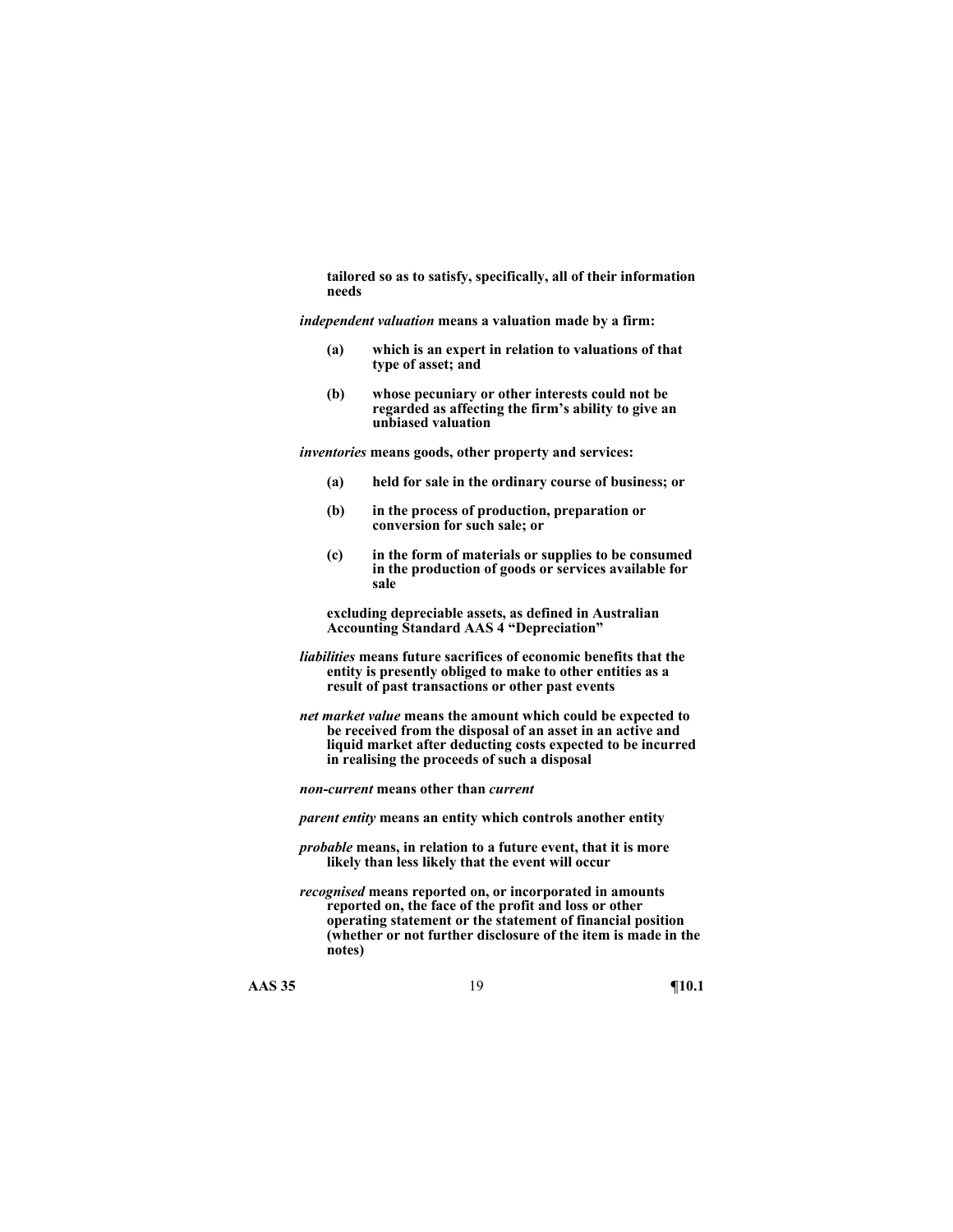**tailored so as to satisfy, specifically, all of their information needs**

***independent valuation*** **means a valuation made by a firm:**

**(a) which is an expert in relation to valuations of that type of asset; and**

**(b) whose pecuniary or other interests could not be regarded as affecting the firm's ability to give an unbiased valuation**

***inventories*** **means goods, other property and services:**

**(a) held for sale in the ordinary course of business; or**

**(b) in the process of production, preparation or conversion for such sale; or**

**(c) in the form of materials or supplies to be consumed in the production of goods or services available for sale**

**excluding depreciable assets, as defined in Australian Accounting Standard AAS 4 "Depreciation"**

***liabilities*** **means future sacrifices of economic benefits that the entity is presently obliged to make to other entities as a result of past transactions or other past events**

***net market value*** **means the amount which could be expected to be received from the disposal of an asset in an active and liquid market after deducting costs expected to be incurred in realising the proceeds of such a disposal**

***non-current*** **means other than** ***current***

***parent entity*** **means an entity which controls another entity**

***probable*** **means, in relation to a future event, that it is more likely than less likely that the event will occur**

***recognised*** **means reported on, or incorporated in amounts reported on, the face of the profit and loss or other operating statement or the statement of financial position (whether or not further disclosure of the item is made in the notes)**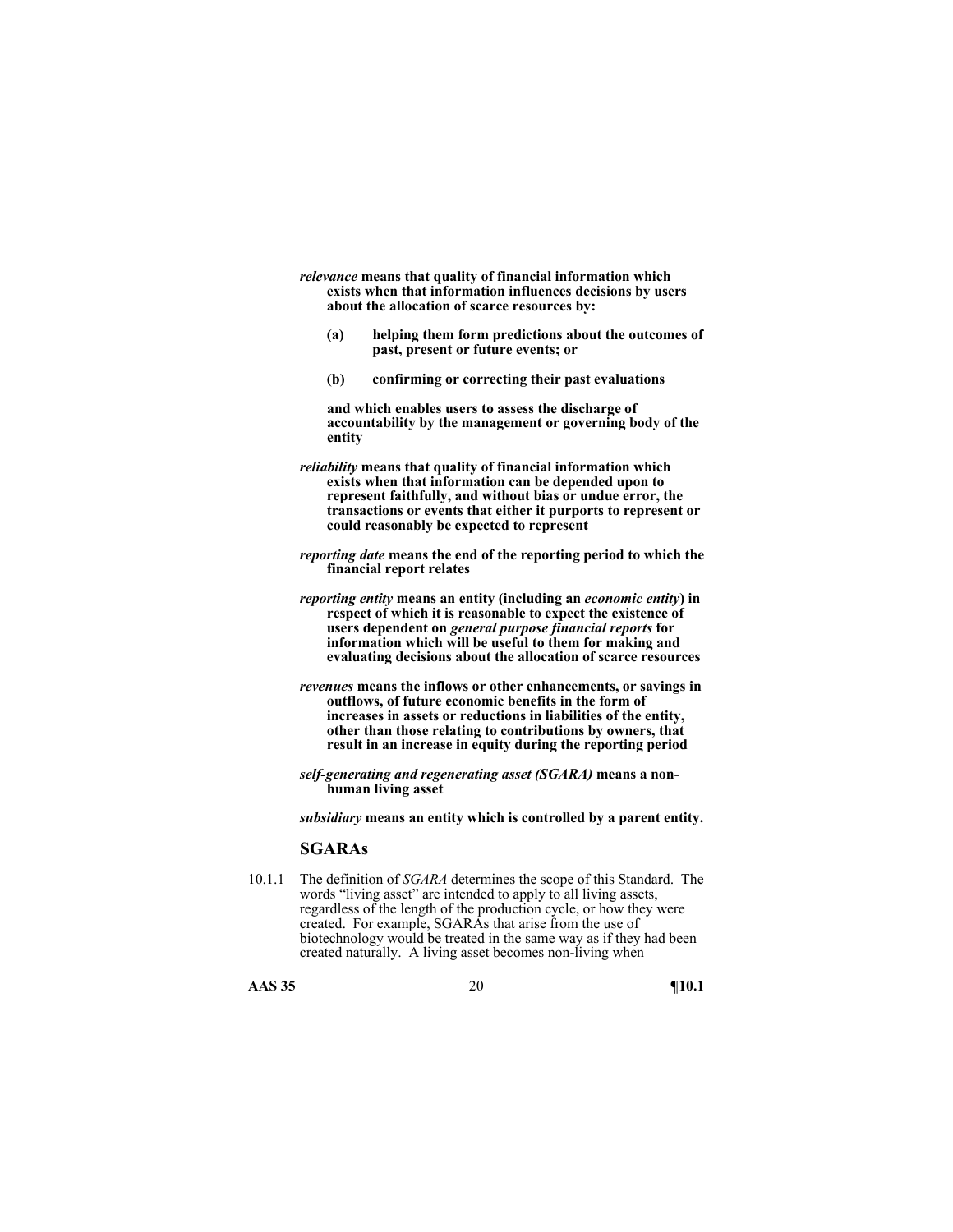***relevance*** **means that quality of financial information which exists when that information influences decisions by users about the allocation of scarce resources by:**

**(a) helping them form predictions about the outcomes of past, present or future events; or**

**(b) confirming or correcting their past evaluations**

**and which enables users to assess the discharge of accountability by the management or governing body of the entity**

***reliability*** **means that quality of financial information which exists when that information can be depended upon to represent faithfully, and without bias or undue error, the transactions or events that either it purports to represent or could reasonably be expected to represent**

***reporting date*** **means the end of the reporting period to which the financial report relates**

***reporting entity*** **means an entity (including an *economic entity*) in respect of which it is reasonable to expect the existence of users dependent on *general purpose financial reports* for information which will be useful to them for making and evaluating decisions about the allocation of scarce resources**

***revenues*** **means the inflows or other enhancements, or savings in outflows, of future economic benefits in the form of increases in assets or reductions in liabilities of the entity, other than those relating to contributions by owners, that result in an increase in equity during the reporting period**

***self-generating and regenerating asset (SGARA)*** **means a non-human living asset**

***subsidiary*** **means an entity which is controlled by a parent entity.**

## SGARAs

10.1.1 The definition of *SGARA* determines the scope of this Standard. The words "living asset" are intended to apply to all living assets, regardless of the length of the production cycle, or how they were created. For example, SGARAs that arise from the use of biotechnology would be treated in the same way as if they had been created naturally. A living asset becomes non-living when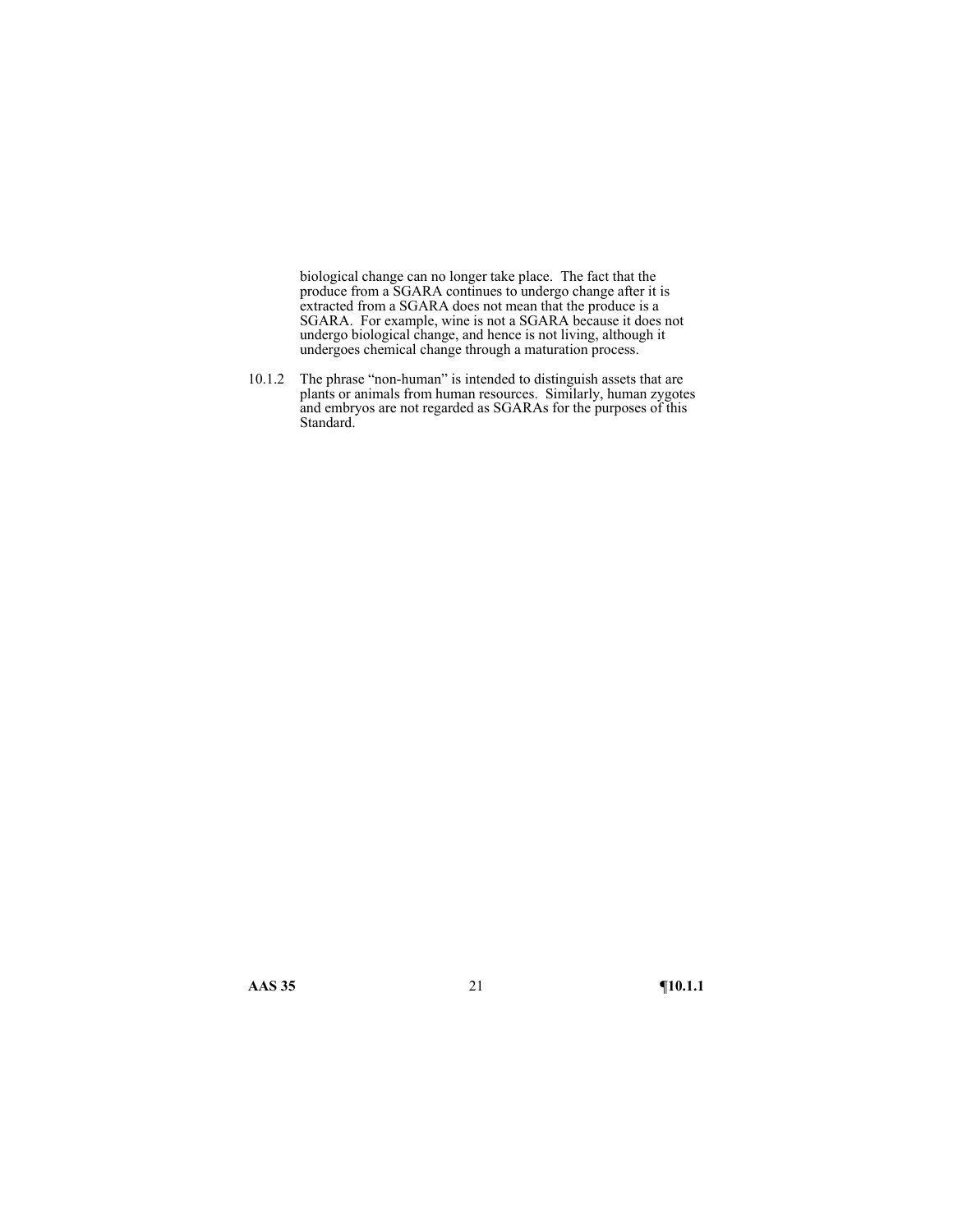biological change can no longer take place. The fact that the produce from a SGARA continues to undergo change after it is extracted from a SGARA does not mean that the produce is a SGARA. For example, wine is not a SGARA because it does not undergo biological change, and hence is not living, although it undergoes chemical change through a maturation process.

10.1.2 The phrase "non-human" is intended to distinguish assets that are plants or animals from human resources. Similarly, human zygotes and embryos are not regarded as SGARAs for the purposes of this Standard.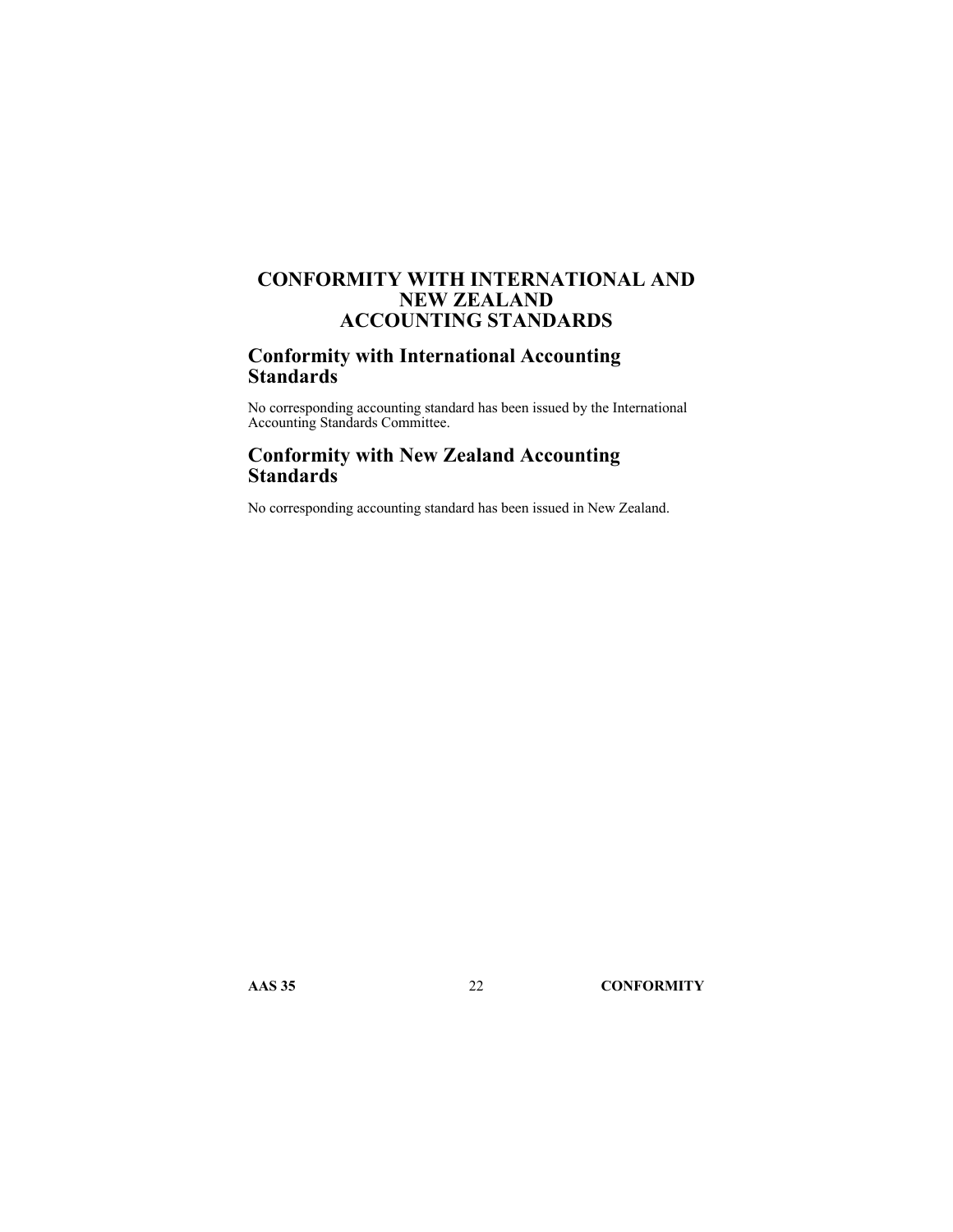# CONFORMITY WITH INTERNATIONAL AND NEW ZEALAND ACCOUNTING STANDARDS

## Conformity with International Accounting Standards

No corresponding accounting standard has been issued by the International Accounting Standards Committee.

## Conformity with New Zealand Accounting Standards

No corresponding accounting standard has been issued in New Zealand.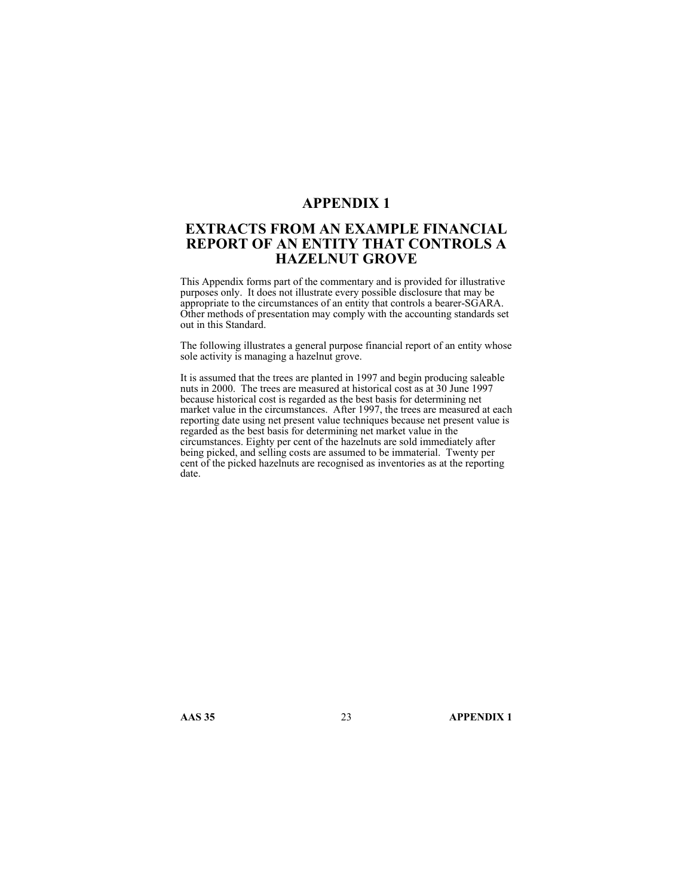# APPENDIX 1

## EXTRACTS FROM AN EXAMPLE FINANCIAL REPORT OF AN ENTITY THAT CONTROLS A HAZELNUT GROVE

This Appendix forms part of the commentary and is provided for illustrative purposes only. It does not illustrate every possible disclosure that may be appropriate to the circumstances of an entity that controls a bearer-SGARA. Other methods of presentation may comply with the accounting standards set out in this Standard.

The following illustrates a general purpose financial report of an entity whose sole activity is managing a hazelnut grove.

It is assumed that the trees are planted in 1997 and begin producing saleable nuts in 2000. The trees are measured at historical cost as at 30 June 1997 because historical cost is regarded as the best basis for determining net market value in the circumstances. After 1997, the trees are measured at each reporting date using net present value techniques because net present value is regarded as the best basis for determining net market value in the circumstances. Eighty per cent of the hazelnuts are sold immediately after being picked, and selling costs are assumed to be immaterial. Twenty per cent of the picked hazelnuts are recognised as inventories as at the reporting date.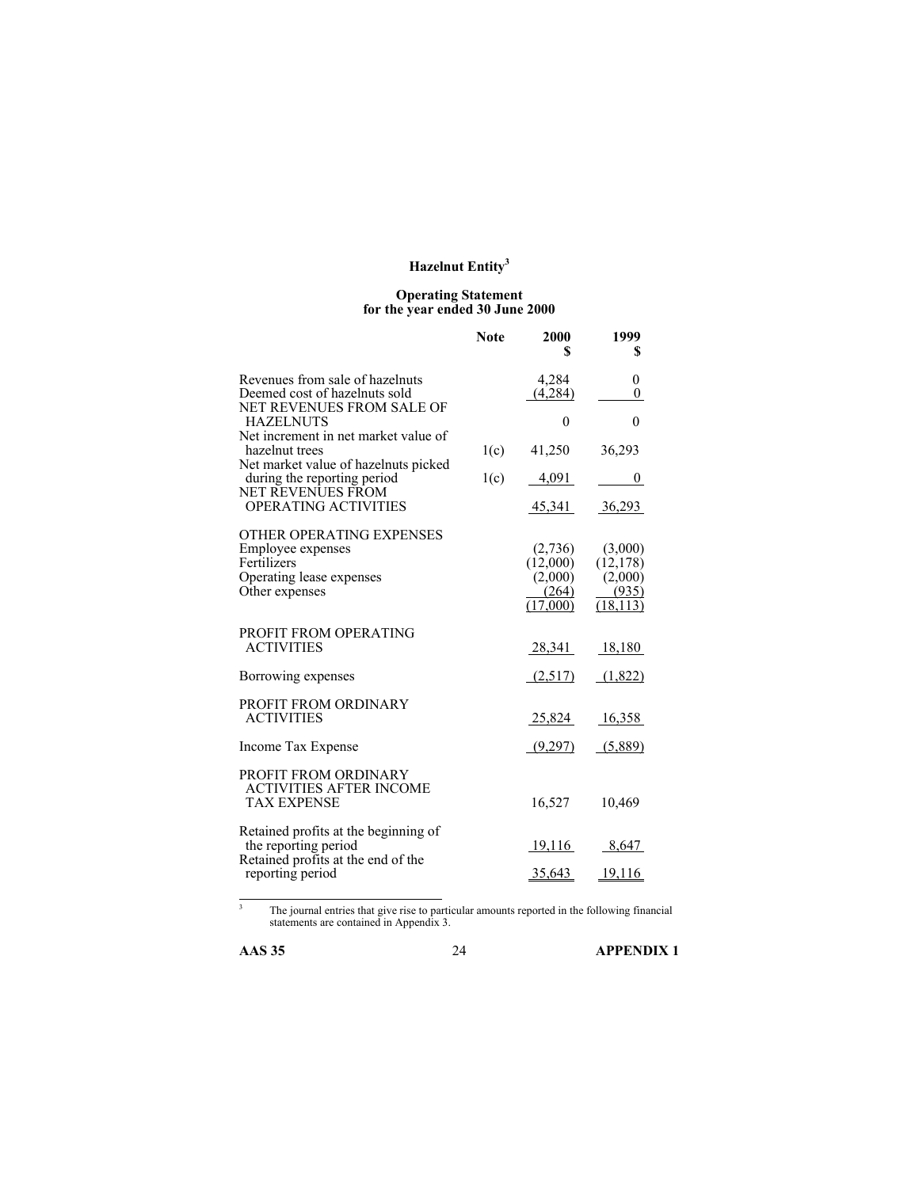## Hazelnut Entity[3]

### Operating Statement for the year ended 30 June 2000

| | Note | 2000 $ | 1999 $ |
|---|---|---|---|
| Revenues from sale of hazelnuts | | 4,284 | 0 |
| Deemed cost of hazelnuts sold | | (4,284) | 0 |
| NET REVENUES FROM SALE OF HAZELNUTS | | 0 | 0 |
| Net increment in net market value of hazelnut trees | 1(c) | 41,250 | 36,293 |
| Net market value of hazelnuts picked during the reporting period | 1(c) | 4,091 | 0 |
| NET REVENUES FROM OPERATING ACTIVITIES | | 45,341 | 36,293 |
| OTHER OPERATING EXPENSES | | | |
| Employee expenses | | (2,736) | (3,000) |
| Fertilizers | | (12,000) | (12,178) |
| Operating lease expenses | | (2,000) | (2,000) |
| Other expenses | | (264) | (935) |
| | | (17,000) | (18,113) |
| PROFIT FROM OPERATING ACTIVITIES | | 28,341 | 18,180 |
| Borrowing expenses | | (2,517) | (1,822) |
| PROFIT FROM ORDINARY ACTIVITIES | | 25,824 | 16,358 |
| Income Tax Expense | | (9,297) | (5,889) |
| PROFIT FROM ORDINARY ACTIVITIES AFTER INCOME TAX EXPENSE | | 16,527 | 10,469 |
| Retained profits at the beginning of the reporting period | | 19,116 | 8,647 |
| Retained profits at the end of the reporting period | | 35,643 | 19,116 |

[3] The journal entries that give rise to particular amounts reported in the following financial statements are contained in Appendix 3.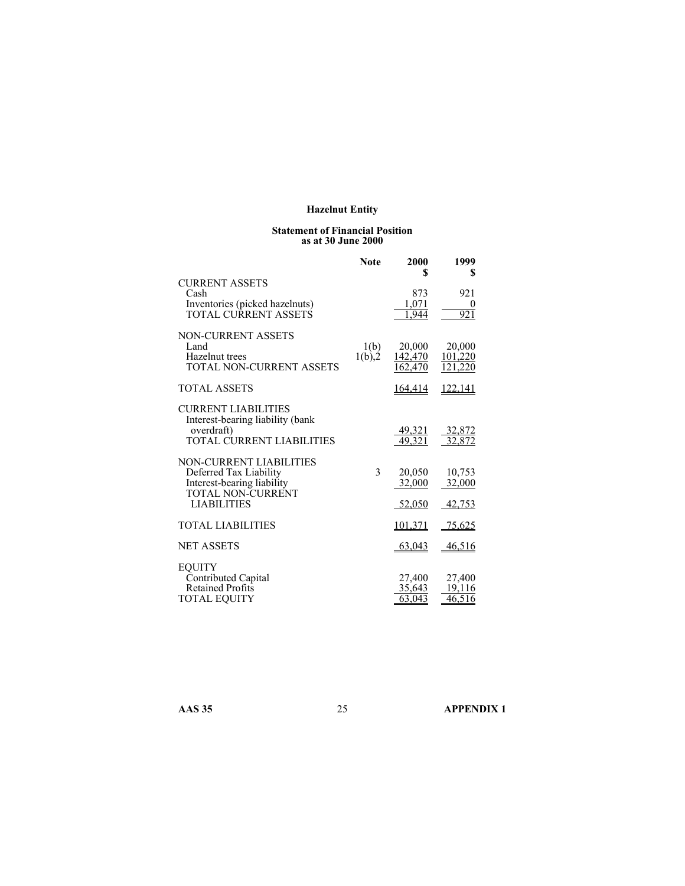# Hazelnut Entity

## Statement of Financial Position as at 30 June 2000

| | Note | 2000 $ | 1999 $ |
|---|---|---|---|
| CURRENT ASSETS | | | |
| Cash | | 873 | 921 |
| Inventories (picked hazelnuts) | | 1,071 | 0 |
| TOTAL CURRENT ASSETS | | 1,944 | 921 |
| NON-CURRENT ASSETS | | | |
| Land | 1(b) | 20,000 | 20,000 |
| Hazelnut trees | 1(b),2 | 142,470 | 101,220 |
| TOTAL NON-CURRENT ASSETS | | 162,470 | 121,220 |
| TOTAL ASSETS | | 164,414 | 122,141 |
| CURRENT LIABILITIES | | | |
| Interest-bearing liability (bank overdraft) | | 49,321 | 32,872 |
| TOTAL CURRENT LIABILITIES | | 49,321 | 32,872 |
| NON-CURRENT LIABILITIES | | | |
| Deferred Tax Liability | 3 | 20,050 | 10,753 |
| Interest-bearing liability | | 32,000 | 32,000 |
| TOTAL NON-CURRENT LIABILITIES | | 52,050 | 42,753 |
| TOTAL LIABILITIES | | 101,371 | 75,625 |
| NET ASSETS | | 63,043 | 46,516 |
| EQUITY | | | |
| Contributed Capital | | 27,400 | 27,400 |
| Retained Profits | | 35,643 | 19,116 |
| TOTAL EQUITY | | 63,043 | 46,516 |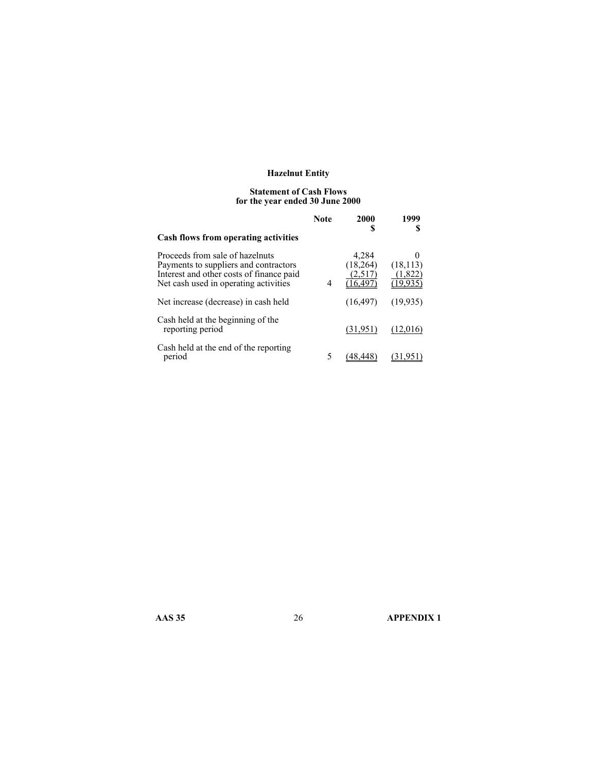**Hazelnut Entity**

**Statement of Cash Flows**
**for the year ended 30 June 2000**

| | Note | 2000 $ | 1999 $ |
|---|---|---|---|
| **Cash flows from operating activities** | | | |
| Proceeds from sale of hazelnuts | | 4,284 | 0 |
| Payments to suppliers and contractors | | (18,264) | (18,113) |
| Interest and other costs of finance paid | | (2,517) | (1,822) |
| Net cash used in operating activities | 4 | (16,497) | (19,935) |
| Net increase (decrease) in cash held | | (16,497) | (19,935) |
| Cash held at the beginning of the reporting period | | (31,951) | (12,016) |
| Cash held at the end of the reporting period | 5 | (48,448) | (31,951) |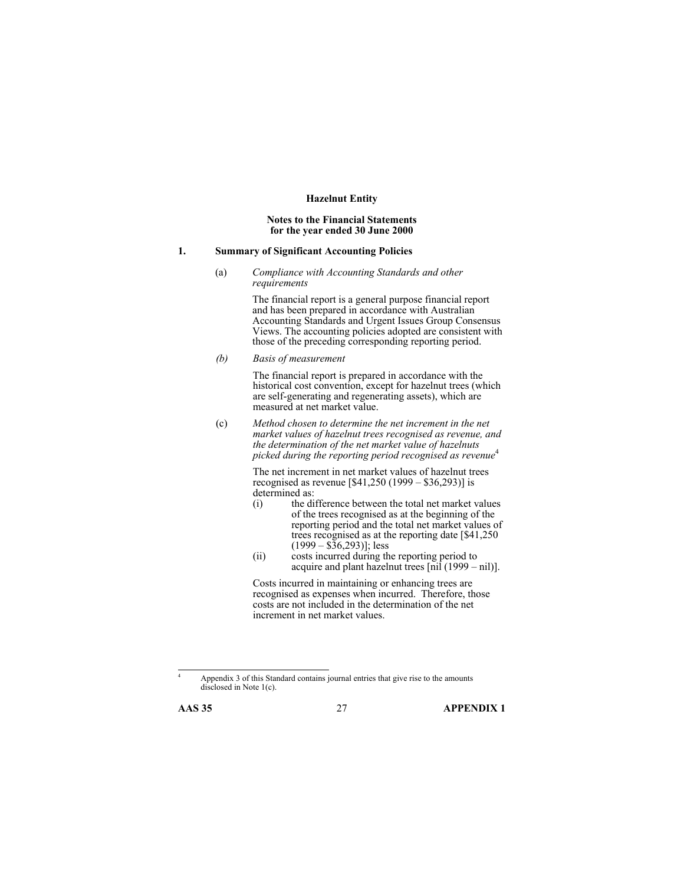**Hazelnut Entity**

**Notes to the Financial Statements for the year ended 30 June 2000**

## 1. Summary of Significant Accounting Policies

(a) *Compliance with Accounting Standards and other requirements*

The financial report is a general purpose financial report and has been prepared in accordance with Australian Accounting Standards and Urgent Issues Group Consensus Views. The accounting policies adopted are consistent with those of the preceding corresponding reporting period.

*(b)* *Basis of measurement*

The financial report is prepared in accordance with the historical cost convention, except for hazelnut trees (which are self-generating and regenerating assets), which are measured at net market value.

(c) *Method chosen to determine the net increment in the net market values of hazelnut trees recognised as revenue, and the determination of the net market value of hazelnuts picked during the reporting period recognised as revenue*[4]

The net increment in net market values of hazelnut trees recognised as revenue [$41,250 (1999 – $36,293)] is determined as:

(i) the difference between the total net market values of the trees recognised as at the beginning of the reporting period and the total net market values of trees recognised as at the reporting date [$41,250 (1999 – $36,293)]; less

(ii) costs incurred during the reporting period to acquire and plant hazelnut trees [nil (1999 – nil)].

Costs incurred in maintaining or enhancing trees are recognised as expenses when incurred. Therefore, those costs are not included in the determination of the net increment in net market values.

---

[4] Appendix 3 of this Standard contains journal entries that give rise to the amounts disclosed in Note 1(c).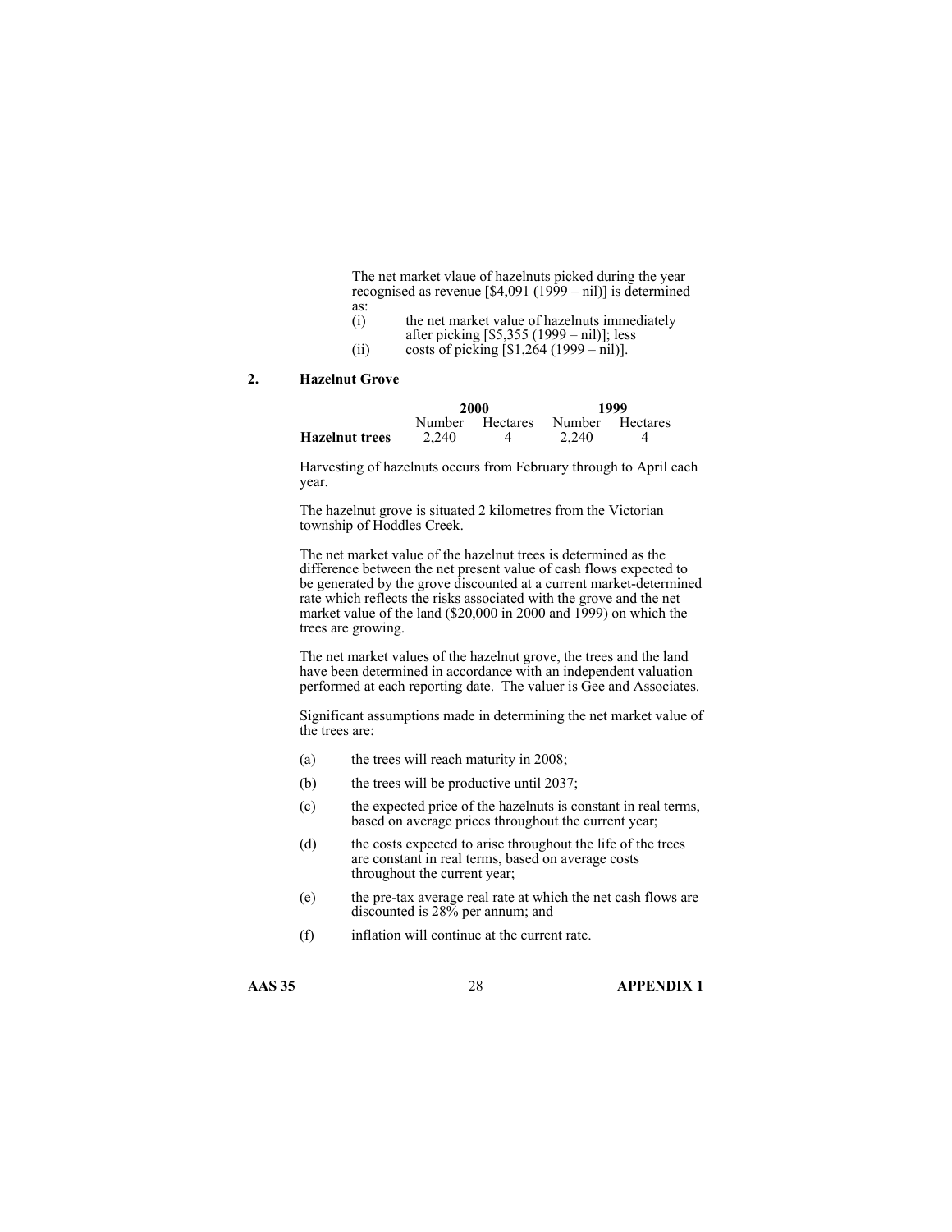The net market vlaue of hazelnuts picked during the year recognised as revenue [$4,091 (1999 – nil)] is determined as:

(i) the net market value of hazelnuts immediately after picking [$5,355 (1999 – nil)]; less

(ii) costs of picking [$1,264 (1999 – nil)].

## 2. Hazelnut Grove

| | 2000 | | 1999 | |
|---|---|---|---|---|
| | Number | Hectares | Number | Hectares |
| **Hazelnut trees** | 2,240 | 4 | 2,240 | 4 |

Harvesting of hazelnuts occurs from February through to April each year.

The hazelnut grove is situated 2 kilometres from the Victorian township of Hoddles Creek.

The net market value of the hazelnut trees is determined as the difference between the net present value of cash flows expected to be generated by the grove discounted at a current market-determined rate which reflects the risks associated with the grove and the net market value of the land ($20,000 in 2000 and 1999) on which the trees are growing.

The net market values of the hazelnut grove, the trees and the land have been determined in accordance with an independent valuation performed at each reporting date. The valuer is Gee and Associates.

Significant assumptions made in determining the net market value of the trees are:

(a) the trees will reach maturity in 2008;

(b) the trees will be productive until 2037;

(c) the expected price of the hazelnuts is constant in real terms, based on average prices throughout the current year;

(d) the costs expected to arise throughout the life of the trees are constant in real terms, based on average costs throughout the current year;

(e) the pre-tax average real rate at which the net cash flows are discounted is 28% per annum; and

(f) inflation will continue at the current rate.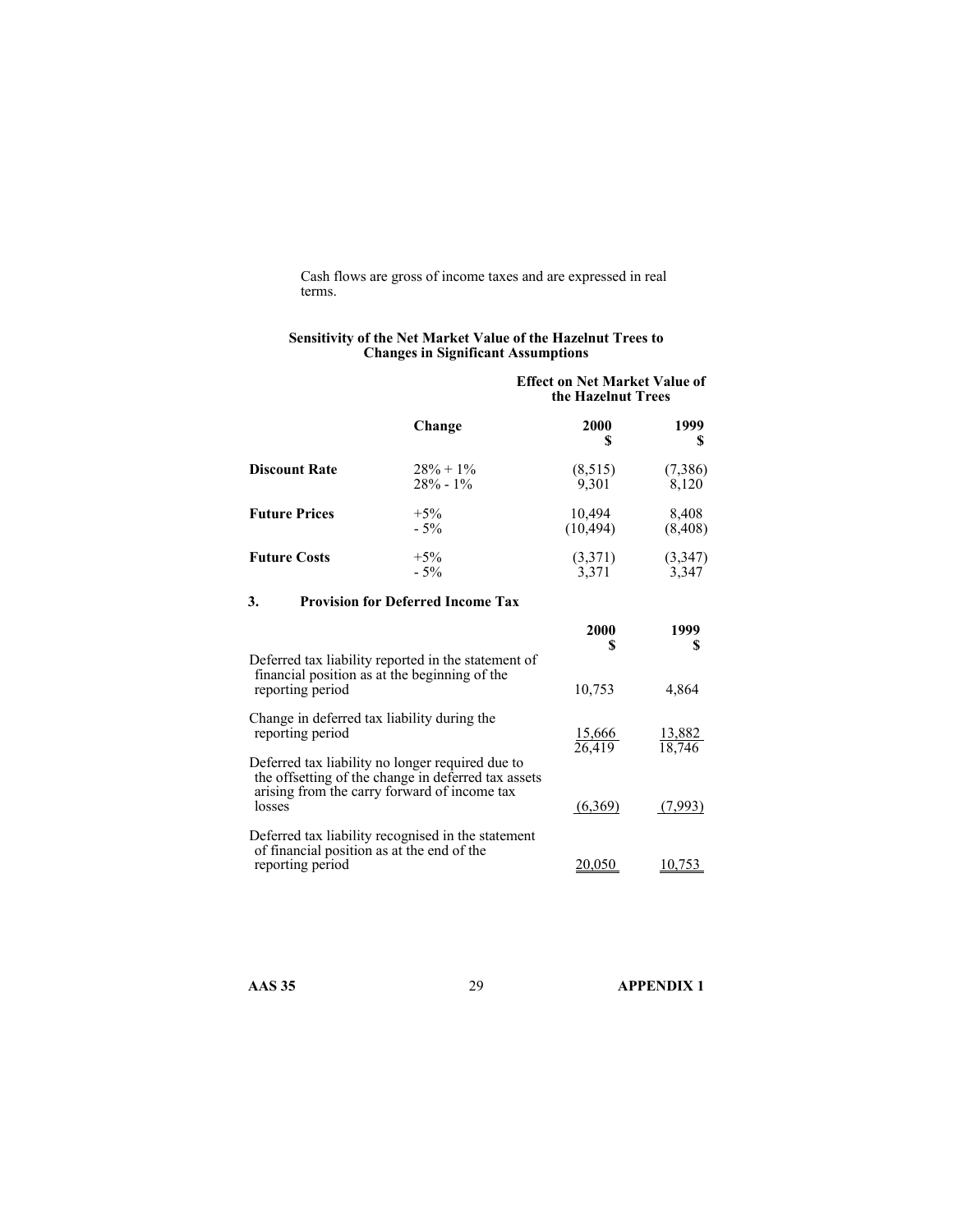Cash flows are gross of income taxes and are expressed in real terms.

**Sensitivity of the Net Market Value of the Hazelnut Trees to Changes in Significant Assumptions**

| | Change | Effect on Net Market Value of the Hazelnut Trees | |
|---|---|---|---|
| | | **2000** **$** | **1999** **$** |
| **Discount Rate** | 28% + 1% | (8,515) | (7,386) |
| | 28% - 1% | 9,301 | 8,120 |
| **Future Prices** | +5% | 10,494 | 8,408 |
| | - 5% | (10,494) | (8,408) |
| **Future Costs** | +5% | (3,371) | (3,347) |
| | - 5% | 3,371 | 3,347 |

### 3. Provision for Deferred Income Tax

| | 2000 $ | 1999 $ |
|---|---|---|
| Deferred tax liability reported in the statement of financial position as at the beginning of the reporting period | 10,753 | 4,864 |
| Change in deferred tax liability during the reporting period | 15,666 | 13,882 |
| | 26,419 | 18,746 |
| Deferred tax liability no longer required due to the offsetting of the change in deferred tax assets arising from the carry forward of income tax losses | (6,369) | (7,993) |
| Deferred tax liability recognised in the statement of financial position as at the end of the reporting period | 20,050 | 10,753 |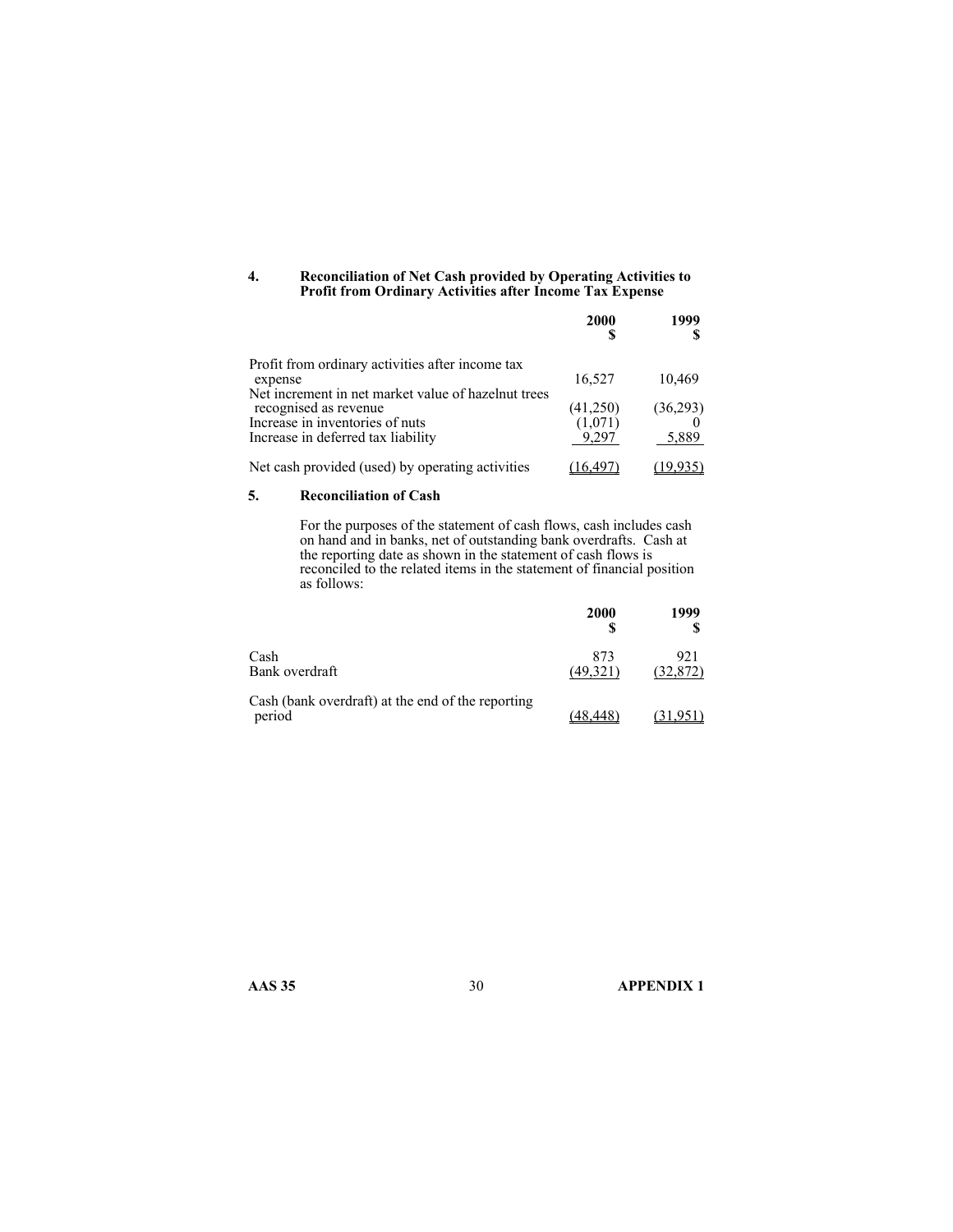### 4. Reconciliation of Net Cash provided by Operating Activities to Profit from Ordinary Activities after Income Tax Expense

| | 2000<br>$ | 1999<br>$ |
|---|---|---|
| Profit from ordinary activities after income tax expense | 16,527 | 10,469 |
| Net increment in net market value of hazelnut trees recognised as revenue | (41,250) | (36,293) |
| Increase in inventories of nuts | (1,071) | 0 |
| Increase in deferred tax liability | 9,297 | 5,889 |
| Net cash provided (used) by operating activities | (16,497) | (19,935) |

### 5. Reconciliation of Cash

For the purposes of the statement of cash flows, cash includes cash on hand and in banks, net of outstanding bank overdrafts. Cash at the reporting date as shown in the statement of cash flows is reconciled to the related items in the statement of financial position as follows:

| | 2000<br>$ | 1999<br>$ |
|---|---|---|
| Cash | 873 | 921 |
| Bank overdraft | (49,321) | (32,872) |
| Cash (bank overdraft) at the end of the reporting period | (48,448) | (31,951) |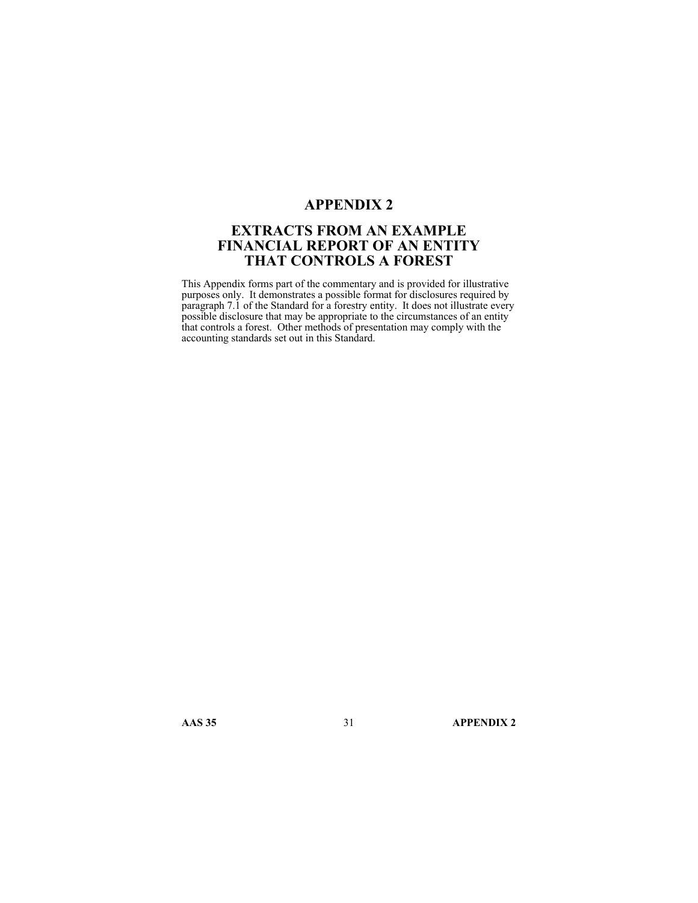# APPENDIX 2

## EXTRACTS FROM AN EXAMPLE FINANCIAL REPORT OF AN ENTITY THAT CONTROLS A FOREST

This Appendix forms part of the commentary and is provided for illustrative purposes only. It demonstrates a possible format for disclosures required by paragraph 7.1 of the Standard for a forestry entity. It does not illustrate every possible disclosure that may be appropriate to the circumstances of an entity that controls a forest. Other methods of presentation may comply with the accounting standards set out in this Standard.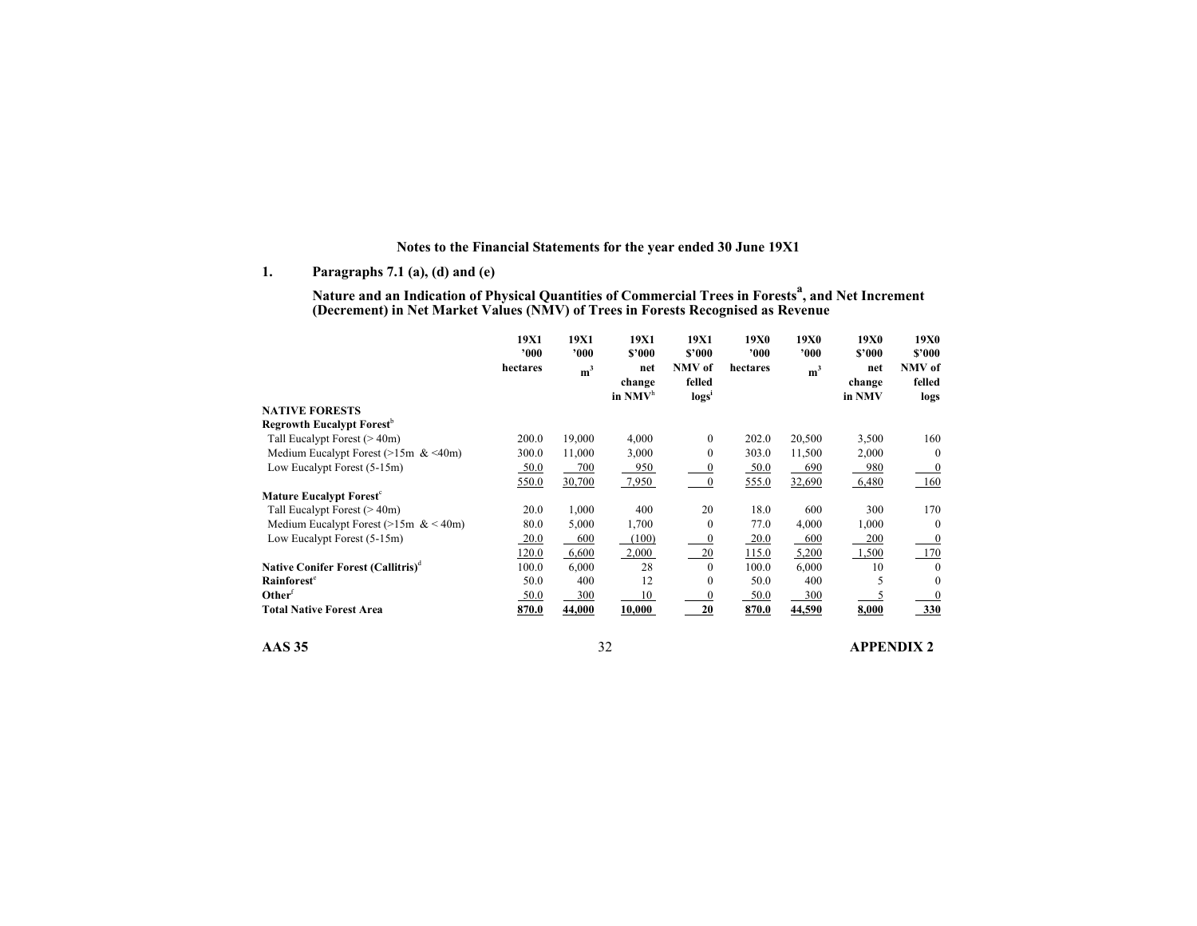**Notes to the Financial Statements for the year ended 30 June 19X1**

**1. Paragraphs 7.1 (a), (d) and (e)**

**Nature and an Indication of Physical Quantities of Commercial Trees in Forests[a], and Net Increment (Decrement) in Net Market Values (NMV) of Trees in Forests Recognised as Revenue**

| | 19X1 '000 hectares | 19X1 '000 m³ | 19X1 $'000 net change in NMV[h] | 19X1 $'000 NMV of felled logs[i] | 19X0 '000 hectares | 19X0 '000 m³ | 19X0 $'000 net change in NMV | 19X0 $'000 NMV of felled logs |
|---|---|---|---|---|---|---|---|---|
| **NATIVE FORESTS** | | | | | | | | |
| **Regrowth Eucalypt Forest[b]** | | | | | | | | |
| Tall Eucalypt Forest (> 40m) | 200.0 | 19,000 | 4,000 | 0 | 202.0 | 20,500 | 3,500 | 160 |
| Medium Eucalypt Forest (>15m & <40m) | 300.0 | 11,000 | 3,000 | 0 | 303.0 | 11,500 | 2,000 | 0 |
| Low Eucalypt Forest (5-15m) | 50.0 | 700 | 950 | 0 | 50.0 | 690 | 980 | 0 |
| | 550.0 | 30,700 | 7,950 | 0 | 555.0 | 32,690 | 6,480 | 160 |
| **Mature Eucalypt Forest[c]** | | | | | | | | |
| Tall Eucalypt Forest (> 40m) | 20.0 | 1,000 | 400 | 20 | 18.0 | 600 | 300 | 170 |
| Medium Eucalypt Forest (>15m & < 40m) | 80.0 | 5,000 | 1,700 | 0 | 77.0 | 4,000 | 1,000 | 0 |
| Low Eucalypt Forest (5-15m) | 20.0 | 600 | (100) | 0 | 20.0 | 600 | 200 | 0 |
| | 120.0 | 6,600 | 2,000 | 20 | 115.0 | 5,200 | 1,500 | 170 |
| **Native Conifer Forest (Callitris)[d]** | 100.0 | 6,000 | 28 | 0 | 100.0 | 6,000 | 10 | 0 |
| **Rainforest[e]** | 50.0 | 400 | 12 | 0 | 50.0 | 400 | 5 | 0 |
| **Other[f]** | 50.0 | 300 | 10 | 0 | 50.0 | 300 | 5 | 0 |
| **Total Native Forest Area** | **870.0** | **44,000** | **10,000** | **20** | **870.0** | **44,590** | **8,000** | **330** |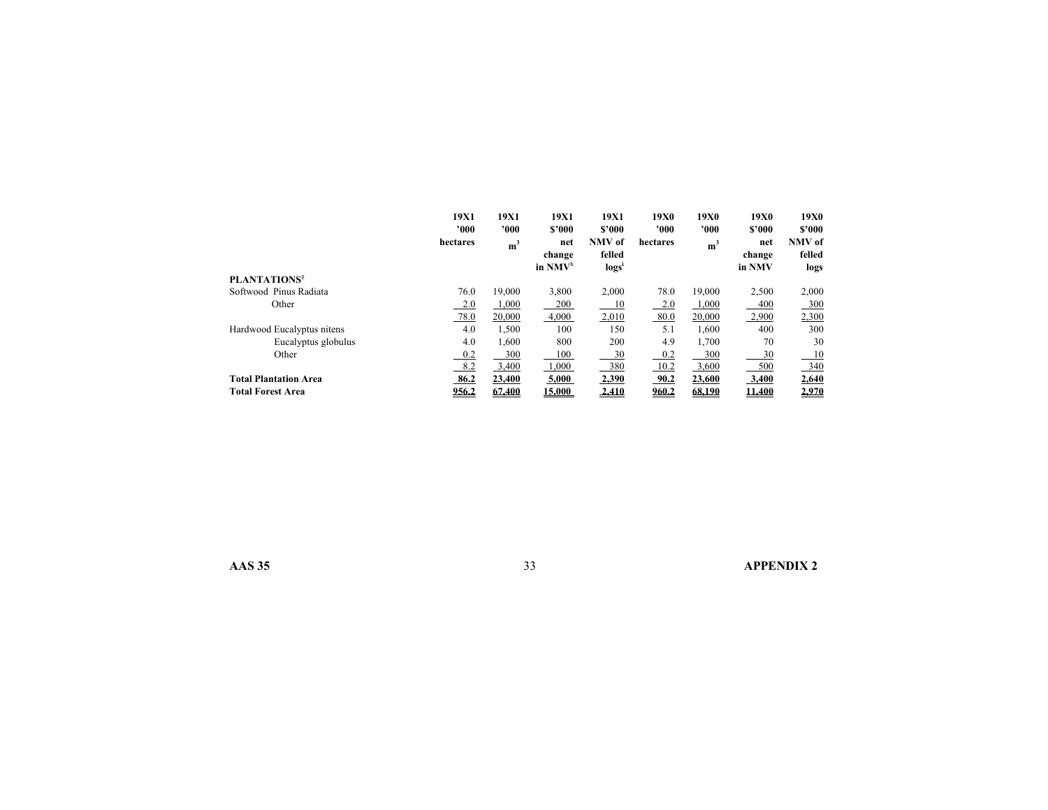| | 19X1 '000 hectares | 19X1 '000 $m^3$ | 19X1 $'000 net change in NMV[h] | 19X1 $'000 NMV of felled logs[i] | 19X0 '000 hectares | 19X0 '000 $m^3$ | 19X0 $'000 net change in NMV | 19X0 $'000 NMV of felled logs |
|---|---|---|---|---|---|---|---|---|
| **PLANTATIONS**[g] | | | | | | | | |
| Softwood Pinus Radiata | 76.0 | 19,000 | 3,800 | 2,000 | 78.0 | 19,000 | 2,500 | 2,000 |
| Other | 2.0 | 1,000 | 200 | 10 | 2.0 | 1,000 | 400 | 300 |
| | 78.0 | 20,000 | 4,000 | 2,010 | 80.0 | 20,000 | 2,900 | 2,300 |
| Hardwood Eucalyptus nitens | 4.0 | 1,500 | 100 | 150 | 5.1 | 1,600 | 400 | 300 |
| Eucalyptus globulus | 4.0 | 1,600 | 800 | 200 | 4.9 | 1,700 | 70 | 30 |
| Other | 0.2 | 300 | 100 | 30 | 0.2 | 300 | 30 | 10 |
| | 8.2 | 3,400 | 1,000 | 380 | 10.2 | 3,600 | 500 | 340 |
| **Total Plantation Area** | **86.2** | **23,400** | **5,000** | **2,390** | **90.2** | **23,600** | **3,400** | **2,640** |
| **Total Forest Area** | **956.2** | **67,400** | **15,000** | **2,410** | **960.2** | **68,190** | **11,400** | **2,970** |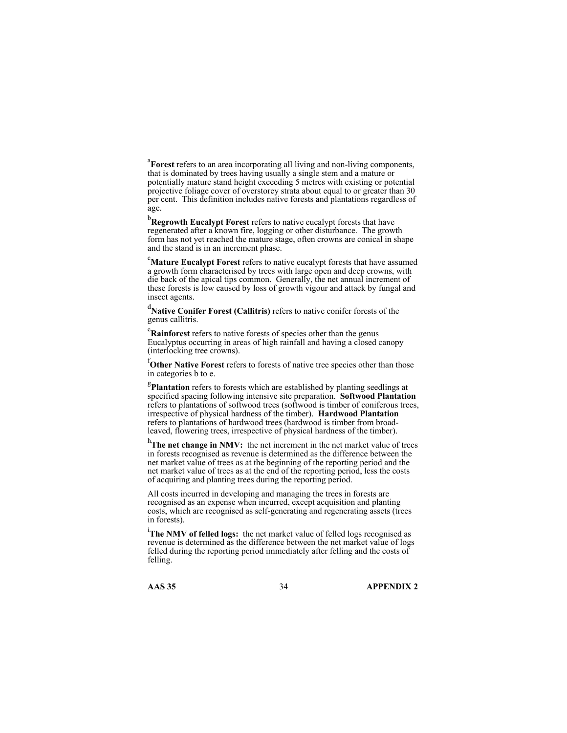[a]**Forest** refers to an area incorporating all living and non-living components, that is dominated by trees having usually a single stem and a mature or potentially mature stand height exceeding 5 metres with existing or potential projective foliage cover of overstorey strata about equal to or greater than 30 per cent. This definition includes native forests and plantations regardless of age.

[b]**Regrowth Eucalypt Forest** refers to native eucalypt forests that have regenerated after a known fire, logging or other disturbance. The growth form has not yet reached the mature stage, often crowns are conical in shape and the stand is in an increment phase.

[c]**Mature Eucalypt Forest** refers to native eucalypt forests that have assumed a growth form characterised by trees with large open and deep crowns, with die back of the apical tips common. Generally, the net annual increment of these forests is low caused by loss of growth vigour and attack by fungal and insect agents.

[d]**Native Conifer Forest (Callitris)** refers to native conifer forests of the genus callitris.

[e]**Rainforest** refers to native forests of species other than the genus Eucalyptus occurring in areas of high rainfall and having a closed canopy (interlocking tree crowns).

[f]**Other Native Forest** refers to forests of native tree species other than those in categories b to e.

[g]**Plantation** refers to forests which are established by planting seedlings at specified spacing following intensive site preparation. **Softwood Plantation** refers to plantations of softwood trees (softwood is timber of coniferous trees, irrespective of physical hardness of the timber). **Hardwood Plantation** refers to plantations of hardwood trees (hardwood is timber from broad-leaved, flowering trees, irrespective of physical hardness of the timber).

[h]**The net change in NMV:** the net increment in the net market value of trees in forests recognised as revenue is determined as the difference between the net market value of trees as at the beginning of the reporting period and the net market value of trees as at the end of the reporting period, less the costs of acquiring and planting trees during the reporting period.

All costs incurred in developing and managing the trees in forests are recognised as an expense when incurred, except acquisition and planting costs, which are recognised as self-generating and regenerating assets (trees in forests).

[i]**The NMV of felled logs:** the net market value of felled logs recognised as revenue is determined as the difference between the net market value of logs felled during the reporting period immediately after felling and the costs of felling.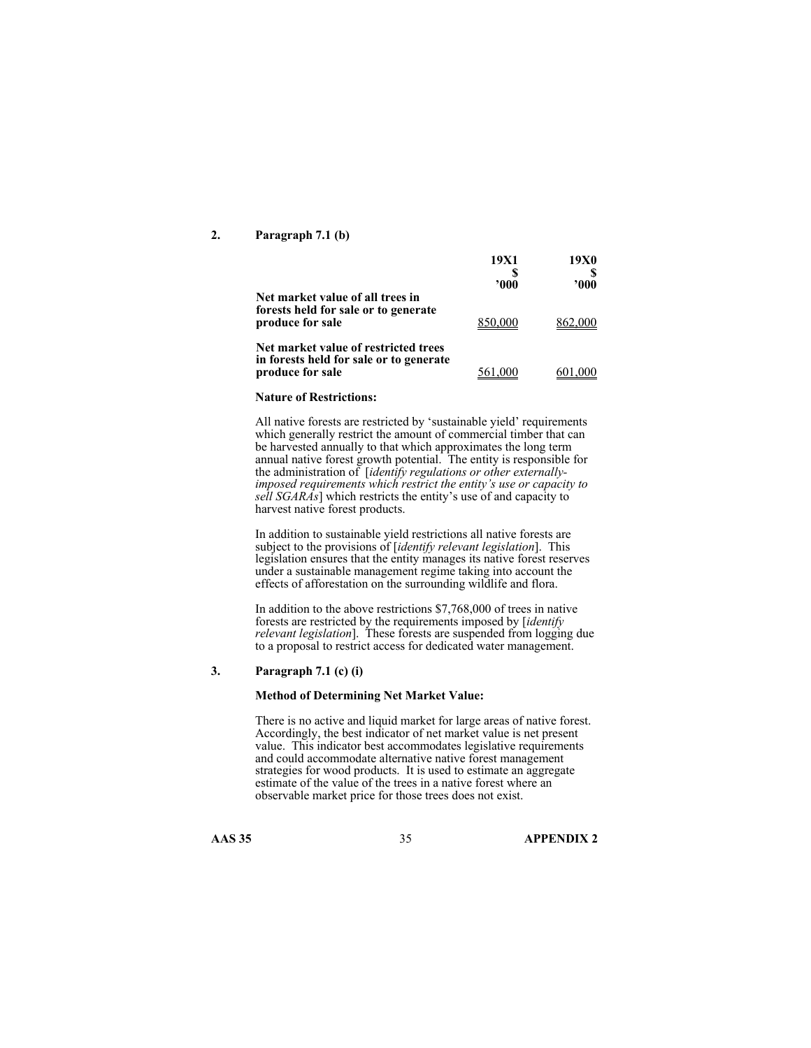## 2. Paragraph 7.1 (b)

| | 19X1<br>$<br>'000 | 19X0<br>$<br>'000 |
|---|---|---|
| **Net market value of all trees in forests held for sale or to generate produce for sale** | 850,000 | 862,000 |
| **Net market value of restricted trees in forests held for sale or to generate produce for sale** | 561,000 | 601,000 |

**Nature of Restrictions:**

All native forests are restricted by 'sustainable yield' requirements which generally restrict the amount of commercial timber that can be harvested annually to that which approximates the long term annual native forest growth potential. The entity is responsible for the administration of [*identify regulations or other externally-imposed requirements which restrict the entity's use or capacity to sell SGARAs*] which restricts the entity's use of and capacity to harvest native forest products.

In addition to sustainable yield restrictions all native forests are subject to the provisions of [*identify relevant legislation*]. This legislation ensures that the entity manages its native forest reserves under a sustainable management regime taking into account the effects of afforestation on the surrounding wildlife and flora.

In addition to the above restrictions $7,768,000 of trees in native forests are restricted by the requirements imposed by [*identify relevant legislation*]. These forests are suspended from logging due to a proposal to restrict access for dedicated water management.

## 3. Paragraph 7.1 (c) (i)

**Method of Determining Net Market Value:**

There is no active and liquid market for large areas of native forest. Accordingly, the best indicator of net market value is net present value. This indicator best accommodates legislative requirements and could accommodate alternative native forest management strategies for wood products. It is used to estimate an aggregate estimate of the value of the trees in a native forest where an observable market price for those trees does not exist.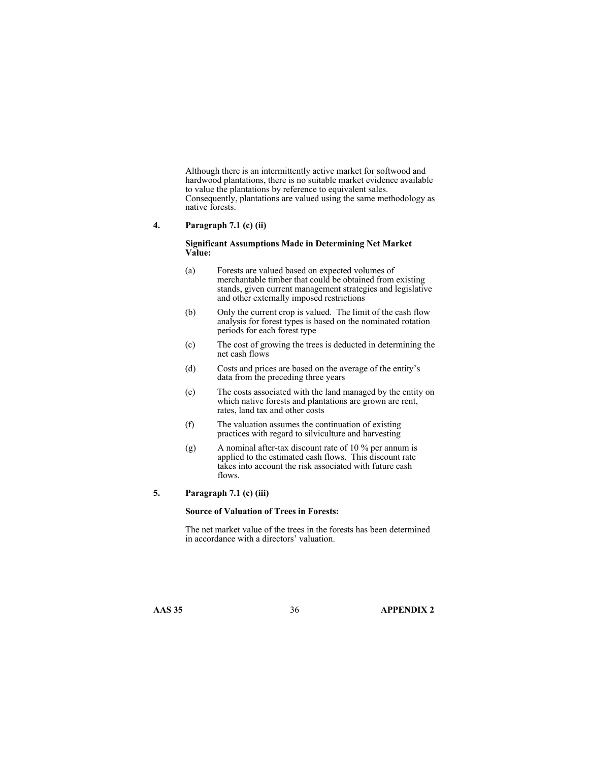Although there is an intermittently active market for softwood and hardwood plantations, there is no suitable market evidence available to value the plantations by reference to equivalent sales. Consequently, plantations are valued using the same methodology as native forests.

**4. Paragraph 7.1 (c) (ii)**

**Significant Assumptions Made in Determining Net Market Value:**

(a) Forests are valued based on expected volumes of merchantable timber that could be obtained from existing stands, given current management strategies and legislative and other externally imposed restrictions

(b) Only the current crop is valued. The limit of the cash flow analysis for forest types is based on the nominated rotation periods for each forest type

(c) The cost of growing the trees is deducted in determining the net cash flows

(d) Costs and prices are based on the average of the entity's data from the preceding three years

(e) The costs associated with the land managed by the entity on which native forests and plantations are grown are rent, rates, land tax and other costs

(f) The valuation assumes the continuation of existing practices with regard to silviculture and harvesting

(g) A nominal after-tax discount rate of 10 % per annum is applied to the estimated cash flows. This discount rate takes into account the risk associated with future cash flows.

**5. Paragraph 7.1 (c) (iii)**

**Source of Valuation of Trees in Forests:**

The net market value of the trees in the forests has been determined in accordance with a directors' valuation.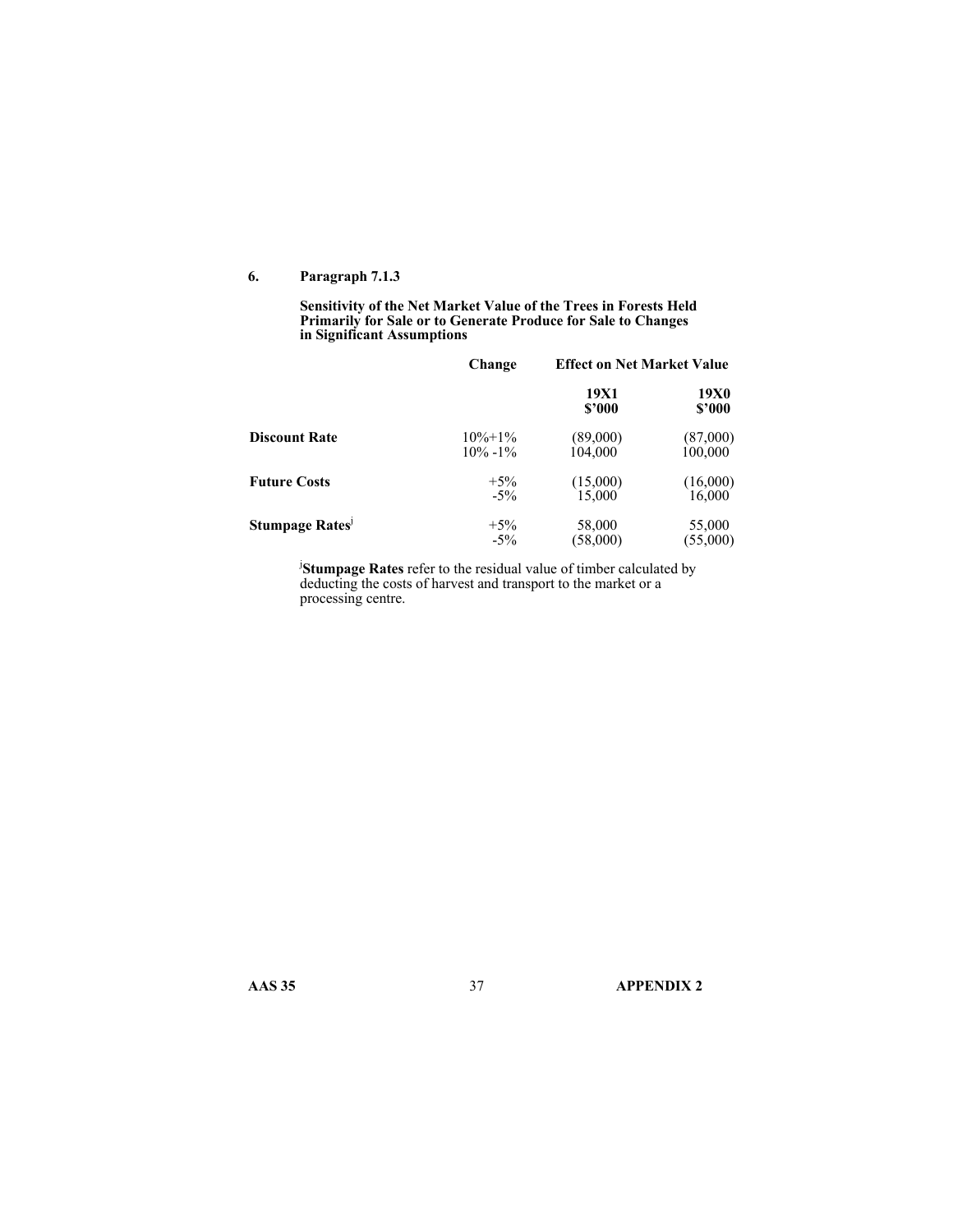## 6. Paragraph 7.1.3

**Sensitivity of the Net Market Value of the Trees in Forests Held Primarily for Sale or to Generate Produce for Sale to Changes in Significant Assumptions**

| | Change | Effect on Net Market Value | |
|---|---|---|---|
| | | **19X1** **$'000** | **19X0** **$'000** |
| **Discount Rate** | 10%+1% | (89,000) | (87,000) |
| | 10% -1% | 104,000 | 100,000 |
| **Future Costs** | +5% | (15,000) | (16,000) |
| | -5% | 15,000 | 16,000 |
| **Stumpage Rates**[j] | +5% | 58,000 | 55,000 |
| | -5% | (58,000) | (55,000) |

[j]**Stumpage Rates** refer to the residual value of timber calculated by deducting the costs of harvest and transport to the market or a processing centre.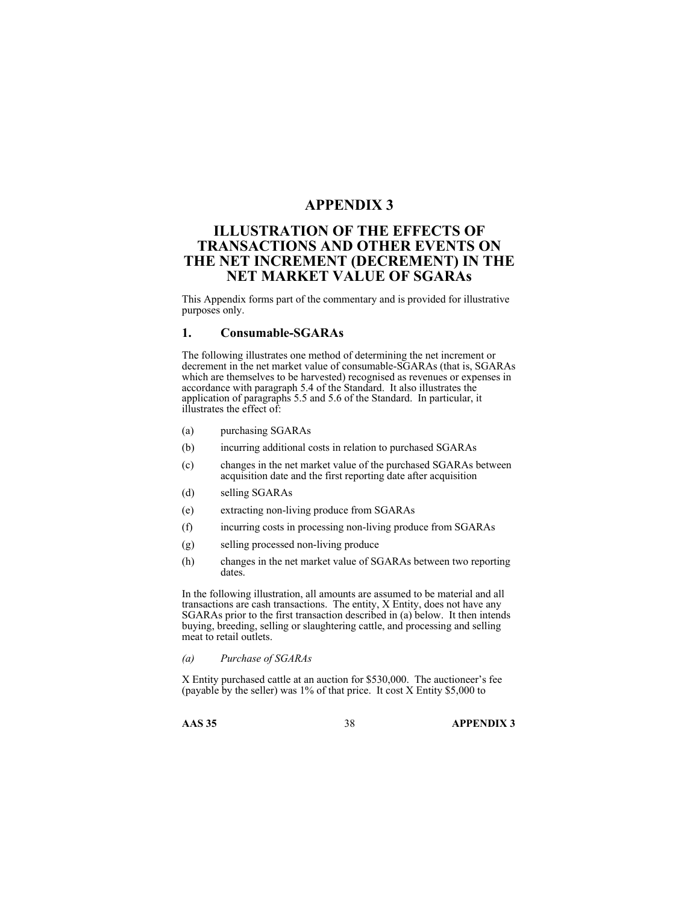# APPENDIX 3

## ILLUSTRATION OF THE EFFECTS OF TRANSACTIONS AND OTHER EVENTS ON THE NET INCREMENT (DECREMENT) IN THE NET MARKET VALUE OF SGARAs

This Appendix forms part of the commentary and is provided for illustrative purposes only.

### 1. Consumable-SGARAs

The following illustrates one method of determining the net increment or decrement in the net market value of consumable-SGARAs (that is, SGARAs which are themselves to be harvested) recognised as revenues or expenses in accordance with paragraph 5.4 of the Standard. It also illustrates the application of paragraphs 5.5 and 5.6 of the Standard. In particular, it illustrates the effect of:

(a) purchasing SGARAs

(b) incurring additional costs in relation to purchased SGARAs

(c) changes in the net market value of the purchased SGARAs between acquisition date and the first reporting date after acquisition

(d) selling SGARAs

(e) extracting non-living produce from SGARAs

(f) incurring costs in processing non-living produce from SGARAs

(g) selling processed non-living produce

(h) changes in the net market value of SGARAs between two reporting dates.

In the following illustration, all amounts are assumed to be material and all transactions are cash transactions. The entity, X Entity, does not have any SGARAs prior to the first transaction described in (a) below. It then intends buying, breeding, selling or slaughtering cattle, and processing and selling meat to retail outlets.

*(a) Purchase of SGARAs*

X Entity purchased cattle at an auction for $530,000. The auctioneer's fee (payable by the seller) was 1% of that price. It cost X Entity $5,000 to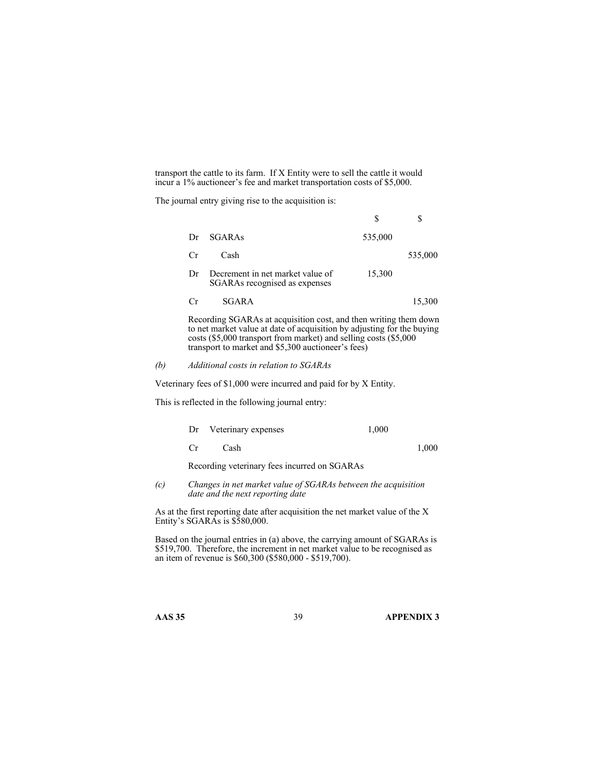transport the cattle to its farm. If X Entity were to sell the cattle it would incur a 1% auctioneer's fee and market transportation costs of $5,000.

The journal entry giving rise to the acquisition is:

| | | $ | $ |
|---|---|---|---|
| Dr | SGARAs | 535,000 | |
| Cr | Cash | | 535,000 |
| Dr | Decrement in net market value of SGARAs recognised as expenses | 15,300 | |
| Cr | SGARA | | 15,300 |

Recording SGARAs at acquisition cost, and then writing them down to net market value at date of acquisition by adjusting for the buying costs ($5,000 transport from market) and selling costs ($5,000 transport to market and $5,300 auctioneer's fees)

*(b) Additional costs in relation to SGARAs*

Veterinary fees of $1,000 were incurred and paid for by X Entity.

This is reflected in the following journal entry:

| | | | |
|---|---|---|---|
| Dr | Veterinary expenses | 1,000 | |
| Cr | Cash | | 1,000 |

Recording veterinary fees incurred on SGARAs

*(c) Changes in net market value of SGARAs between the acquisition date and the next reporting date*

As at the first reporting date after acquisition the net market value of the X Entity's SGARAs is $580,000.

Based on the journal entries in (a) above, the carrying amount of SGARAs is $519,700. Therefore, the increment in net market value to be recognised as an item of revenue is $60,300 ($580,000 - $519,700).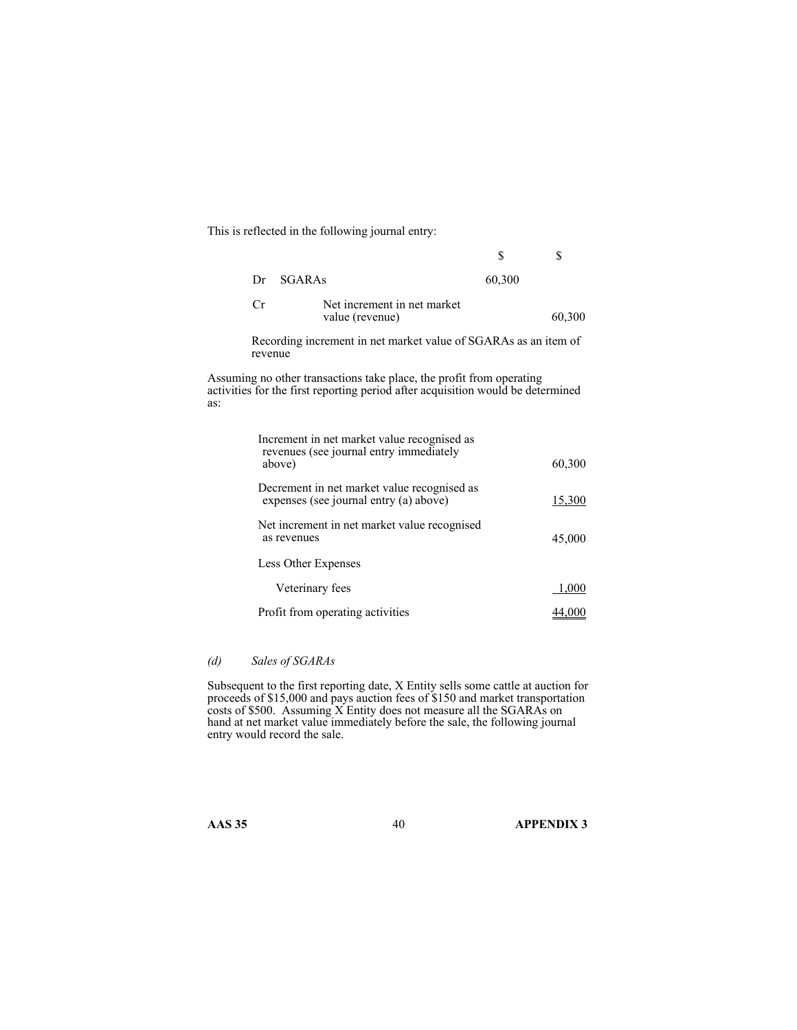This is reflected in the following journal entry:

| | | $ | $ |
|---|---|---|---|
| Dr | SGARAs | 60,300 | |
| Cr | Net increment in net market value (revenue) | | 60,300 |

Recording increment in net market value of SGARAs as an item of revenue

Assuming no other transactions take place, the profit from operating activities for the first reporting period after acquisition would be determined as:

| | |
|---|---|
| Increment in net market value recognised as revenues (see journal entry immediately above) | 60,300 |
| Decrement in net market value recognised as expenses (see journal entry (a) above) | 15,300 |
| Net increment in net market value recognised as revenues | 45,000 |
| Less Other Expenses | |
| Veterinary fees | 1,000 |
| Profit from operating activities | 44,000 |

*(d) Sales of SGARAs*

Subsequent to the first reporting date, X Entity sells some cattle at auction for proceeds of $15,000 and pays auction fees of $150 and market transportation costs of $500. Assuming X Entity does not measure all the SGARAs on hand at net market value immediately before the sale, the following journal entry would record the sale.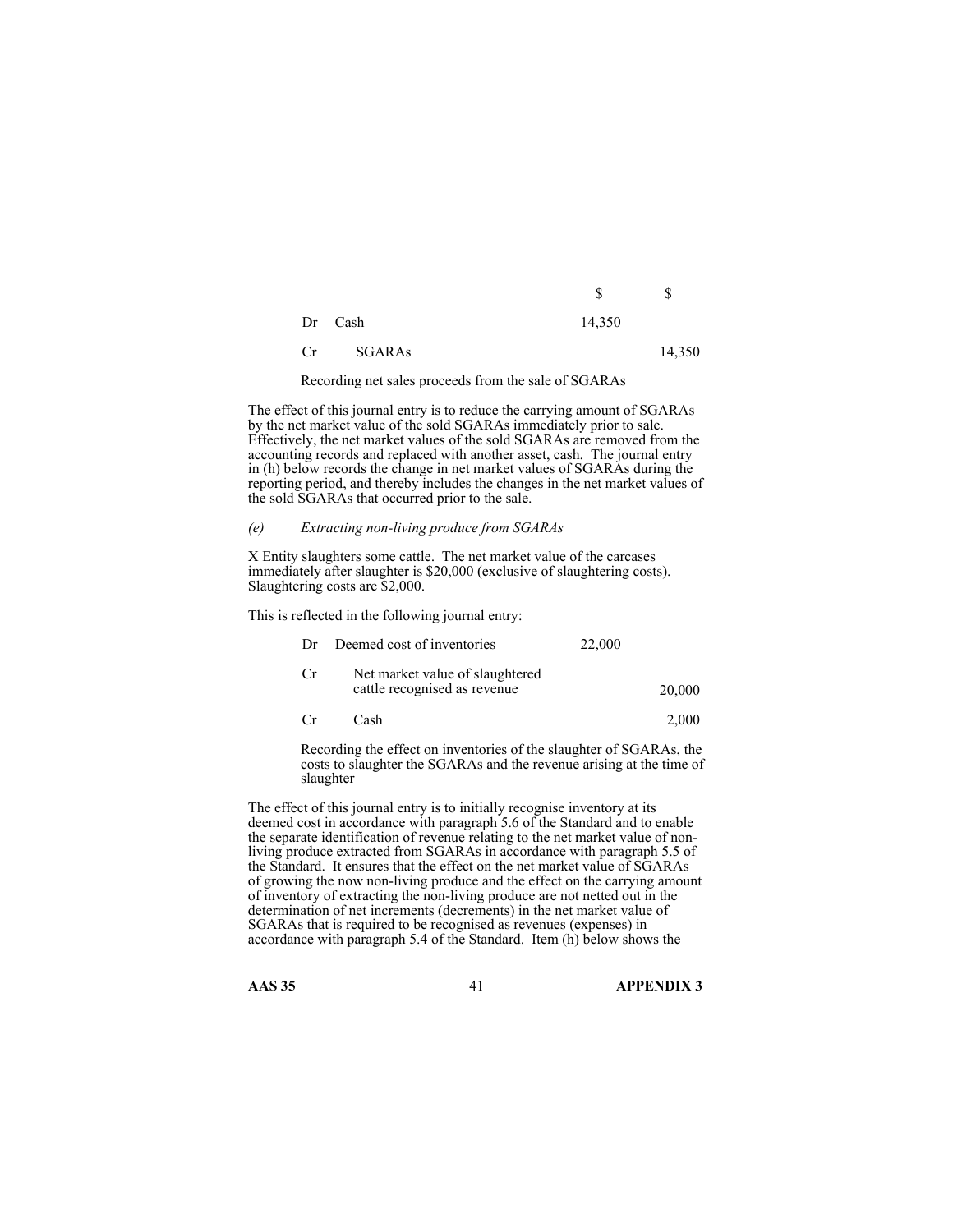| | | $ | $ |
|---|---|---|---|
| Dr | Cash | 14,350 | |
| Cr | SGARAs | | 14,350 |

Recording net sales proceeds from the sale of SGARAs

The effect of this journal entry is to reduce the carrying amount of SGARAs by the net market value of the sold SGARAs immediately prior to sale. Effectively, the net market values of the sold SGARAs are removed from the accounting records and replaced with another asset, cash. The journal entry in (h) below records the change in net market values of SGARAs during the reporting period, and thereby includes the changes in the net market values of the sold SGARAs that occurred prior to the sale.

*(e) Extracting non-living produce from SGARAs*

X Entity slaughters some cattle. The net market value of the carcases immediately after slaughter is $20,000 (exclusive of slaughtering costs). Slaughtering costs are $2,000.

This is reflected in the following journal entry:

| | | | |
|---|---|---|---|
| Dr | Deemed cost of inventories | 22,000 | |
| Cr | Net market value of slaughtered cattle recognised as revenue | | 20,000 |
| Cr | Cash | | 2,000 |

Recording the effect on inventories of the slaughter of SGARAs, the costs to slaughter the SGARAs and the revenue arising at the time of slaughter

The effect of this journal entry is to initially recognise inventory at its deemed cost in accordance with paragraph 5.6 of the Standard and to enable the separate identification of revenue relating to the net market value of non-living produce extracted from SGARAs in accordance with paragraph 5.5 of the Standard. It ensures that the effect on the net market value of SGARAs of growing the now non-living produce and the effect on the carrying amount of inventory of extracting the non-living produce are not netted out in the determination of net increments (decrements) in the net market value of SGARAs that is required to be recognised as revenues (expenses) in accordance with paragraph 5.4 of the Standard. Item (h) below shows the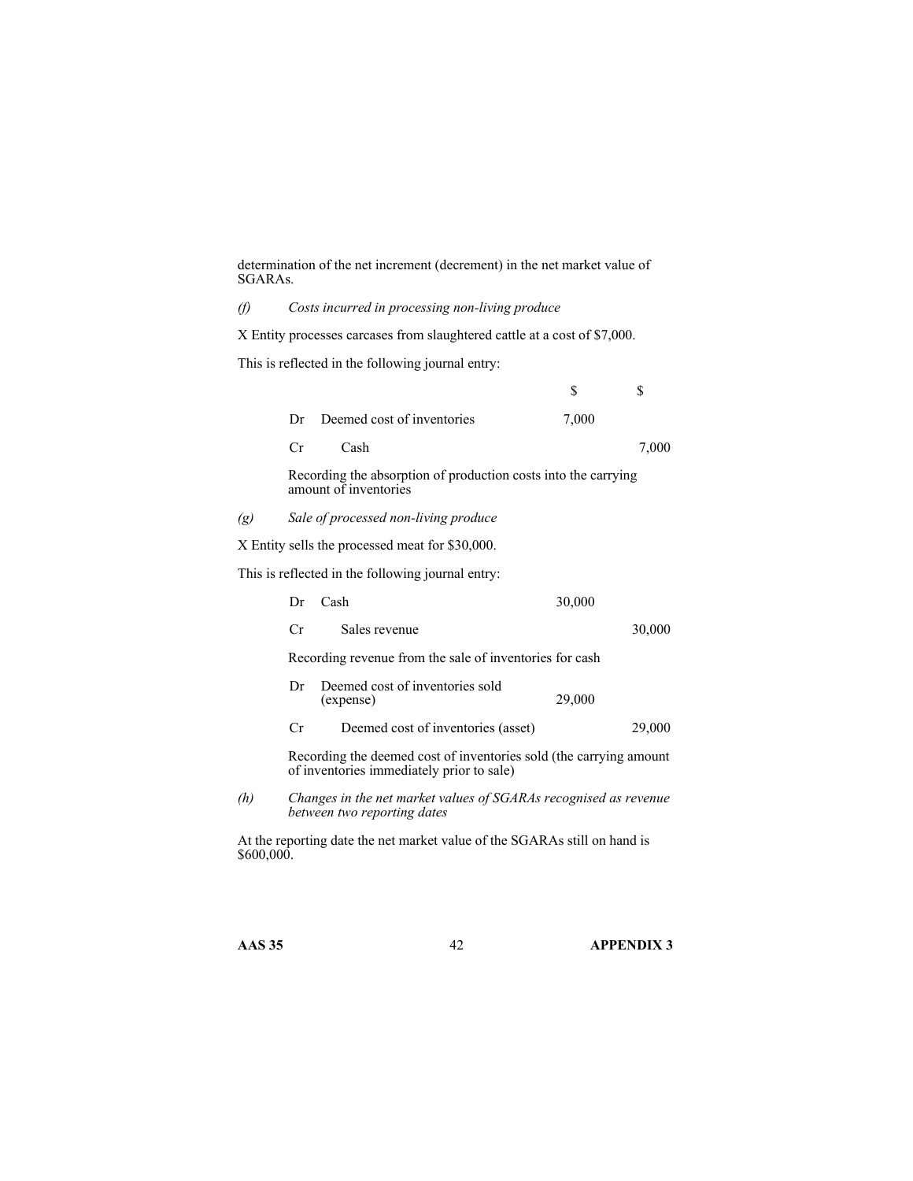determination of the net increment (decrement) in the net market value of SGARAs.

*(f) Costs incurred in processing non-living produce*

X Entity processes carcases from slaughtered cattle at a cost of $7,000.

This is reflected in the following journal entry:

| | | $ | $ |
|---|---|---|---|
| Dr | Deemed cost of inventories | 7,000 | |
| Cr | Cash | | 7,000 |

Recording the absorption of production costs into the carrying amount of inventories

*(g) Sale of processed non-living produce*

X Entity sells the processed meat for $30,000.

This is reflected in the following journal entry:

| | | $ | $ |
|---|---|---|---|
| Dr | Cash | 30,000 | |
| Cr | Sales revenue | | 30,000 |

Recording revenue from the sale of inventories for cash

| | | $ | $ |
|---|---|---|---|
| Dr | Deemed cost of inventories sold (expense) | 29,000 | |
| Cr | Deemed cost of inventories (asset) | | 29,000 |

Recording the deemed cost of inventories sold (the carrying amount of inventories immediately prior to sale)

*(h) Changes in the net market values of SGARAs recognised as revenue between two reporting dates*

At the reporting date the net market value of the SGARAs still on hand is $600,000.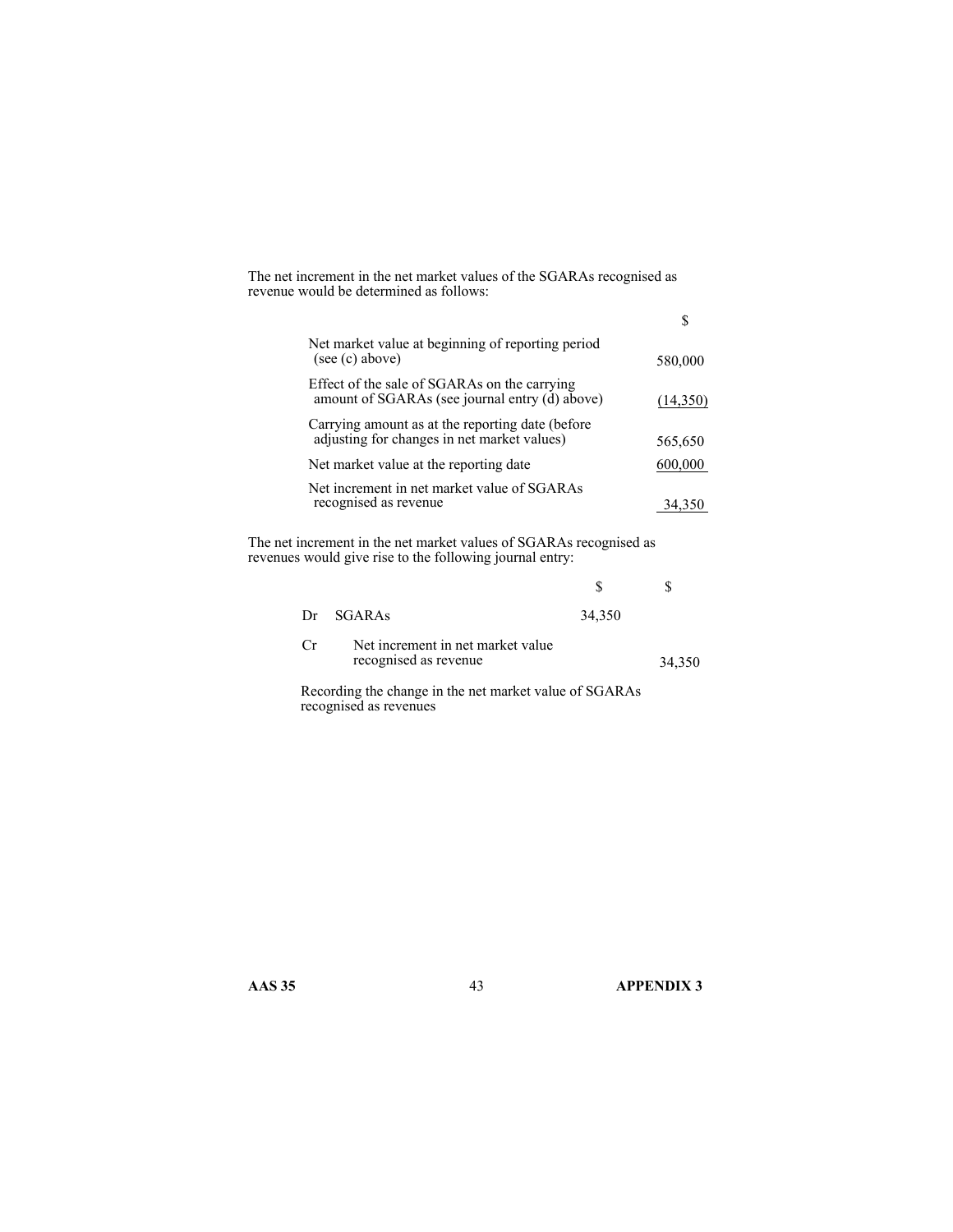The net increment in the net market values of the SGARAs recognised as revenue would be determined as follows:

| | $ |
|---|---|
| Net market value at beginning of reporting period (see (c) above) | 580,000 |
| Effect of the sale of SGARAs on the carrying amount of SGARAs (see journal entry (d) above) | (14,350) |
| Carrying amount as at the reporting date (before adjusting for changes in net market values) | 565,650 |
| Net market value at the reporting date | 600,000 |
| Net increment in net market value of SGARAs recognised as revenue | 34,350 |

The net increment in the net market values of SGARAs recognised as revenues would give rise to the following journal entry:

| | | $ | $ |
|---|---|---|---|
| Dr | SGARAs | 34,350 | |
| Cr | Net increment in net market value recognised as revenue | | 34,350 |

Recording the change in the net market value of SGARAs recognised as revenues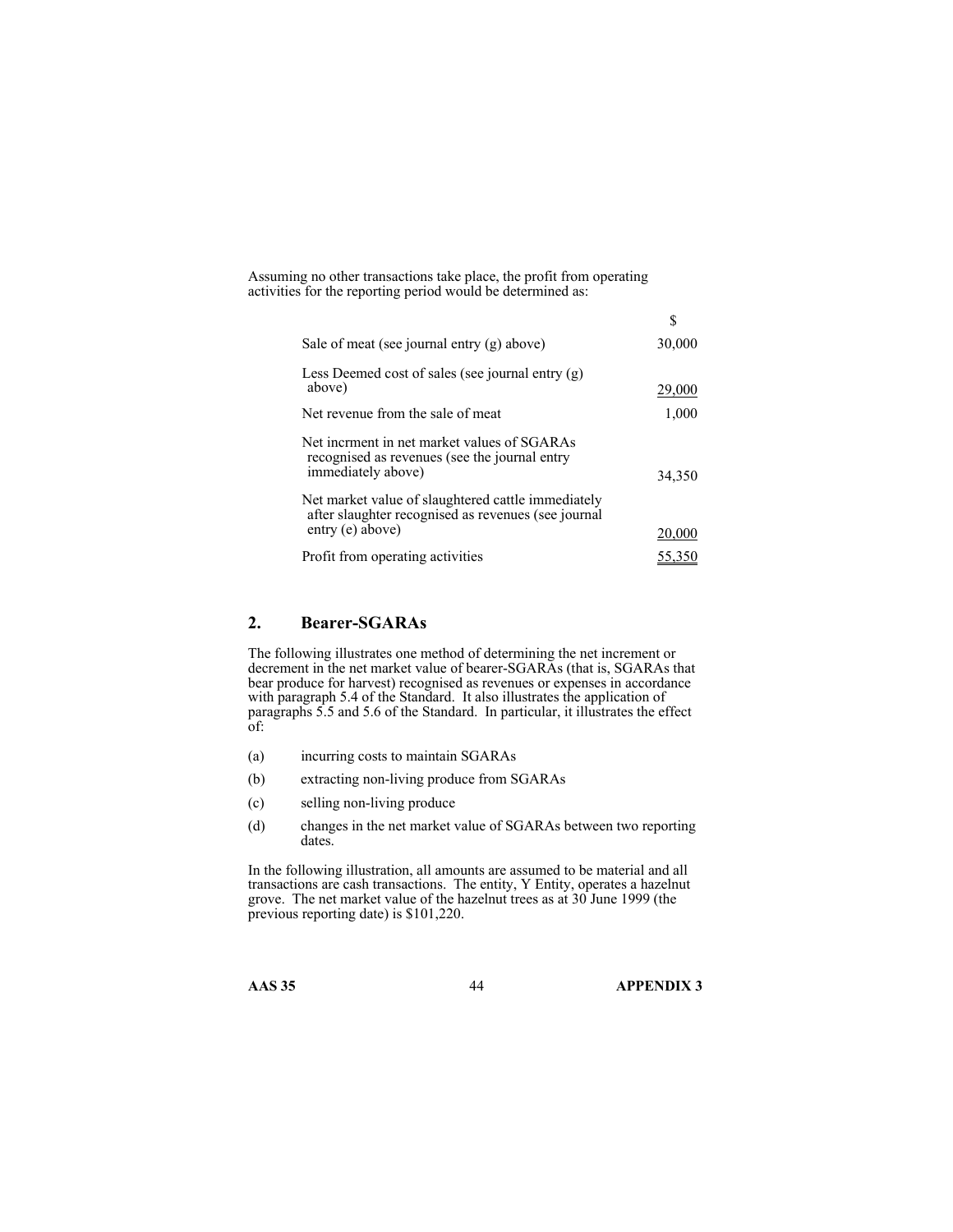Assuming no other transactions take place, the profit from operating activities for the reporting period would be determined as:

| | $ |
|---|---|
| Sale of meat (see journal entry (g) above) | 30,000 |
| Less Deemed cost of sales (see journal entry (g) above) | 29,000 |
| Net revenue from the sale of meat | 1,000 |
| Net incrment in net market values of SGARAs recognised as revenues (see the journal entry immediately above) | 34,350 |
| Net market value of slaughtered cattle immediately after slaughter recognised as revenues (see journal entry (e) above) | 20,000 |
| Profit from operating activities | 55,350 |

## 2. Bearer-SGARAs

The following illustrates one method of determining the net increment or decrement in the net market value of bearer-SGARAs (that is, SGARAs that bear produce for harvest) recognised as revenues or expenses in accordance with paragraph 5.4 of the Standard. It also illustrates the application of paragraphs 5.5 and 5.6 of the Standard. In particular, it illustrates the effect of:

(a) incurring costs to maintain SGARAs

(b) extracting non-living produce from SGARAs

(c) selling non-living produce

(d) changes in the net market value of SGARAs between two reporting dates.

In the following illustration, all amounts are assumed to be material and all transactions are cash transactions. The entity, Y Entity, operates a hazelnut grove. The net market value of the hazelnut trees as at 30 June 1999 (the previous reporting date) is $101,220.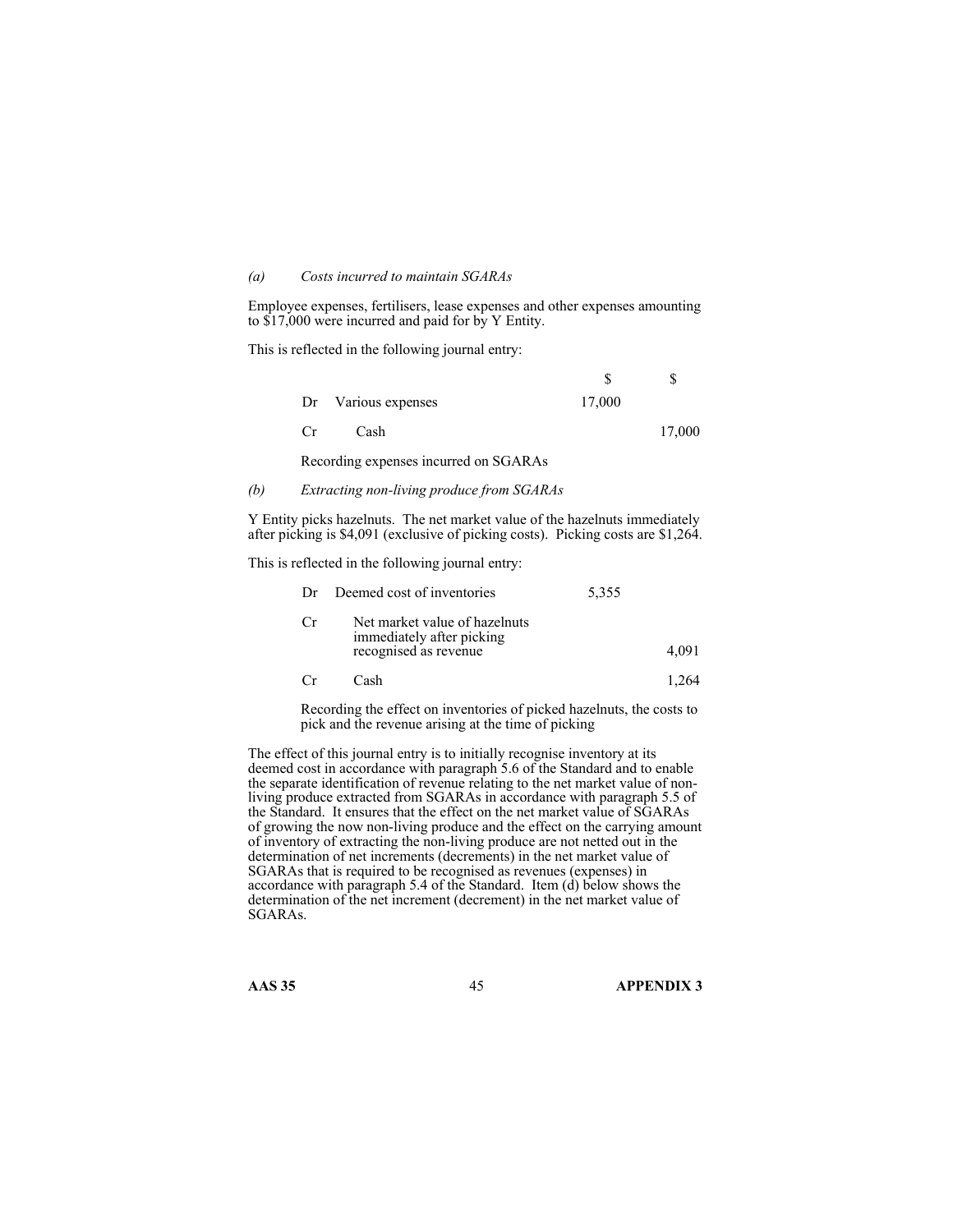*(a) Costs incurred to maintain SGARAs*

Employee expenses, fertilisers, lease expenses and other expenses amounting to $17,000 were incurred and paid for by Y Entity.

This is reflected in the following journal entry:

| | | $ | $ |
|---|---|---|---|
| Dr | Various expenses | 17,000 | |
| Cr | Cash | | 17,000 |

Recording expenses incurred on SGARAs

*(b) Extracting non-living produce from SGARAs*

Y Entity picks hazelnuts. The net market value of the hazelnuts immediately after picking is $4,091 (exclusive of picking costs). Picking costs are $1,264.

This is reflected in the following journal entry:

| | | | |
|---|---|---|---|
| Dr | Deemed cost of inventories | 5,355 | |
| Cr | Net market value of hazelnuts immediately after picking recognised as revenue | | 4,091 |
| Cr | Cash | | 1,264 |

Recording the effect on inventories of picked hazelnuts, the costs to pick and the revenue arising at the time of picking

The effect of this journal entry is to initially recognise inventory at its deemed cost in accordance with paragraph 5.6 of the Standard and to enable the separate identification of revenue relating to the net market value of non-living produce extracted from SGARAs in accordance with paragraph 5.5 of the Standard. It ensures that the effect on the net market value of SGARAs of growing the now non-living produce and the effect on the carrying amount of inventory of extracting the non-living produce are not netted out in the determination of net increments (decrements) in the net market value of SGARAs that is required to be recognised as revenues (expenses) in accordance with paragraph 5.4 of the Standard. Item (d) below shows the determination of the net increment (decrement) in the net market value of SGARAs.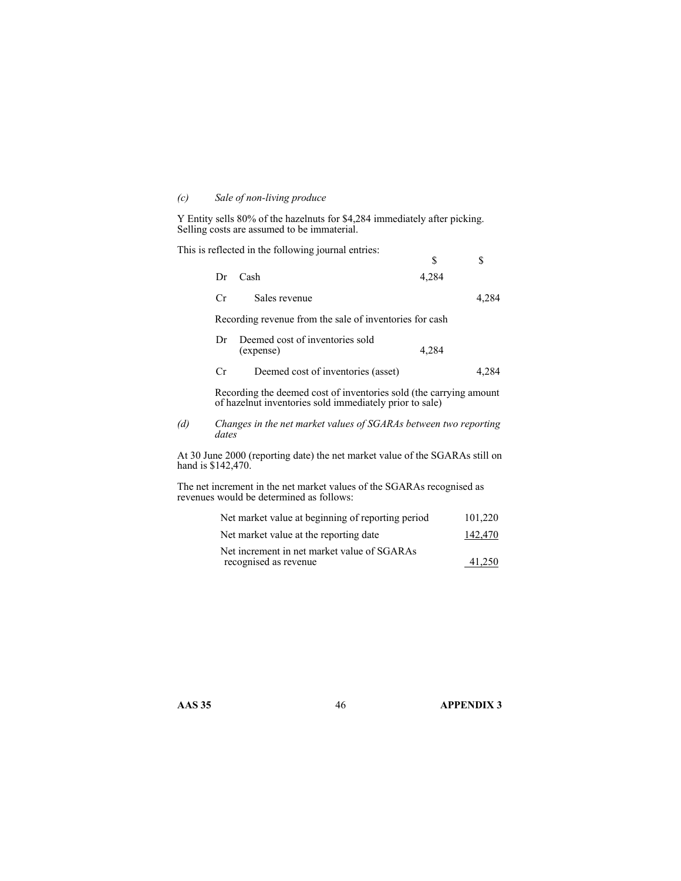*(c) Sale of non-living produce*

Y Entity sells 80% of the hazelnuts for $4,284 immediately after picking. Selling costs are assumed to be immaterial.

This is reflected in the following journal entries:

| | | $ | $ |
|---|---|---|---|
| Dr | Cash | 4,284 | |
| Cr | Sales revenue | | 4,284 |

Recording revenue from the sale of inventories for cash

| | | $ | $ |
|---|---|---|---|
| Dr | Deemed cost of inventories sold (expense) | 4,284 | |
| Cr | Deemed cost of inventories (asset) | | 4,284 |

Recording the deemed cost of inventories sold (the carrying amount of hazelnut inventories sold immediately prior to sale)

*(d) Changes in the net market values of SGARAs between two reporting dates*

At 30 June 2000 (reporting date) the net market value of the SGARAs still on hand is $142,470.

The net increment in the net market values of the SGARAs recognised as revenues would be determined as follows:

| | |
|---|---|
| Net market value at beginning of reporting period | 101,220 |
| Net market value at the reporting date | 142,470 |
| Net increment in net market value of SGARAs recognised as revenue | 41,250 |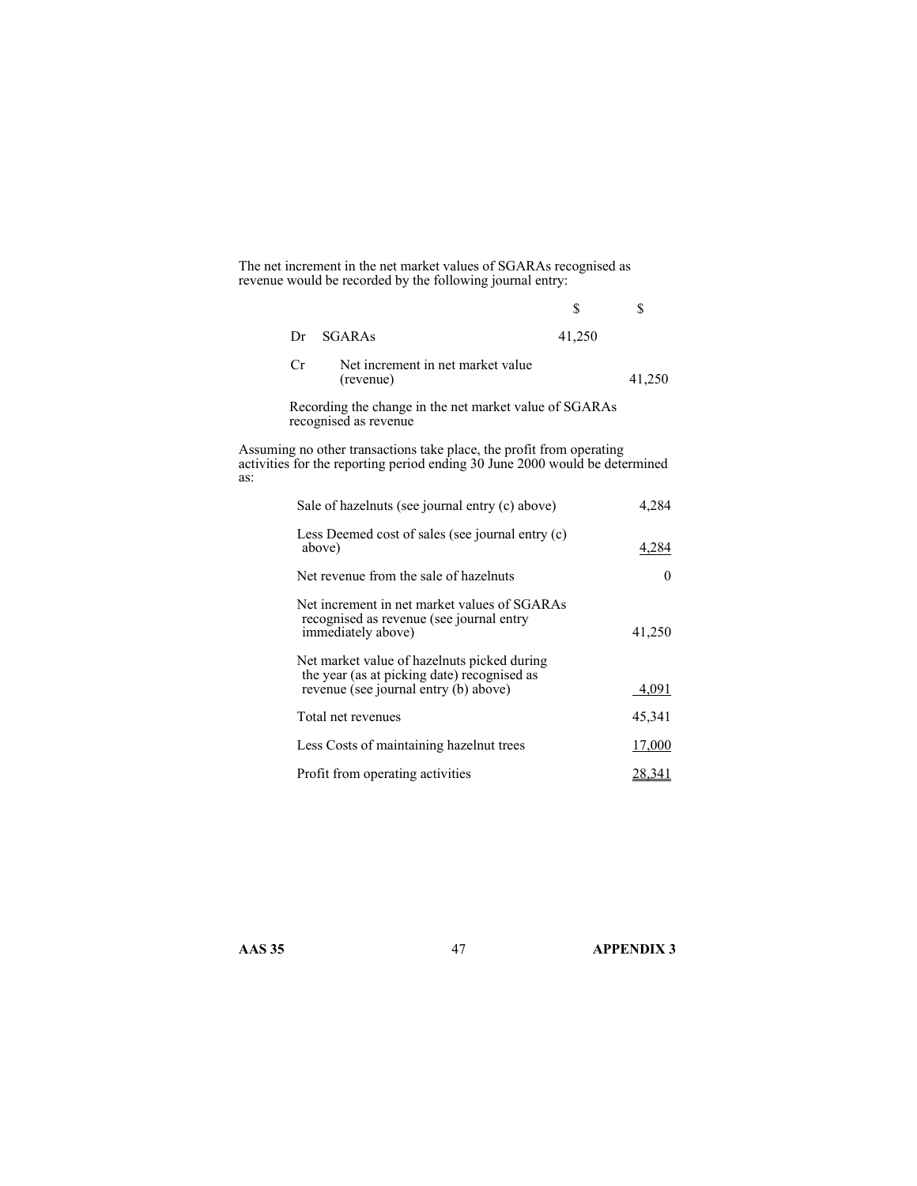The net increment in the net market values of SGARAs recognised as revenue would be recorded by the following journal entry:

| | | $ | $ |
|---|---|---|---|
| Dr | SGARAs | 41,250 | |
| Cr | Net increment in net market value (revenue) | | 41,250 |

Recording the change in the net market value of SGARAs recognised as revenue

Assuming no other transactions take place, the profit from operating activities for the reporting period ending 30 June 2000 would be determined as:

| | |
|---|---|
| Sale of hazelnuts (see journal entry (c) above) | 4,284 |
| Less Deemed cost of sales (see journal entry (c) above) | 4,284 |
| Net revenue from the sale of hazelnuts | 0 |
| Net increment in net market values of SGARAs recognised as revenue (see journal entry immediately above) | 41,250 |
| Net market value of hazelnuts picked during the year (as at picking date) recognised as revenue (see journal entry (b) above) | 4,091 |
| Total net revenues | 45,341 |
| Less Costs of maintaining hazelnut trees | 17,000 |
| Profit from operating activities | 28,341 |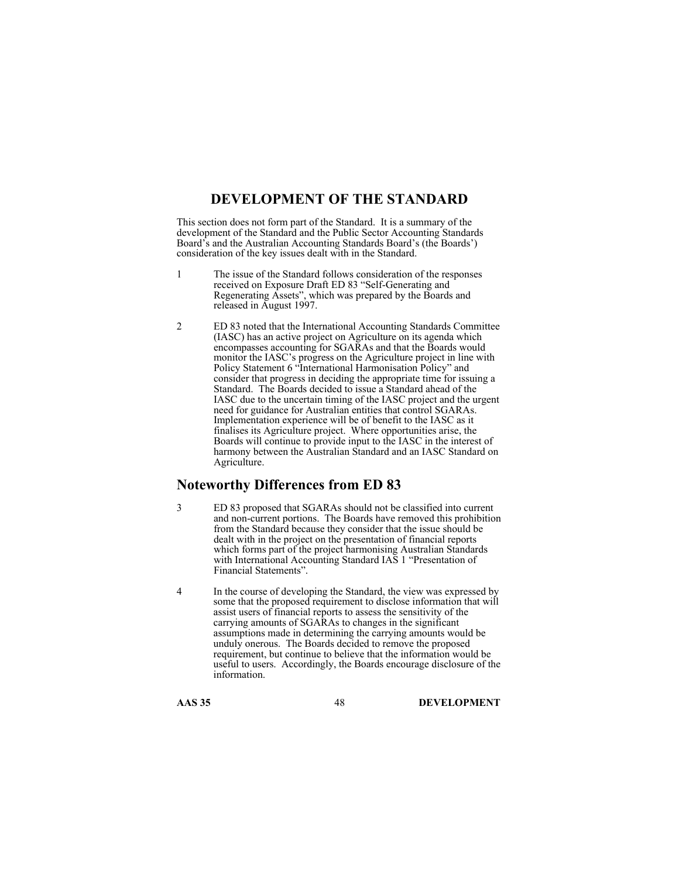# DEVELOPMENT OF THE STANDARD

This section does not form part of the Standard. It is a summary of the development of the Standard and the Public Sector Accounting Standards Board's and the Australian Accounting Standards Board's (the Boards') consideration of the key issues dealt with in the Standard.

1 The issue of the Standard follows consideration of the responses received on Exposure Draft ED 83 "Self-Generating and Regenerating Assets", which was prepared by the Boards and released in August 1997.

2 ED 83 noted that the International Accounting Standards Committee (IASC) has an active project on Agriculture on its agenda which encompasses accounting for SGARAs and that the Boards would monitor the IASC's progress on the Agriculture project in line with Policy Statement 6 "International Harmonisation Policy" and consider that progress in deciding the appropriate time for issuing a Standard. The Boards decided to issue a Standard ahead of the IASC due to the uncertain timing of the IASC project and the urgent need for guidance for Australian entities that control SGARAs. Implementation experience will be of benefit to the IASC as it finalises its Agriculture project. Where opportunities arise, the Boards will continue to provide input to the IASC in the interest of harmony between the Australian Standard and an IASC Standard on Agriculture.

## Noteworthy Differences from ED 83

3 ED 83 proposed that SGARAs should not be classified into current and non-current portions. The Boards have removed this prohibition from the Standard because they consider that the issue should be dealt with in the project on the presentation of financial reports which forms part of the project harmonising Australian Standards with International Accounting Standard IAS 1 "Presentation of Financial Statements".

4 In the course of developing the Standard, the view was expressed by some that the proposed requirement to disclose information that will assist users of financial reports to assess the sensitivity of the carrying amounts of SGARAs to changes in the significant assumptions made in determining the carrying amounts would be unduly onerous. The Boards decided to remove the proposed requirement, but continue to believe that the information would be useful to users. Accordingly, the Boards encourage disclosure of the information.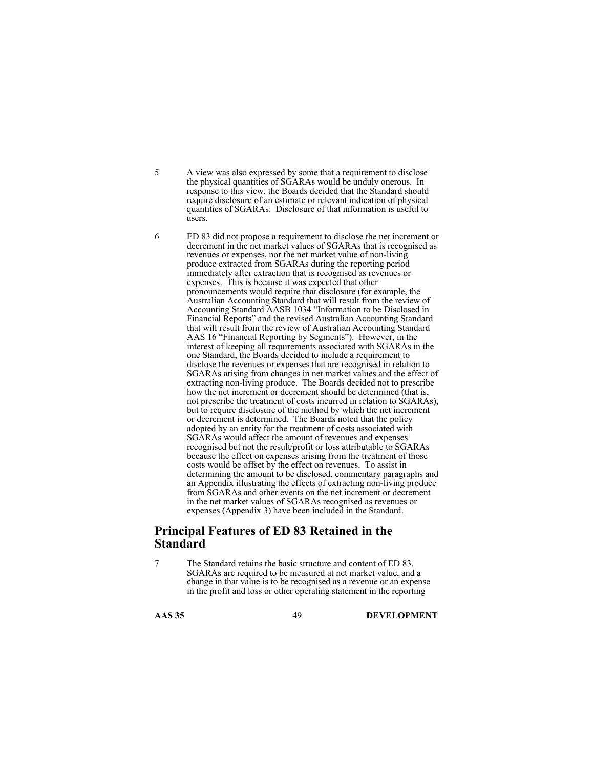5 A view was also expressed by some that a requirement to disclose the physical quantities of SGARAs would be unduly onerous. In response to this view, the Boards decided that the Standard should require disclosure of an estimate or relevant indication of physical quantities of SGARAs. Disclosure of that information is useful to users.

6 ED 83 did not propose a requirement to disclose the net increment or decrement in the net market values of SGARAs that is recognised as revenues or expenses, nor the net market value of non-living produce extracted from SGARAs during the reporting period immediately after extraction that is recognised as revenues or expenses. This is because it was expected that other pronouncements would require that disclosure (for example, the Australian Accounting Standard that will result from the review of Accounting Standard AASB 1034 "Information to be Disclosed in Financial Reports" and the revised Australian Accounting Standard that will result from the review of Australian Accounting Standard AAS 16 "Financial Reporting by Segments"). However, in the interest of keeping all requirements associated with SGARAs in the one Standard, the Boards decided to include a requirement to disclose the revenues or expenses that are recognised in relation to SGARAs arising from changes in net market values and the effect of extracting non-living produce. The Boards decided not to prescribe how the net increment or decrement should be determined (that is, not prescribe the treatment of costs incurred in relation to SGARAs), but to require disclosure of the method by which the net increment or decrement is determined. The Boards noted that the policy adopted by an entity for the treatment of costs associated with SGARAs would affect the amount of revenues and expenses recognised but not the result/profit or loss attributable to SGARAs because the effect on expenses arising from the treatment of those costs would be offset by the effect on revenues. To assist in determining the amount to be disclosed, commentary paragraphs and an Appendix illustrating the effects of extracting non-living produce from SGARAs and other events on the net increment or decrement in the net market values of SGARAs recognised as revenues or expenses (Appendix 3) have been included in the Standard.

## Principal Features of ED 83 Retained in the Standard

7 The Standard retains the basic structure and content of ED 83. SGARAs are required to be measured at net market value, and a change in that value is to be recognised as a revenue or an expense in the profit and loss or other operating statement in the reporting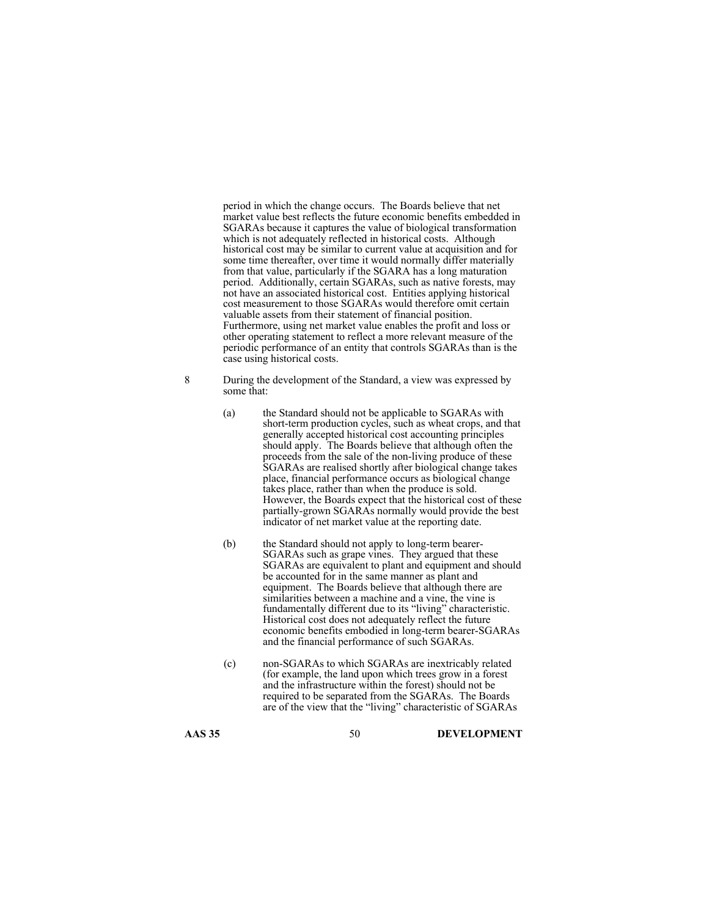period in which the change occurs. The Boards believe that net market value best reflects the future economic benefits embedded in SGARAs because it captures the value of biological transformation which is not adequately reflected in historical costs. Although historical cost may be similar to current value at acquisition and for some time thereafter, over time it would normally differ materially from that value, particularly if the SGARA has a long maturation period. Additionally, certain SGARAs, such as native forests, may not have an associated historical cost. Entities applying historical cost measurement to those SGARAs would therefore omit certain valuable assets from their statement of financial position. Furthermore, using net market value enables the profit and loss or other operating statement to reflect a more relevant measure of the periodic performance of an entity that controls SGARAs than is the case using historical costs.

8 During the development of the Standard, a view was expressed by some that:

(a) the Standard should not be applicable to SGARAs with short-term production cycles, such as wheat crops, and that generally accepted historical cost accounting principles should apply. The Boards believe that although often the proceeds from the sale of the non-living produce of these SGARAs are realised shortly after biological change takes place, financial performance occurs as biological change takes place, rather than when the produce is sold. However, the Boards expect that the historical cost of these partially-grown SGARAs normally would provide the best indicator of net market value at the reporting date.

(b) the Standard should not apply to long-term bearer-SGARAs such as grape vines. They argued that these SGARAs are equivalent to plant and equipment and should be accounted for in the same manner as plant and equipment. The Boards believe that although there are similarities between a machine and a vine, the vine is fundamentally different due to its "living" characteristic. Historical cost does not adequately reflect the future economic benefits embodied in long-term bearer-SGARAs and the financial performance of such SGARAs.

(c) non-SGARAs to which SGARAs are inextricably related (for example, the land upon which trees grow in a forest and the infrastructure within the forest) should not be required to be separated from the SGARAs. The Boards are of the view that the "living" characteristic of SGARAs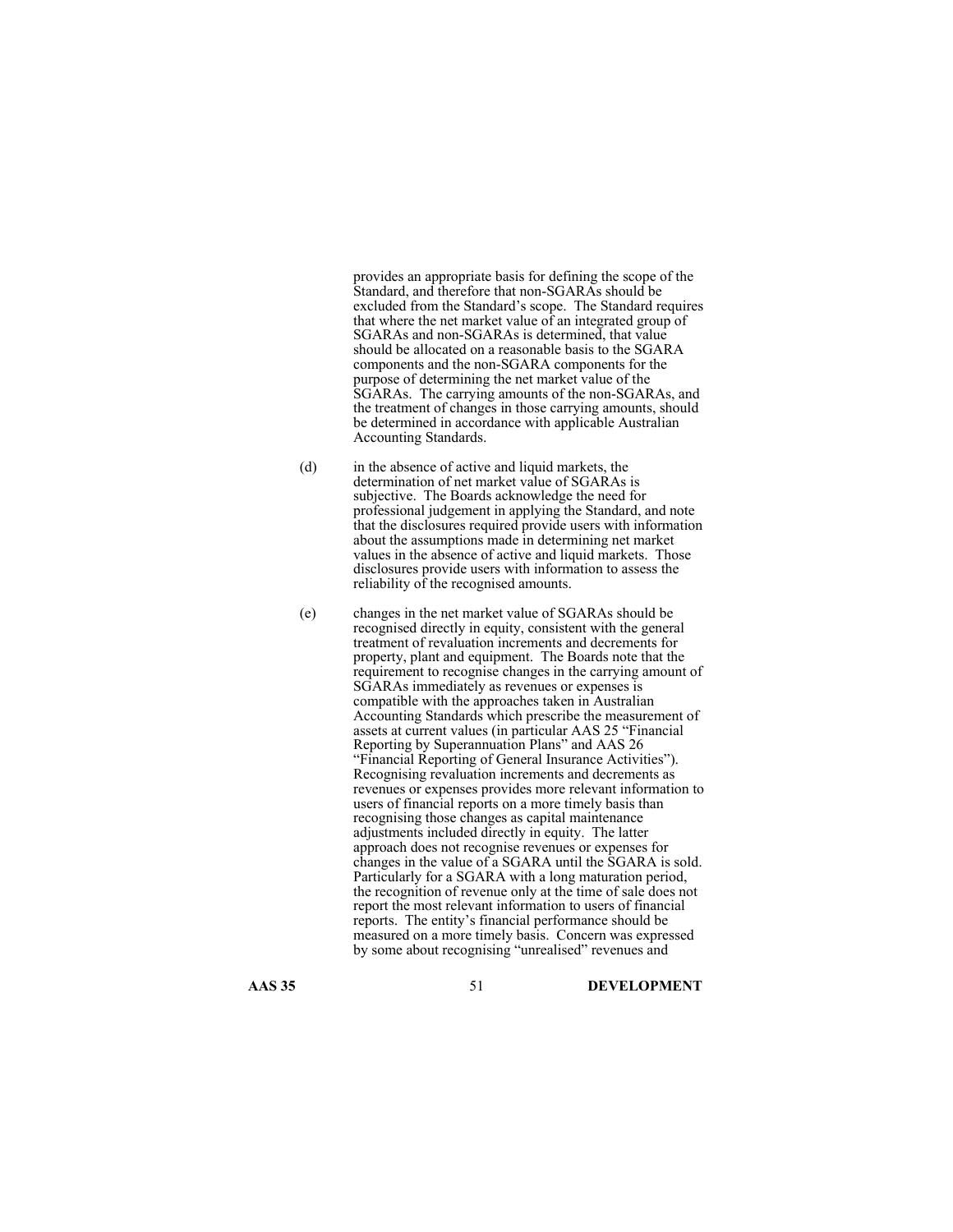provides an appropriate basis for defining the scope of the Standard, and therefore that non-SGARAs should be excluded from the Standard's scope. The Standard requires that where the net market value of an integrated group of SGARAs and non-SGARAs is determined, that value should be allocated on a reasonable basis to the SGARA components and the non-SGARA components for the purpose of determining the net market value of the SGARAs. The carrying amounts of the non-SGARAs, and the treatment of changes in those carrying amounts, should be determined in accordance with applicable Australian Accounting Standards.

(d) in the absence of active and liquid markets, the determination of net market value of SGARAs is subjective. The Boards acknowledge the need for professional judgement in applying the Standard, and note that the disclosures required provide users with information about the assumptions made in determining net market values in the absence of active and liquid markets. Those disclosures provide users with information to assess the reliability of the recognised amounts.

(e) changes in the net market value of SGARAs should be recognised directly in equity, consistent with the general treatment of revaluation increments and decrements for property, plant and equipment. The Boards note that the requirement to recognise changes in the carrying amount of SGARAs immediately as revenues or expenses is compatible with the approaches taken in Australian Accounting Standards which prescribe the measurement of assets at current values (in particular AAS 25 "Financial Reporting by Superannuation Plans" and AAS 26 "Financial Reporting of General Insurance Activities"). Recognising revaluation increments and decrements as revenues or expenses provides more relevant information to users of financial reports on a more timely basis than recognising those changes as capital maintenance adjustments included directly in equity. The latter approach does not recognise revenues or expenses for changes in the value of a SGARA until the SGARA is sold. Particularly for a SGARA with a long maturation period, the recognition of revenue only at the time of sale does not report the most relevant information to users of financial reports. The entity's financial performance should be measured on a more timely basis. Concern was expressed by some about recognising "unrealised" revenues and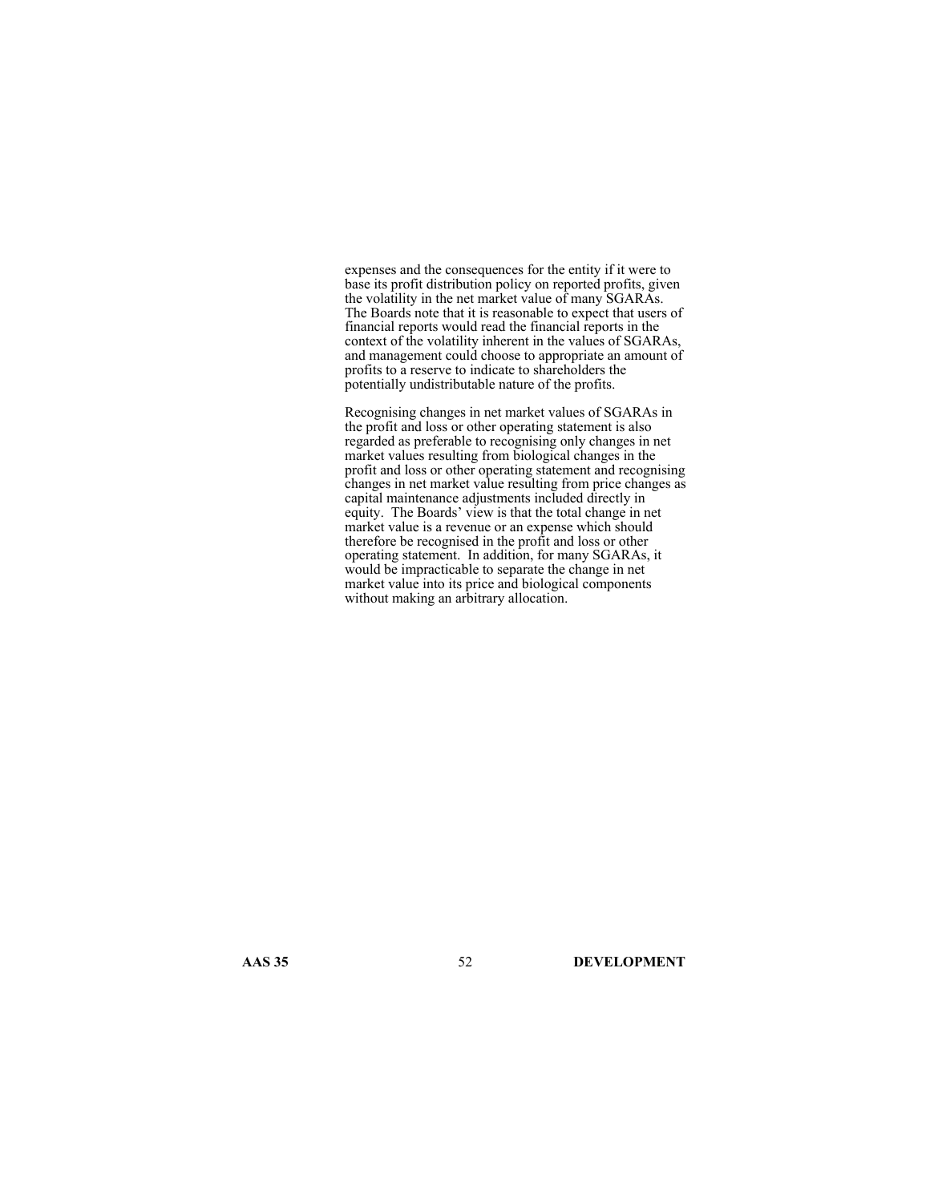expenses and the consequences for the entity if it were to base its profit distribution policy on reported profits, given the volatility in the net market value of many SGARAs. The Boards note that it is reasonable to expect that users of financial reports would read the financial reports in the context of the volatility inherent in the values of SGARAs, and management could choose to appropriate an amount of profits to a reserve to indicate to shareholders the potentially undistributable nature of the profits.

Recognising changes in net market values of SGARAs in the profit and loss or other operating statement is also regarded as preferable to recognising only changes in net market values resulting from biological changes in the profit and loss or other operating statement and recognising changes in net market value resulting from price changes as capital maintenance adjustments included directly in equity. The Boards' view is that the total change in net market value is a revenue or an expense which should therefore be recognised in the profit and loss or other operating statement. In addition, for many SGARAs, it would be impracticable to separate the change in net market value into its price and biological components without making an arbitrary allocation.